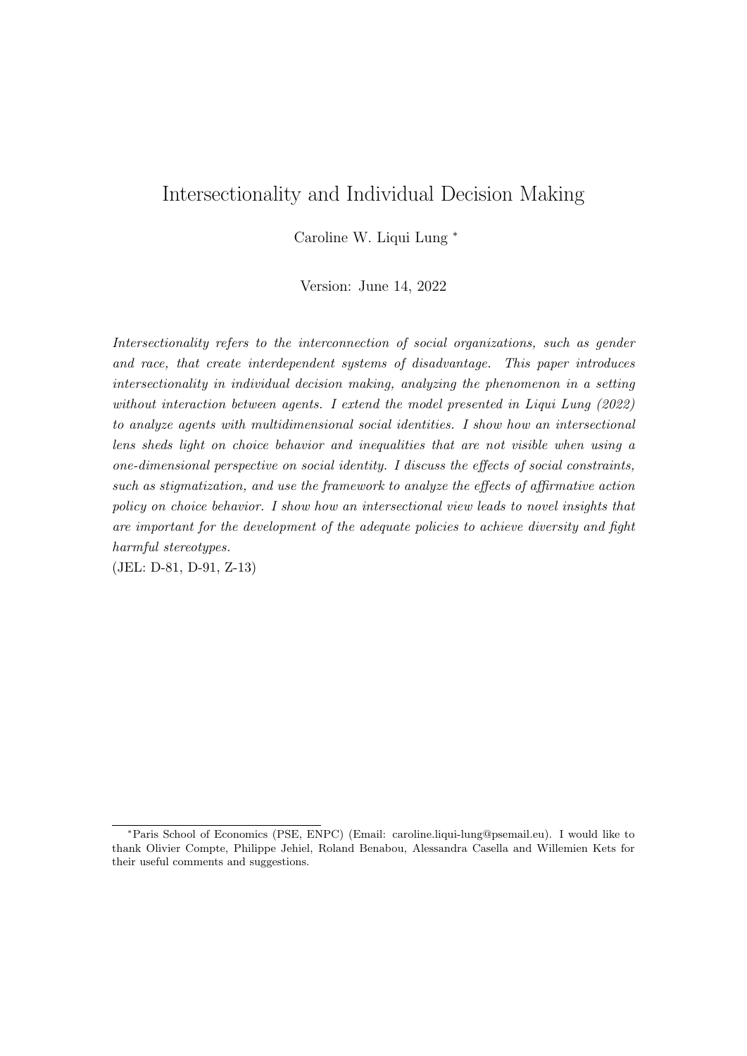# Intersectionality and Individual Decision Making

Caroline W. Liqui Lung [*]

Version: June 14, 2022

*Intersectionality refers to the interconnection of social organizations, such as gender and race, that create interdependent systems of disadvantage. This paper introduces intersectionality in individual decision making, analyzing the phenomenon in a setting without interaction between agents. I extend the model presented in Liqui Lung (2022) to analyze agents with multidimensional social identities. I show how an intersectional lens sheds light on choice behavior and inequalities that are not visible when using a one-dimensional perspective on social identity. I discuss the effects of social constraints, such as stigmatization, and use the framework to analyze the effects of affirmative action policy on choice behavior. I show how an intersectional view leads to novel insights that are important for the development of the adequate policies to achieve diversity and fight harmful stereotypes.*

(JEL: D-81, D-91, Z-13)

[*] Paris School of Economics (PSE, ENPC) (Email: caroline.liqui-lung@psemail.eu). I would like to thank Olivier Compte, Philippe Jehiel, Roland Benabou, Alessandra Casella and Willemien Kets for their useful comments and suggestions.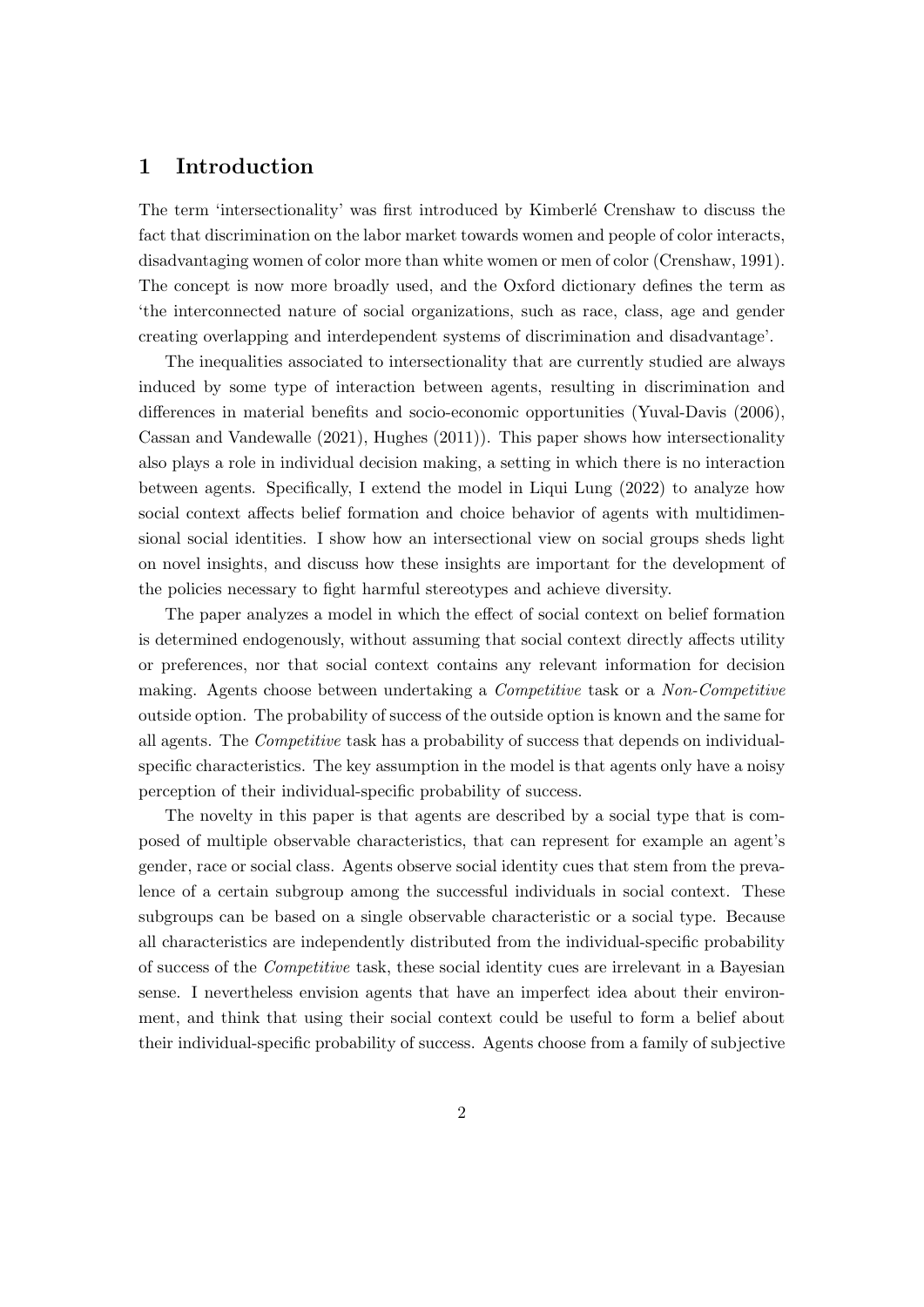# 1 Introduction

The term 'intersectionality' was first introduced by Kimberlé Crenshaw to discuss the fact that discrimination on the labor market towards women and people of color interacts, disadvantaging women of color more than white women or men of color (Crenshaw, 1991). The concept is now more broadly used, and the Oxford dictionary defines the term as 'the interconnected nature of social organizations, such as race, class, age and gender creating overlapping and interdependent systems of discrimination and disadvantage'.

The inequalities associated to intersectionality that are currently studied are always induced by some type of interaction between agents, resulting in discrimination and differences in material benefits and socio-economic opportunities (Yuval-Davis (2006), Cassan and Vandewalle (2021), Hughes (2011)). This paper shows how intersectionality also plays a role in individual decision making, a setting in which there is no interaction between agents. Specifically, I extend the model in Liqui Lung (2022) to analyze how social context affects belief formation and choice behavior of agents with multidimensional social identities. I show how an intersectional view on social groups sheds light on novel insights, and discuss how these insights are important for the development of the policies necessary to fight harmful stereotypes and achieve diversity.

The paper analyzes a model in which the effect of social context on belief formation is determined endogenously, without assuming that social context directly affects utility or preferences, nor that social context contains any relevant information for decision making. Agents choose between undertaking a *Competitive* task or a *Non-Competitive* outside option. The probability of success of the outside option is known and the same for all agents. The *Competitive* task has a probability of success that depends on individual-specific characteristics. The key assumption in the model is that agents only have a noisy perception of their individual-specific probability of success.

The novelty in this paper is that agents are described by a social type that is composed of multiple observable characteristics, that can represent for example an agent's gender, race or social class. Agents observe social identity cues that stem from the prevalence of a certain subgroup among the successful individuals in social context. These subgroups can be based on a single observable characteristic or a social type. Because all characteristics are independently distributed from the individual-specific probability of success of the *Competitive* task, these social identity cues are irrelevant in a Bayesian sense. I nevertheless envision agents that have an imperfect idea about their environment, and think that using their social context could be useful to form a belief about their individual-specific probability of success. Agents choose from a family of subjective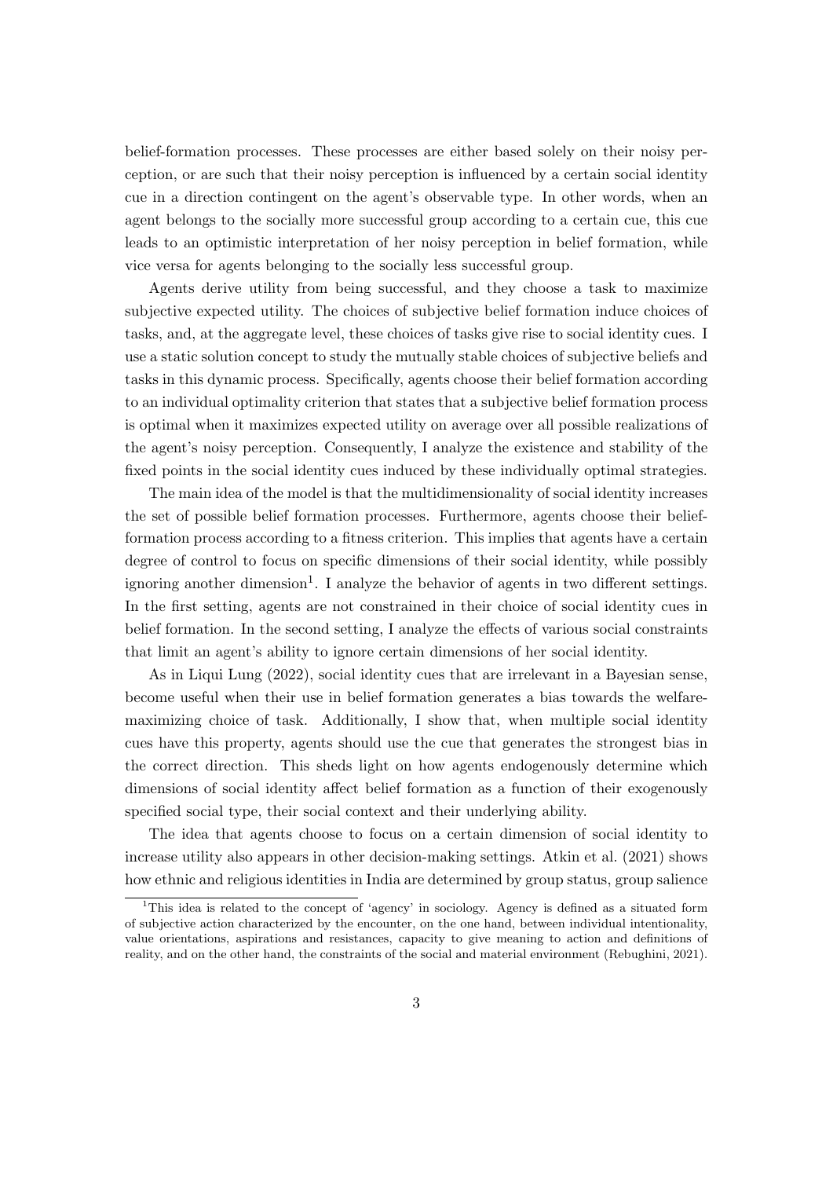belief-formation processes. These processes are either based solely on their noisy perception, or are such that their noisy perception is influenced by a certain social identity cue in a direction contingent on the agent's observable type. In other words, when an agent belongs to the socially more successful group according to a certain cue, this cue leads to an optimistic interpretation of her noisy perception in belief formation, while vice versa for agents belonging to the socially less successful group.

Agents derive utility from being successful, and they choose a task to maximize subjective expected utility. The choices of subjective belief formation induce choices of tasks, and, at the aggregate level, these choices of tasks give rise to social identity cues. I use a static solution concept to study the mutually stable choices of subjective beliefs and tasks in this dynamic process. Specifically, agents choose their belief formation according to an individual optimality criterion that states that a subjective belief formation process is optimal when it maximizes expected utility on average over all possible realizations of the agent's noisy perception. Consequently, I analyze the existence and stability of the fixed points in the social identity cues induced by these individually optimal strategies.

The main idea of the model is that the multidimensionality of social identity increases the set of possible belief formation processes. Furthermore, agents choose their belief-formation process according to a fitness criterion. This implies that agents have a certain degree of control to focus on specific dimensions of their social identity, while possibly ignoring another dimension[1]. I analyze the behavior of agents in two different settings. In the first setting, agents are not constrained in their choice of social identity cues in belief formation. In the second setting, I analyze the effects of various social constraints that limit an agent's ability to ignore certain dimensions of her social identity.

As in Liqui Lung (2022), social identity cues that are irrelevant in a Bayesian sense, become useful when their use in belief formation generates a bias towards the welfare-maximizing choice of task. Additionally, I show that, when multiple social identity cues have this property, agents should use the cue that generates the strongest bias in the correct direction. This sheds light on how agents endogenously determine which dimensions of social identity affect belief formation as a function of their exogenously specified social type, their social context and their underlying ability.

The idea that agents choose to focus on a certain dimension of social identity to increase utility also appears in other decision-making settings. Atkin et al. (2021) shows how ethnic and religious identities in India are determined by group status, group salience

[1] This idea is related to the concept of 'agency' in sociology. Agency is defined as a situated form of subjective action characterized by the encounter, on the one hand, between individual intentionality, value orientations, aspirations and resistances, capacity to give meaning to action and definitions of reality, and on the other hand, the constraints of the social and material environment (Rebughini, 2021).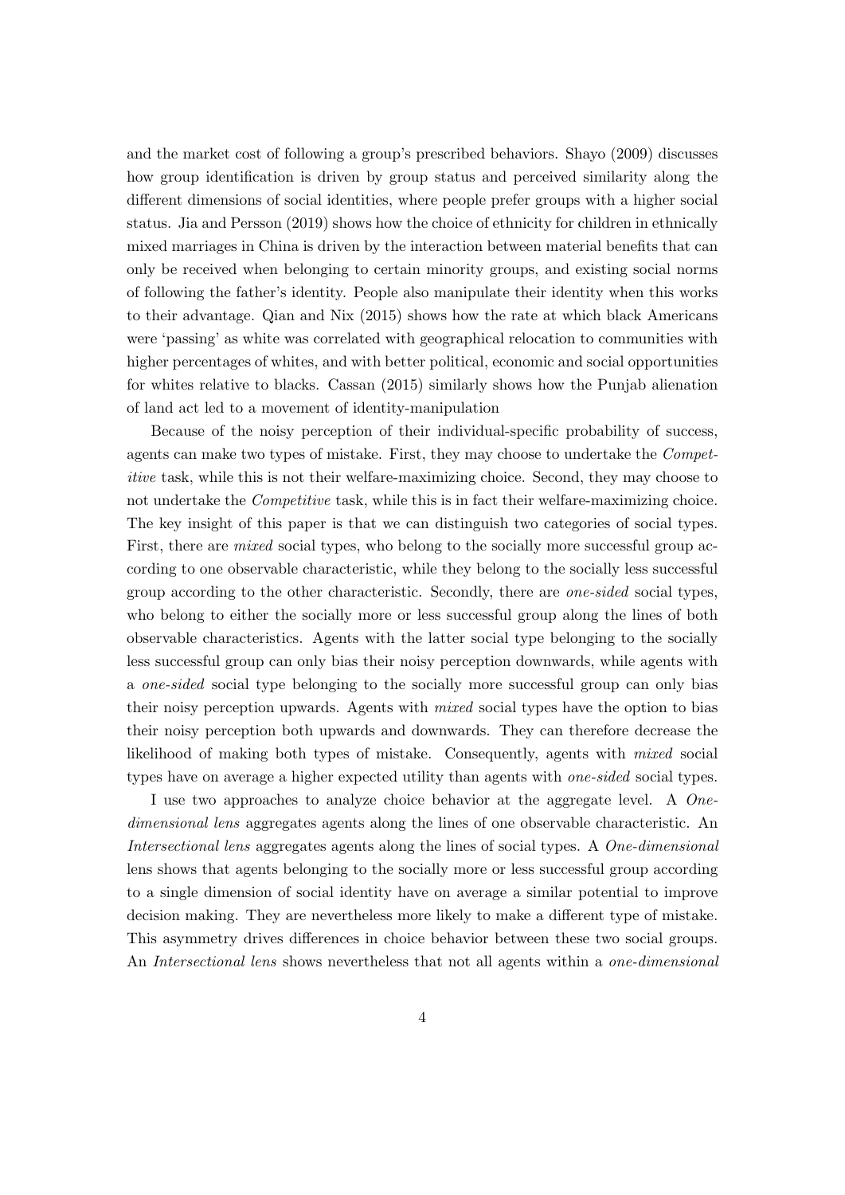and the market cost of following a group's prescribed behaviors. Shayo (2009) discusses how group identification is driven by group status and perceived similarity along the different dimensions of social identities, where people prefer groups with a higher social status. Jia and Persson (2019) shows how the choice of ethnicity for children in ethnically mixed marriages in China is driven by the interaction between material benefits that can only be received when belonging to certain minority groups, and existing social norms of following the father's identity. People also manipulate their identity when this works to their advantage. Qian and Nix (2015) shows how the rate at which black Americans were 'passing' as white was correlated with geographical relocation to communities with higher percentages of whites, and with better political, economic and social opportunities for whites relative to blacks. Cassan (2015) similarly shows how the Punjab alienation of land act led to a movement of identity-manipulation

Because of the noisy perception of their individual-specific probability of success, agents can make two types of mistake. First, they may choose to undertake the *Competitive* task, while this is not their welfare-maximizing choice. Second, they may choose to not undertake the *Competitive* task, while this is in fact their welfare-maximizing choice. The key insight of this paper is that we can distinguish two categories of social types. First, there are *mixed* social types, who belong to the socially more successful group according to one observable characteristic, while they belong to the socially less successful group according to the other characteristic. Secondly, there are *one-sided* social types, who belong to either the socially more or less successful group along the lines of both observable characteristics. Agents with the latter social type belonging to the socially less successful group can only bias their noisy perception downwards, while agents with a *one-sided* social type belonging to the socially more successful group can only bias their noisy perception upwards. Agents with *mixed* social types have the option to bias their noisy perception both upwards and downwards. They can therefore decrease the likelihood of making both types of mistake. Consequently, agents with *mixed* social types have on average a higher expected utility than agents with *one-sided* social types.

I use two approaches to analyze choice behavior at the aggregate level. A *One-dimensional lens* aggregates agents along the lines of one observable characteristic. An *Intersectional lens* aggregates agents along the lines of social types. A *One-dimensional* lens shows that agents belonging to the socially more or less successful group according to a single dimension of social identity have on average a similar potential to improve decision making. They are nevertheless more likely to make a different type of mistake. This asymmetry drives differences in choice behavior between these two social groups. An *Intersectional lens* shows nevertheless that not all agents within a *one-dimensional*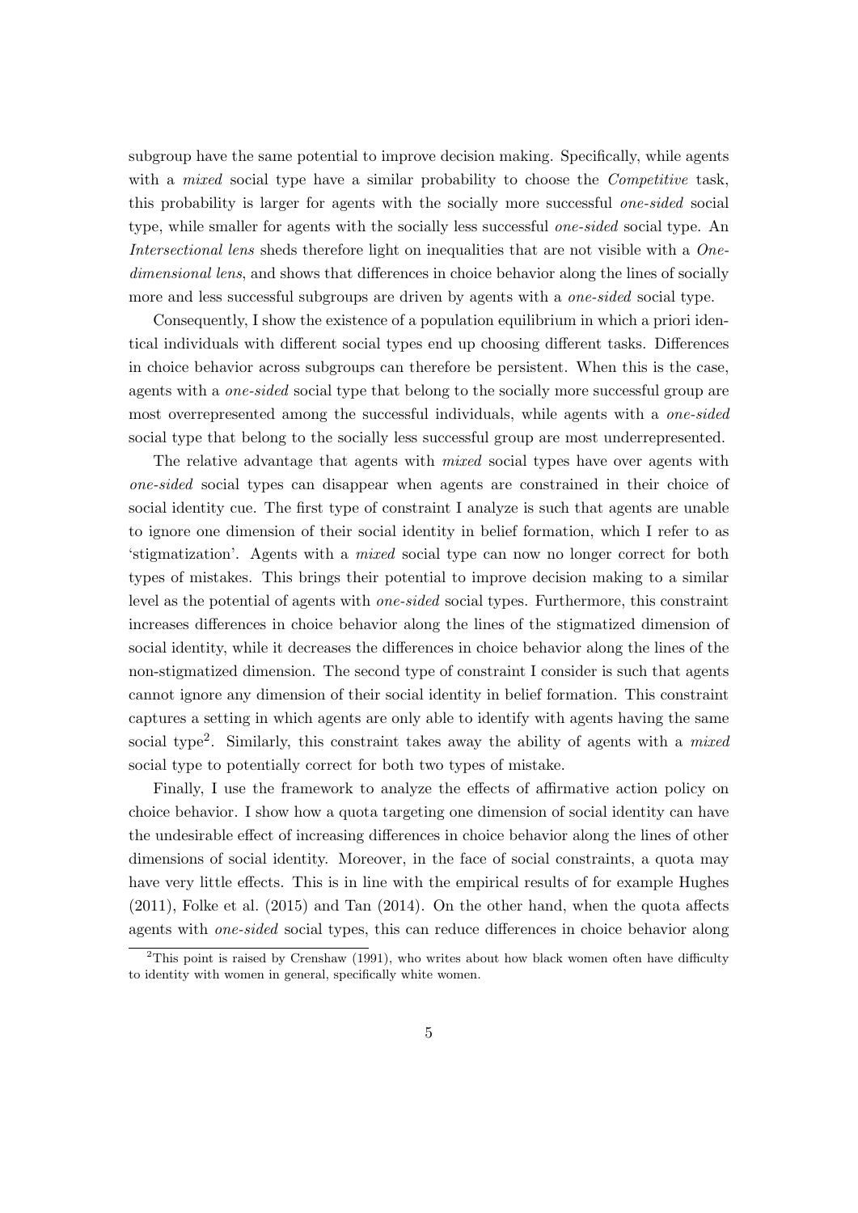subgroup have the same potential to improve decision making. Specifically, while agents with a *mixed* social type have a similar probability to choose the *Competitive* task, this probability is larger for agents with the socially more successful *one-sided* social type, while smaller for agents with the socially less successful *one-sided* social type. An *Intersectional lens* sheds therefore light on inequalities that are not visible with a *One-dimensional lens*, and shows that differences in choice behavior along the lines of socially more and less successful subgroups are driven by agents with a *one-sided* social type.

Consequently, I show the existence of a population equilibrium in which a priori identical individuals with different social types end up choosing different tasks. Differences in choice behavior across subgroups can therefore be persistent. When this is the case, agents with a *one-sided* social type that belong to the socially more successful group are most overrepresented among the successful individuals, while agents with a *one-sided* social type that belong to the socially less successful group are most underrepresented.

The relative advantage that agents with *mixed* social types have over agents with *one-sided* social types can disappear when agents are constrained in their choice of social identity cue. The first type of constraint I analyze is such that agents are unable to ignore one dimension of their social identity in belief formation, which I refer to as 'stigmatization'. Agents with a *mixed* social type can now no longer correct for both types of mistakes. This brings their potential to improve decision making to a similar level as the potential of agents with *one-sided* social types. Furthermore, this constraint increases differences in choice behavior along the lines of the stigmatized dimension of social identity, while it decreases the differences in choice behavior along the lines of the non-stigmatized dimension. The second type of constraint I consider is such that agents cannot ignore any dimension of their social identity in belief formation. This constraint captures a setting in which agents are only able to identify with agents having the same social type[2]. Similarly, this constraint takes away the ability of agents with a *mixed* social type to potentially correct for both two types of mistake.

Finally, I use the framework to analyze the effects of affirmative action policy on choice behavior. I show how a quota targeting one dimension of social identity can have the undesirable effect of increasing differences in choice behavior along the lines of other dimensions of social identity. Moreover, in the face of social constraints, a quota may have very little effects. This is in line with the empirical results of for example Hughes (2011), Folke et al. (2015) and Tan (2014). On the other hand, when the quota affects agents with *one-sided* social types, this can reduce differences in choice behavior along

[2]This point is raised by Crenshaw (1991), who writes about how black women often have difficulty to identity with women in general, specifically white women.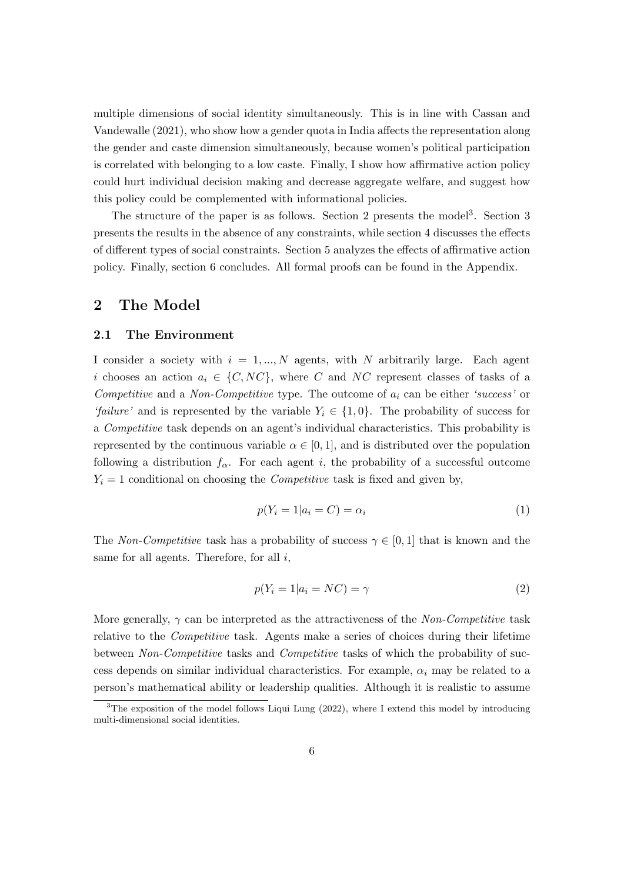multiple dimensions of social identity simultaneously. This is in line with Cassan and Vandewalle (2021), who show how a gender quota in India affects the representation along the gender and caste dimension simultaneously, because women's political participation is correlated with belonging to a low caste. Finally, I show how affirmative action policy could hurt individual decision making and decrease aggregate welfare, and suggest how this policy could be complemented with informational policies.

The structure of the paper is as follows. Section 2 presents the model[3]. Section 3 presents the results in the absence of any constraints, while section 4 discusses the effects of different types of social constraints. Section 5 analyzes the effects of affirmative action policy. Finally, section 6 concludes. All formal proofs can be found in the Appendix.

# 2 The Model

## 2.1 The Environment

I consider a society with $i = 1, ..., N$ agents, with $N$ arbitrarily large. Each agent $i$ chooses an action $a_i \in \{C, NC\}$, where $C$ and $NC$ represent classes of tasks of a *Competitive* and a *Non-Competitive* type. The outcome of $a_i$ can be either *'success'* or *'failure'* and is represented by the variable $Y_i \in \{1, 0\}$. The probability of success for a *Competitive* task depends on an agent's individual characteristics. This probability is represented by the continuous variable $\alpha \in [0, 1]$, and is distributed over the population following a distribution $f_\alpha$. For each agent $i$, the probability of a successful outcome $Y_i = 1$ conditional on choosing the *Competitive* task is fixed and given by,

$$p(Y_i = 1 | a_i = C) = \alpha_i \tag{1}$$

The *Non-Competitive* task has a probability of success $\gamma \in [0, 1]$ that is known and the same for all agents. Therefore, for all $i$,

$$p(Y_i = 1 | a_i = NC) = \gamma \tag{2}$$

More generally, $\gamma$ can be interpreted as the attractiveness of the *Non-Competitive* task relative to the *Competitive* task. Agents make a series of choices during their lifetime between *Non-Competitive* tasks and *Competitive* tasks of which the probability of success depends on similar individual characteristics. For example, $\alpha_i$ may be related to a person's mathematical ability or leadership qualities. Although it is realistic to assume

[3] The exposition of the model follows Liqui Lung (2022), where I extend this model by introducing multi-dimensional social identities.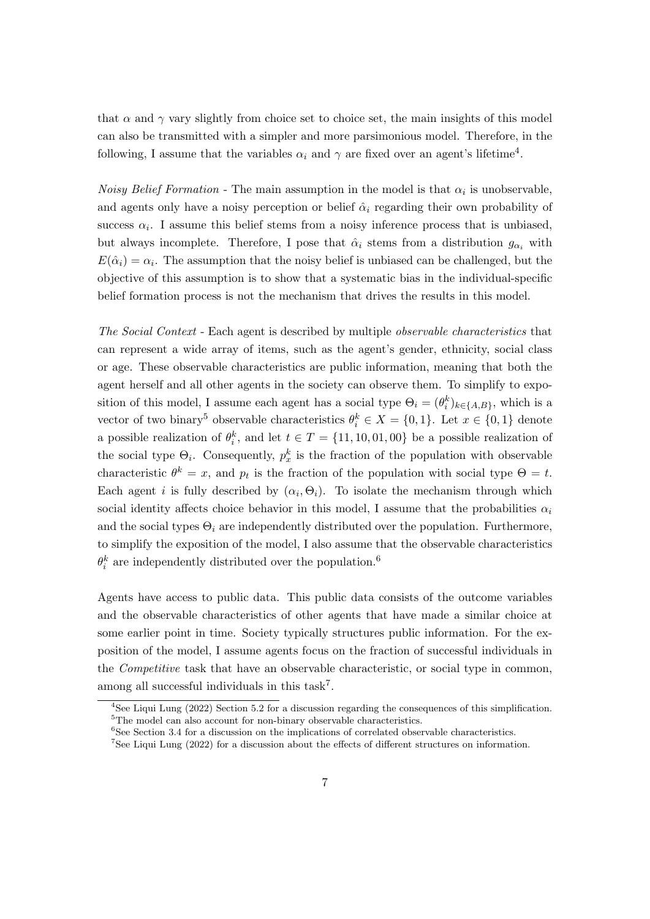that $\alpha$ and $\gamma$ vary slightly from choice set to choice set, the main insights of this model can also be transmitted with a simpler and more parsimonious model. Therefore, in the following, I assume that the variables $\alpha_i$ and $\gamma$ are fixed over an agent's lifetime[4].

*Noisy Belief Formation* - The main assumption in the model is that $\alpha_i$ is unobservable, and agents only have a noisy perception or belief $\hat{\alpha}_i$ regarding their own probability of success $\alpha_i$. I assume this belief stems from a noisy inference process that is unbiased, but always incomplete. Therefore, I pose that $\hat{\alpha}_i$ stems from a distribution $g_{\alpha_i}$ with $E(\hat{\alpha}_i) = \alpha_i$. The assumption that the noisy belief is unbiased can be challenged, but the objective of this assumption is to show that a systematic bias in the individual-specific belief formation process is not the mechanism that drives the results in this model.

*The Social Context* - Each agent is described by multiple *observable characteristics* that can represent a wide array of items, such as the agent's gender, ethnicity, social class or age. These observable characteristics are public information, meaning that both the agent herself and all other agents in the society can observe them. To simplify to exposition of this model, I assume each agent has a social type $\Theta_i = (\theta_i^k)_{k \in \{A,B\}}$, which is a vector of two binary[5] observable characteristics $\theta_i^k \in X = \{0, 1\}$. Let $x \in \{0, 1\}$ denote a possible realization of $\theta_i^k$, and let $t \in T = \{11, 10, 01, 00\}$ be a possible realization of the social type $\Theta_i$. Consequently, $p_x^k$ is the fraction of the population with observable characteristic $\theta^k = x$, and $p_t$ is the fraction of the population with social type $\Theta = t$. Each agent $i$ is fully described by $(\alpha_i, \Theta_i)$. To isolate the mechanism through which social identity affects choice behavior in this model, I assume that the probabilities $\alpha_i$ and the social types $\Theta_i$ are independently distributed over the population. Furthermore, to simplify the exposition of the model, I also assume that the observable characteristics $\theta_i^k$ are independently distributed over the population.[6]

Agents have access to public data. This public data consists of the outcome variables and the observable characteristics of other agents that have made a similar choice at some earlier point in time. Society typically structures public information. For the exposition of the model, I assume agents focus on the fraction of successful individuals in the *Competitive* task that have an observable characteristic, or social type in common, among all successful individuals in this task[7].

---

[4]See Liqui Lung (2022) Section 5.2 for a discussion regarding the consequences of this simplification.

[5]The model can also account for non-binary observable characteristics.

[6]See Section 3.4 for a discussion on the implications of correlated observable characteristics.

[7]See Liqui Lung (2022) for a discussion about the effects of different structures on information.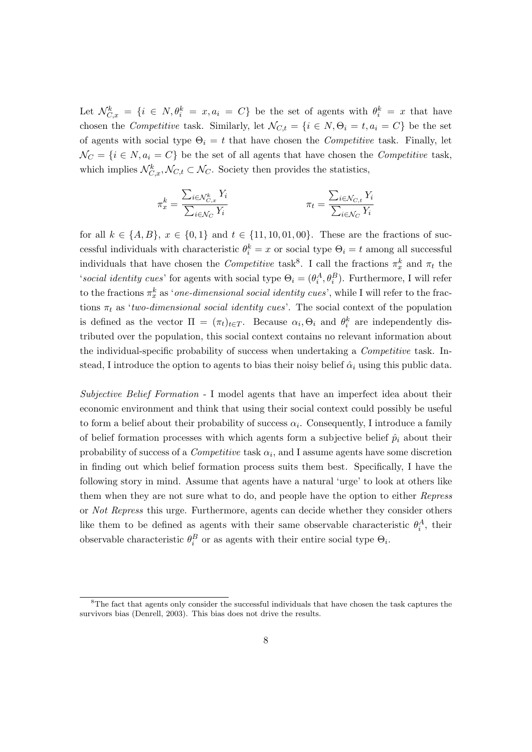Let $\mathcal{N}^k_{C,x} = \{i \in N, \theta^k_i = x, a_i = C\}$ be the set of agents with $\theta^k_i = x$ that have chosen the *Competitive* task. Similarly, let $\mathcal{N}_{C,t} = \{i \in N, \Theta_i = t, a_i = C\}$ be the set of agents with social type $\Theta_i = t$ that have chosen the *Competitive* task. Finally, let $\mathcal{N}_C = \{i \in N, a_i = C\}$ be the set of all agents that have chosen the *Competitive* task, which implies $\mathcal{N}^k_{C,x}, \mathcal{N}_{C,t} \subset \mathcal{N}_C$. Society then provides the statistics,

$$\pi^k_x = \frac{\sum_{i \in \mathcal{N}^k_{C,x}} Y_i}{\sum_{i \in \mathcal{N}_C} Y_i} \qquad\qquad \pi_t = \frac{\sum_{i \in \mathcal{N}_{C,t}} Y_i}{\sum_{i \in \mathcal{N}_C} Y_i}$$

for all $k \in \{A, B\}$, $x \in \{0, 1\}$ and $t \in \{11, 10, 01, 00\}$. These are the fractions of successful individuals with characteristic $\theta^k_i = x$ or social type $\Theta_i = t$ among all successful individuals that have chosen the *Competitive* task[8]. I call the fractions $\pi^k_x$ and $\pi_t$ the '*social identity cues*' for agents with social type $\Theta_i = (\theta^A_i, \theta^B_i)$. Furthermore, I will refer to the fractions $\pi^k_x$ as '*one-dimensional social identity cues*', while I will refer to the fractions $\pi_t$ as '*two-dimensional social identity cues*'. The social context of the population is defined as the vector $\Pi = (\pi_t)_{t \in T}$. Because $\alpha_i, \Theta_i$ and $\theta^k_i$ are independently distributed over the population, this social context contains no relevant information about the individual-specific probability of success when undertaking a *Competitive* task. Instead, I introduce the option to agents to bias their noisy belief $\hat{\alpha}_i$ using this public data.

*Subjective Belief Formation* - I model agents that have an imperfect idea about their economic environment and think that using their social context could possibly be useful to form a belief about their probability of success $\alpha_i$. Consequently, I introduce a family of belief formation processes with which agents form a subjective belief $\hat{p}_i$ about their probability of success of a *Competitive* task $\alpha_i$, and I assume agents have some discretion in finding out which belief formation process suits them best. Specifically, I have the following story in mind. Assume that agents have a natural 'urge' to look at others like them when they are not sure what to do, and people have the option to either *Repress* or *Not Repress* this urge. Furthermore, agents can decide whether they consider others like them to be defined as agents with their same observable characteristic $\theta^A_i$, their observable characteristic $\theta^B_i$ or as agents with their entire social type $\Theta_i$.

[8] The fact that agents only consider the successful individuals that have chosen the task captures the survivors bias (Denrell, 2003). This bias does not drive the results.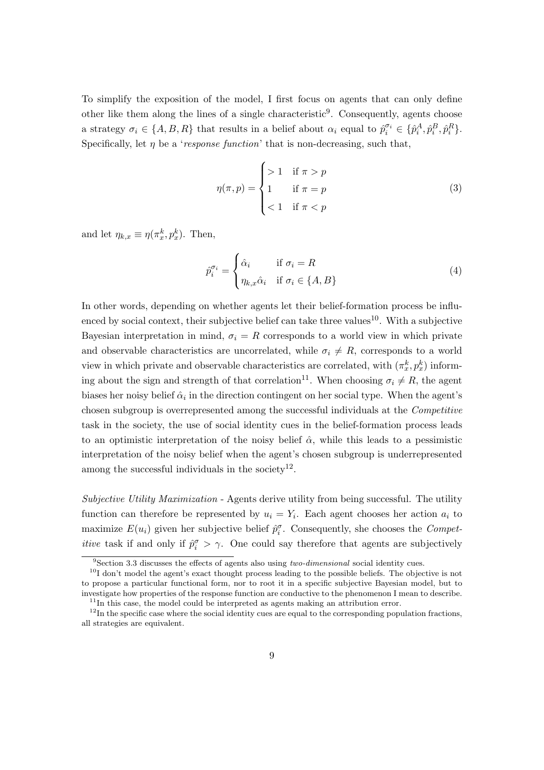To simplify the exposition of the model, I first focus on agents that can only define other like them along the lines of a single characteristic[9]. Consequently, agents choose a strategy $\sigma_i \in \{A, B, R\}$ that results in a belief about $\alpha_i$ equal to $\hat{p}_i^{\sigma_i} \in \{\hat{p}_i^A, \hat{p}_i^B, \hat{p}_i^R\}$. Specifically, let $\eta$ be a '*response function*' that is non-decreasing, such that,

$$\eta(\pi, p) = \begin{cases} > 1 & \text{if } \pi > p \\ 1 & \text{if } \pi = p \\ < 1 & \text{if } \pi < p \end{cases} \tag{3}$$

and let $\eta_{k,x} \equiv \eta(\pi_x^k, p_x^k)$. Then,

$$\hat{p}_i^{\sigma_i} = \begin{cases} \hat{\alpha}_i & \text{if } \sigma_i = R \\ \eta_{k,x}\hat{\alpha}_i & \text{if } \sigma_i \in \{A, B\} \end{cases} \tag{4}$$

In other words, depending on whether agents let their belief-formation process be influenced by social context, their subjective belief can take three values[10]. With a subjective Bayesian interpretation in mind, $\sigma_i = R$ corresponds to a world view in which private and observable characteristics are uncorrelated, while $\sigma_i \neq R$, corresponds to a world view in which private and observable characteristics are correlated, with $(\pi_x^k, p_x^k)$ informing about the sign and strength of that correlation[11]. When choosing $\sigma_i \neq R$, the agent biases her noisy belief $\hat{\alpha}_i$ in the direction contingent on her social type. When the agent's chosen subgroup is overrepresented among the successful individuals at the *Competitive* task in the society, the use of social identity cues in the belief-formation process leads to an optimistic interpretation of the noisy belief $\hat{\alpha}$, while this leads to a pessimistic interpretation of the noisy belief when the agent's chosen subgroup is underrepresented among the successful individuals in the society[12].

*Subjective Utility Maximization* - Agents derive utility from being successful. The utility function can therefore be represented by $u_i = Y_i$. Each agent chooses her action $a_i$ to maximize $E(u_i)$ given her subjective belief $\hat{p}_i^\sigma$. Consequently, she chooses the *Competitive* task if and only if $\hat{p}_i^\sigma > \gamma$. One could say therefore that agents are subjectively

[9]Section 3.3 discusses the effects of agents also using *two-dimensional* social identity cues.

[10]I don't model the agent's exact thought process leading to the possible beliefs. The objective is not to propose a particular functional form, nor to root it in a specific subjective Bayesian model, but to investigate how properties of the response function are conductive to the phenomenon I mean to describe.

[11]In this case, the model could be interpreted as agents making an attribution error.

[12]In the specific case where the social identity cues are equal to the corresponding population fractions, all strategies are equivalent.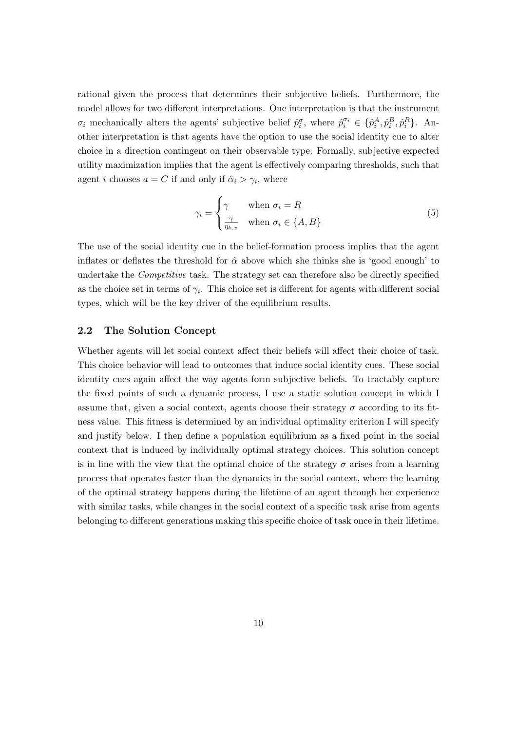rational given the process that determines their subjective beliefs. Furthermore, the model allows for two different interpretations. One interpretation is that the instrument $\sigma_i$ mechanically alters the agents' subjective belief $\hat{p}_i^{\sigma}$, where $\hat{p}_i^{\sigma_i} \in \{\hat{p}_i^A, \hat{p}_i^B, \hat{p}_i^R\}$. Another interpretation is that agents have the option to use the social identity cue to alter choice in a direction contingent on their observable type. Formally, subjective expected utility maximization implies that the agent is effectively comparing thresholds, such that agent $i$ chooses $a = C$ if and only if $\hat{\alpha}_i > \gamma_i$, where

$$\gamma_i = \begin{cases} \gamma & \text{when } \sigma_i = R \\ \frac{\gamma}{\eta_{k,x}} & \text{when } \sigma_i \in \{A, B\} \end{cases} \tag{5}$$

The use of the social identity cue in the belief-formation process implies that the agent inflates or deflates the threshold for $\hat{\alpha}$ above which she thinks she is 'good enough' to undertake the *Competitive* task. The strategy set can therefore also be directly specified as the choice set in terms of $\gamma_i$. This choice set is different for agents with different social types, which will be the key driver of the equilibrium results.

### 2.2 The Solution Concept

Whether agents will let social context affect their beliefs will affect their choice of task. This choice behavior will lead to outcomes that induce social identity cues. These social identity cues again affect the way agents form subjective beliefs. To tractably capture the fixed points of such a dynamic process, I use a static solution concept in which I assume that, given a social context, agents choose their strategy $\sigma$ according to its fitness value. This fitness is determined by an individual optimality criterion I will specify and justify below. I then define a population equilibrium as a fixed point in the social context that is induced by individually optimal strategy choices. This solution concept is in line with the view that the optimal choice of the strategy $\sigma$ arises from a learning process that operates faster than the dynamics in the social context, where the learning of the optimal strategy happens during the lifetime of an agent through her experience with similar tasks, while changes in the social context of a specific task arise from agents belonging to different generations making this specific choice of task once in their lifetime.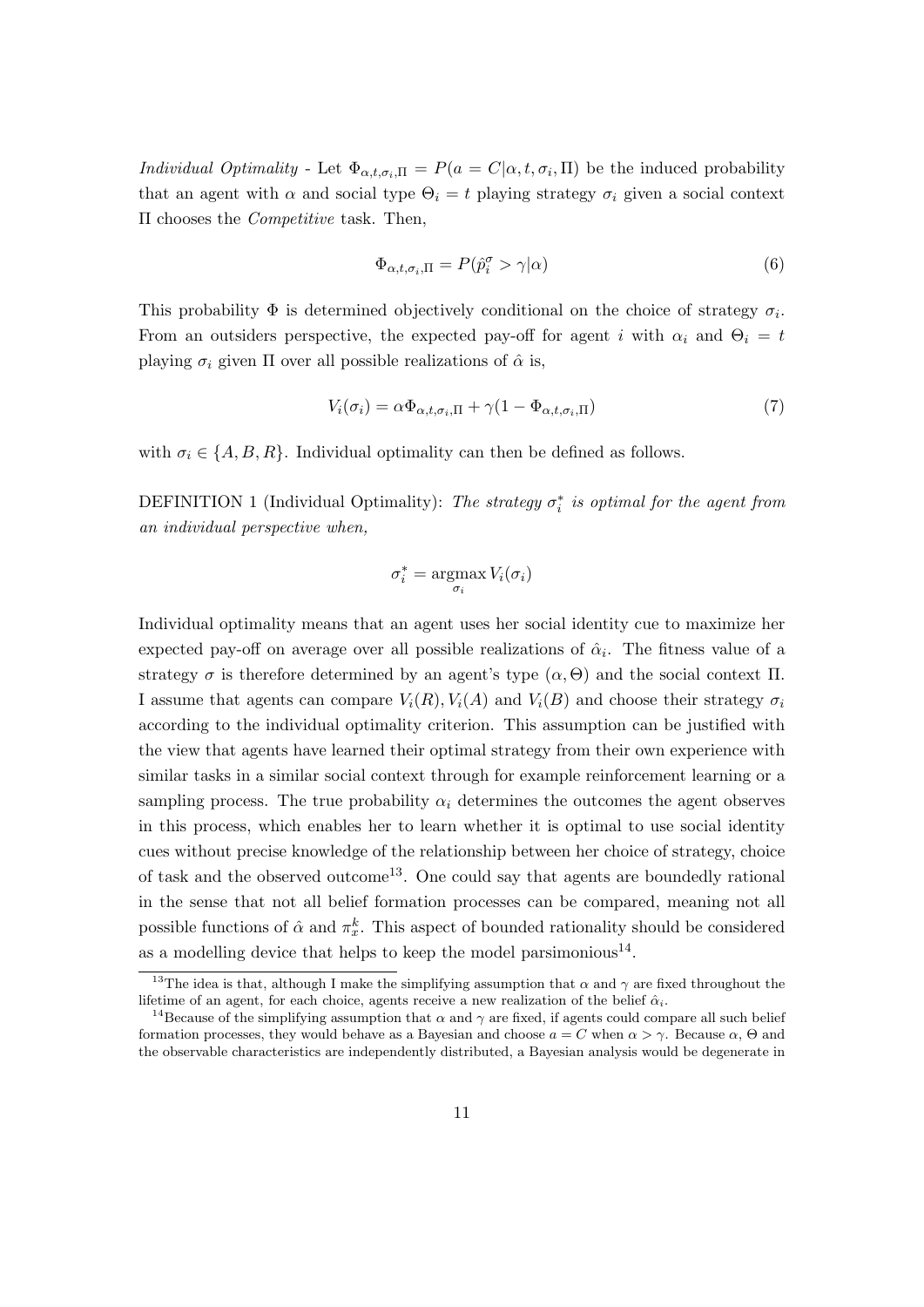*Individual Optimality* - Let $\Phi_{\alpha,t,\sigma_i,\Pi} = P(a = C|\alpha, t, \sigma_i, \Pi)$ be the induced probability that an agent with $\alpha$ and social type $\Theta_i = t$ playing strategy $\sigma_i$ given a social context $\Pi$ chooses the *Competitive* task. Then,

$$\Phi_{\alpha,t,\sigma_i,\Pi} = P(\hat{p}_i^{\sigma} > \gamma|\alpha) \tag{6}$$

This probability $\Phi$ is determined objectively conditional on the choice of strategy $\sigma_i$. From an outsiders perspective, the expected pay-off for agent $i$ with $\alpha_i$ and $\Theta_i = t$ playing $\sigma_i$ given $\Pi$ over all possible realizations of $\hat{\alpha}$ is,

$$V_i(\sigma_i) = \alpha\Phi_{\alpha,t,\sigma_i,\Pi} + \gamma(1 - \Phi_{\alpha,t,\sigma_i,\Pi}) \tag{7}$$

with $\sigma_i \in \{A, B, R\}$. Individual optimality can then be defined as follows.

DEFINITION 1 (Individual Optimality): *The strategy $\sigma_i^*$ is optimal for the agent from an individual perspective when,*

$$\sigma_i^* = \underset{\sigma_i}{\operatorname{argmax}}\, V_i(\sigma_i)$$

Individual optimality means that an agent uses her social identity cue to maximize her expected pay-off on average over all possible realizations of $\hat{\alpha}_i$. The fitness value of a strategy $\sigma$ is therefore determined by an agent's type $(\alpha, \Theta)$ and the social context $\Pi$. I assume that agents can compare $V_i(R), V_i(A)$ and $V_i(B)$ and choose their strategy $\sigma_i$ according to the individual optimality criterion. This assumption can be justified with the view that agents have learned their optimal strategy from their own experience with similar tasks in a similar social context through for example reinforcement learning or a sampling process. The true probability $\alpha_i$ determines the outcomes the agent observes in this process, which enables her to learn whether it is optimal to use social identity cues without precise knowledge of the relationship between her choice of strategy, choice of task and the observed outcome[13]. One could say that agents are boundedly rational in the sense that not all belief formation processes can be compared, meaning not all possible functions of $\hat{\alpha}$ and $\pi_x^k$. This aspect of bounded rationality should be considered as a modelling device that helps to keep the model parsimonious[14].

[13]The idea is that, although I make the simplifying assumption that $\alpha$ and $\gamma$ are fixed throughout the lifetime of an agent, for each choice, agents receive a new realization of the belief $\hat{\alpha}_i$.

[14]Because of the simplifying assumption that $\alpha$ and $\gamma$ are fixed, if agents could compare all such belief formation processes, they would behave as a Bayesian and choose $a = C$ when $\alpha > \gamma$. Because $\alpha$, $\Theta$ and the observable characteristics are independently distributed, a Bayesian analysis would be degenerate in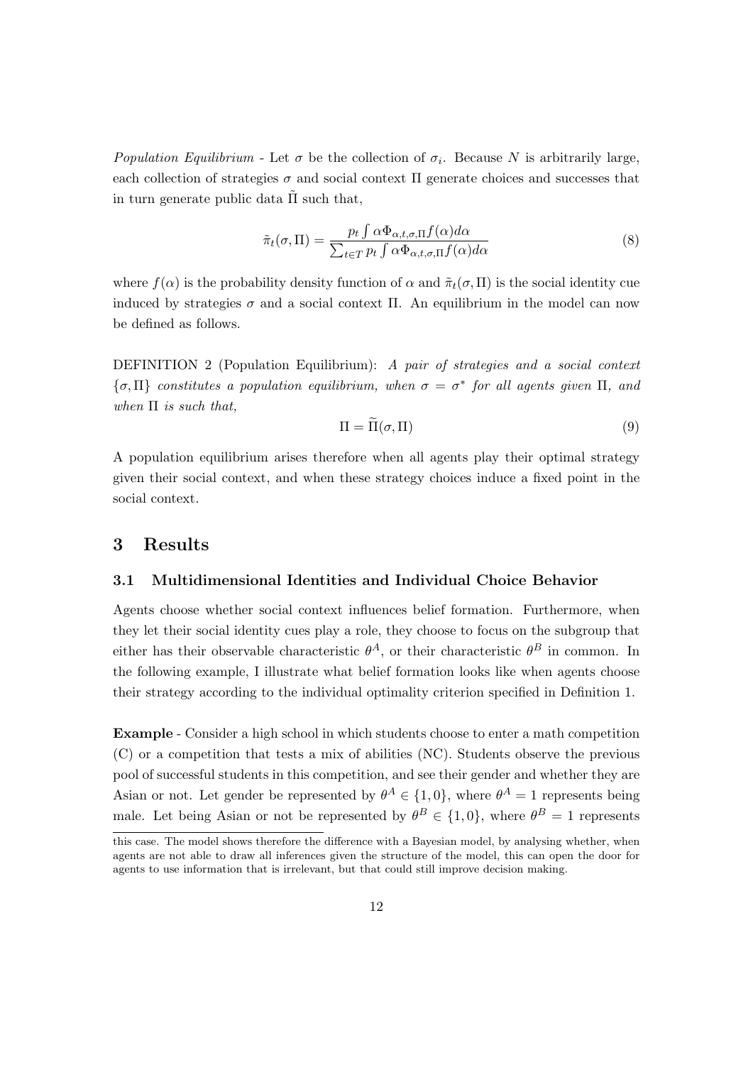*Population Equilibrium* - Let $\sigma$ be the collection of $\sigma_i$. Because $N$ is arbitrarily large, each collection of strategies $\sigma$ and social context $\Pi$ generate choices and successes that in turn generate public data $\tilde{\Pi}$ such that,

$$\tilde{\pi}_t(\sigma, \Pi) = \frac{p_t \int \alpha \Phi_{\alpha,t,\sigma,\Pi} f(\alpha) d\alpha}{\sum_{t \in T} p_t \int \alpha \Phi_{\alpha,t,\sigma,\Pi} f(\alpha) d\alpha} \tag{8}$$

where $f(\alpha)$ is the probability density function of $\alpha$ and $\tilde{\pi}_t(\sigma, \Pi)$ is the social identity cue induced by strategies $\sigma$ and a social context $\Pi$. An equilibrium in the model can now be defined as follows.

DEFINITION 2 (Population Equilibrium): *A pair of strategies and a social context* $\{\sigma, \Pi\}$ *constitutes a population equilibrium, when* $\sigma = \sigma^*$ *for all agents given* $\Pi$*, and when* $\Pi$ *is such that,*

$$\Pi = \widetilde{\Pi}(\sigma, \Pi) \tag{9}$$

A population equilibrium arises therefore when all agents play their optimal strategy given their social context, and when these strategy choices induce a fixed point in the social context.

## 3 Results

### 3.1 Multidimensional Identities and Individual Choice Behavior

Agents choose whether social context influences belief formation. Furthermore, when they let their social identity cues play a role, they choose to focus on the subgroup that either has their observable characteristic $\theta^A$, or their characteristic $\theta^B$ in common. In the following example, I illustrate what belief formation looks like when agents choose their strategy according to the individual optimality criterion specified in Definition 1.

**Example** - Consider a high school in which students choose to enter a math competition (C) or a competition that tests a mix of abilities (NC). Students observe the previous pool of successful students in this competition, and see their gender and whether they are Asian or not. Let gender be represented by $\theta^A \in \{1, 0\}$, where $\theta^A = 1$ represents being male. Let being Asian or not be represented by $\theta^B \in \{1, 0\}$, where $\theta^B = 1$ represents

this case. The model shows therefore the difference with a Bayesian model, by analysing whether, when agents are not able to draw all inferences given the structure of the model, this can open the door for agents to use information that is irrelevant, but that could still improve decision making.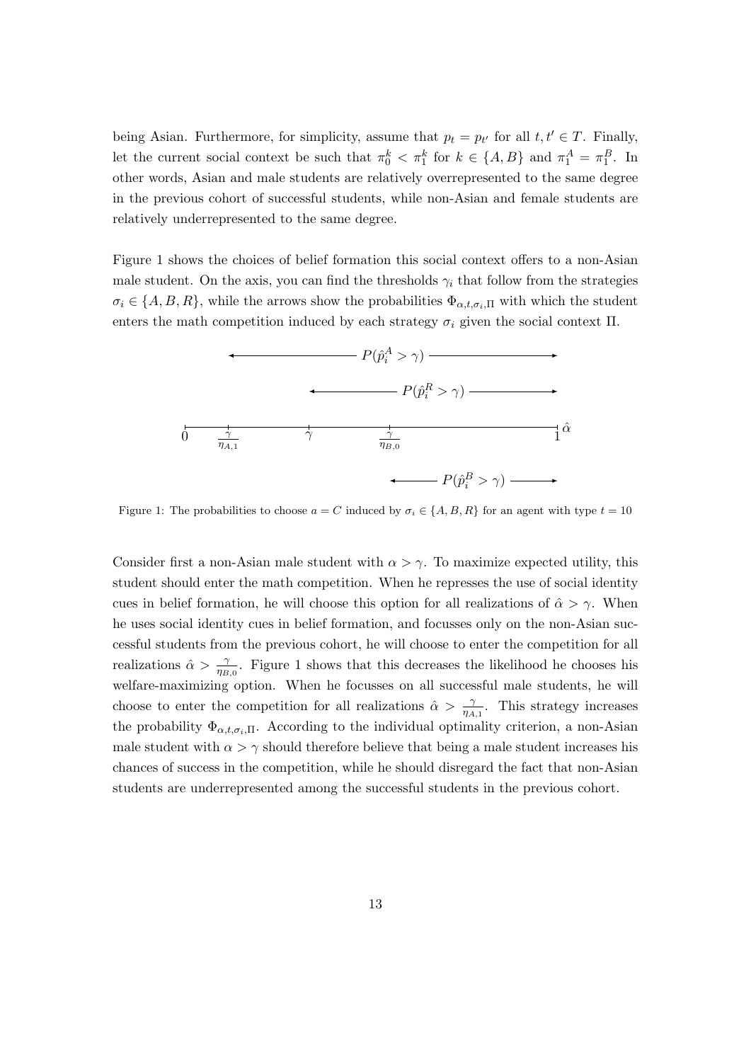being Asian. Furthermore, for simplicity, assume that $p_t = p_{t'}$ for all $t, t' \in T$. Finally, let the current social context be such that $\pi_0^k < \pi_1^k$ for $k \in \{A, B\}$ and $\pi_1^A = \pi_1^B$. In other words, Asian and male students are relatively overrepresented to the same degree in the previous cohort of successful students, while non-Asian and female students are relatively underrepresented to the same degree.

Figure 1 shows the choices of belief formation this social context offers to a non-Asian male student. On the axis, you can find the thresholds $\gamma_i$ that follow from the strategies $\sigma_i \in \{A, B, R\}$, while the arrows show the probabilities $\Phi_{\alpha,t,\sigma_i,\Pi}$ with which the student enters the math competition induced by each strategy $\sigma_i$ given the social context $\Pi$.

Figure 1: The probabilities to choose $a = C$ induced by $\sigma_i \in \{A, B, R\}$ for an agent with type $t = 10$

Consider first a non-Asian male student with $\alpha > \gamma$. To maximize expected utility, this student should enter the math competition. When he represses the use of social identity cues in belief formation, he will choose this option for all realizations of $\hat{\alpha} > \gamma$. When he uses social identity cues in belief formation, and focusses only on the non-Asian successful students from the previous cohort, he will choose to enter the competition for all realizations $\hat{\alpha} > \frac{\gamma}{\eta_{B,0}}$. Figure 1 shows that this decreases the likelihood he chooses his welfare-maximizing option. When he focusses on all successful male students, he will choose to enter the competition for all realizations $\hat{\alpha} > \frac{\gamma}{\eta_{A,1}}$. This strategy increases the probability $\Phi_{\alpha,t,\sigma_i,\Pi}$. According to the individual optimality criterion, a non-Asian male student with $\alpha > \gamma$ should therefore believe that being a male student increases his chances of success in the competition, while he should disregard the fact that non-Asian students are underrepresented among the successful students in the previous cohort.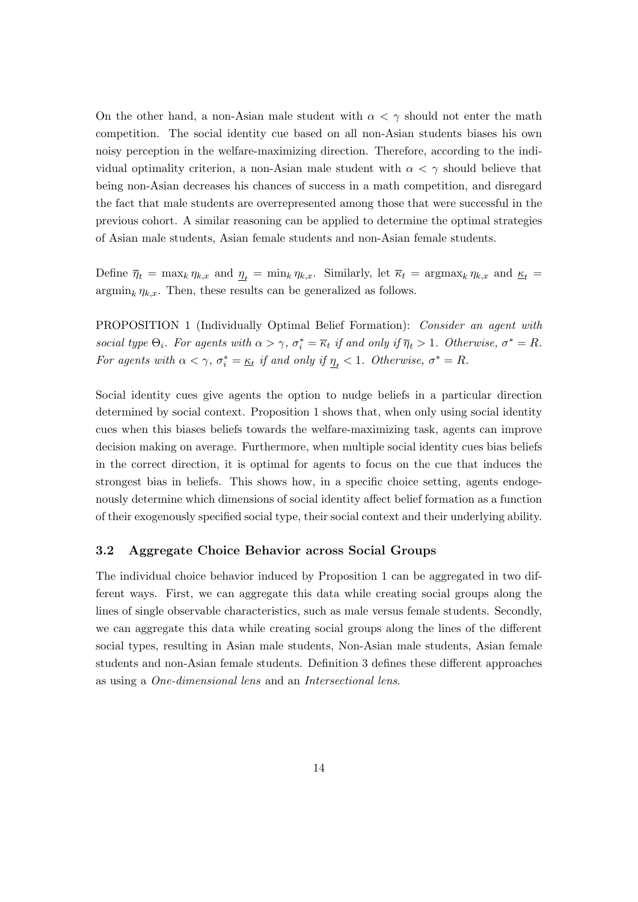On the other hand, a non-Asian male student with $\alpha < \gamma$ should not enter the math competition. The social identity cue based on all non-Asian students biases his own noisy perception in the welfare-maximizing direction. Therefore, according to the individual optimality criterion, a non-Asian male student with $\alpha < \gamma$ should believe that being non-Asian decreases his chances of success in a math competition, and disregard the fact that male students are overrepresented among those that were successful in the previous cohort. A similar reasoning can be applied to determine the optimal strategies of Asian male students, Asian female students and non-Asian female students.

Define $\overline{\eta}_t = \max_k \eta_{k,x}$ and $\underline{\eta}_t = \min_k \eta_{k,x}$. Similarly, let $\overline{\kappa}_t = \text{argmax}_k \eta_{k,x}$ and $\underline{\kappa}_t = \text{argmin}_k \eta_{k,x}$. Then, these results can be generalized as follows.

PROPOSITION 1 (Individually Optimal Belief Formation): *Consider an agent with social type $\Theta_i$. For agents with $\alpha > \gamma$, $\sigma_i^* = \overline{\kappa}_t$ if and only if $\overline{\eta}_t > 1$. Otherwise, $\sigma^* = R$. For agents with $\alpha < \gamma$, $\sigma_i^* = \underline{\kappa}_t$ if and only if $\underline{\eta}_t < 1$. Otherwise, $\sigma^* = R$.*

Social identity cues give agents the option to nudge beliefs in a particular direction determined by social context. Proposition 1 shows that, when only using social identity cues when this biases beliefs towards the welfare-maximizing task, agents can improve decision making on average. Furthermore, when multiple social identity cues bias beliefs in the correct direction, it is optimal for agents to focus on the cue that induces the strongest bias in beliefs. This shows how, in a specific choice setting, agents endogenously determine which dimensions of social identity affect belief formation as a function of their exogenously specified social type, their social context and their underlying ability.

### 3.2 Aggregate Choice Behavior across Social Groups

The individual choice behavior induced by Proposition 1 can be aggregated in two different ways. First, we can aggregate this data while creating social groups along the lines of single observable characteristics, such as male versus female students. Secondly, we can aggregate this data while creating social groups along the lines of the different social types, resulting in Asian male students, Non-Asian male students, Asian female students and non-Asian female students. Definition 3 defines these different approaches as using a *One-dimensional lens* and an *Intersectional lens*.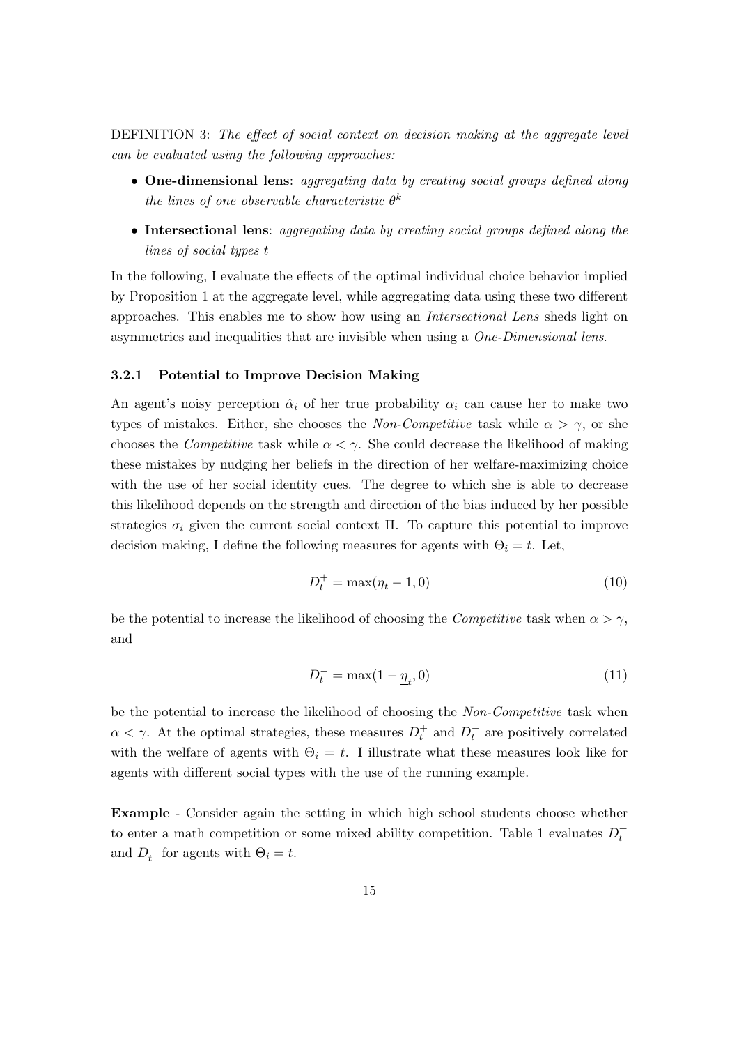DEFINITION 3: *The effect of social context on decision making at the aggregate level can be evaluated using the following approaches:*

- **One-dimensional lens**: *aggregating data by creating social groups defined along the lines of one observable characteristic* $\theta^k$
- **Intersectional lens**: *aggregating data by creating social groups defined along the lines of social types* $t$

In the following, I evaluate the effects of the optimal individual choice behavior implied by Proposition 1 at the aggregate level, while aggregating data using these two different approaches. This enables me to show how using an *Intersectional Lens* sheds light on asymmetries and inequalities that are invisible when using a *One-Dimensional lens*.

### 3.2.1 Potential to Improve Decision Making

An agent's noisy perception $\hat{\alpha}_i$ of her true probability $\alpha_i$ can cause her to make two types of mistakes. Either, she chooses the *Non-Competitive* task while $\alpha > \gamma$, or she chooses the *Competitive* task while $\alpha < \gamma$. She could decrease the likelihood of making these mistakes by nudging her beliefs in the direction of her welfare-maximizing choice with the use of her social identity cues. The degree to which she is able to decrease this likelihood depends on the strength and direction of the bias induced by her possible strategies $\sigma_i$ given the current social context $\Pi$. To capture this potential to improve decision making, I define the following measures for agents with $\Theta_i = t$. Let,

$$D_t^+ = \max(\overline{\eta}_t - 1, 0) \tag{10}$$

be the potential to increase the likelihood of choosing the *Competitive* task when $\alpha > \gamma$, and

$$D_t^- = \max(1 - \underline{\eta}_t, 0) \tag{11}$$

be the potential to increase the likelihood of choosing the *Non-Competitive* task when $\alpha < \gamma$. At the optimal strategies, these measures $D_t^+$ and $D_t^-$ are positively correlated with the welfare of agents with $\Theta_i = t$. I illustrate what these measures look like for agents with different social types with the use of the running example.

**Example** - Consider again the setting in which high school students choose whether to enter a math competition or some mixed ability competition. Table 1 evaluates $D_t^+$ and $D_t^-$ for agents with $\Theta_i = t$.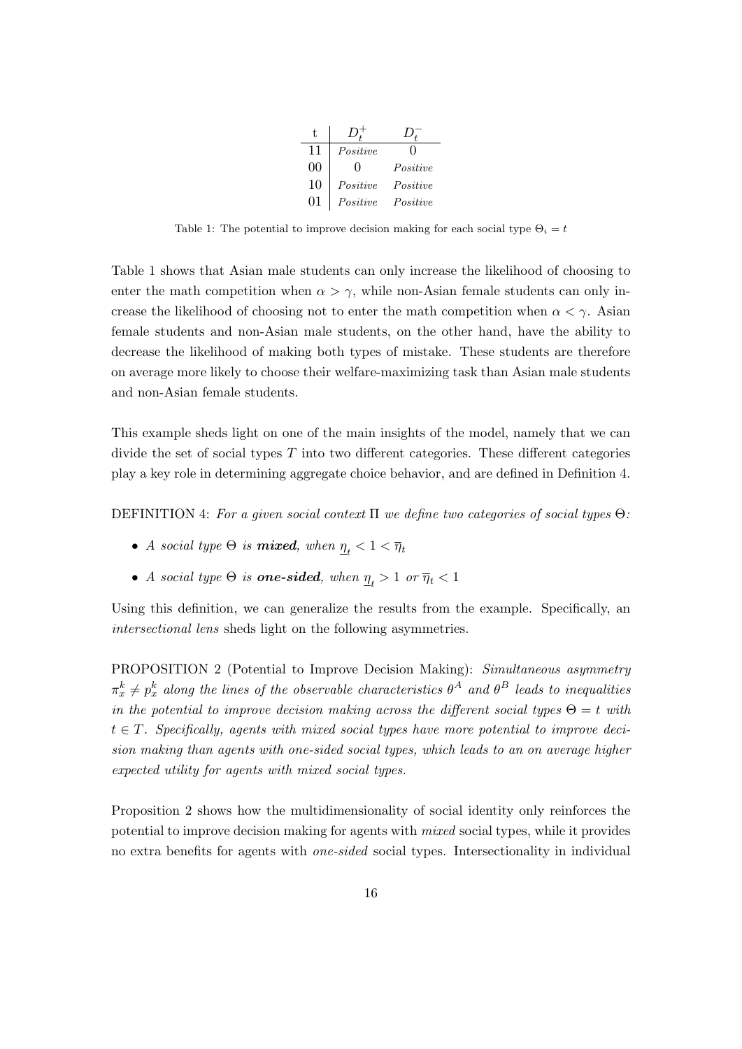| t | $D_t^+$ | $D_t^-$ |
|---|---|---|
| 11 | *Positive* | 0 |
| 00 | 0 | *Positive* |
| 10 | *Positive* | *Positive* |
| 01 | *Positive* | *Positive* |

Table 1: The potential to improve decision making for each social type $\Theta_i = t$

Table 1 shows that Asian male students can only increase the likelihood of choosing to enter the math competition when $\alpha > \gamma$, while non-Asian female students can only increase the likelihood of choosing not to enter the math competition when $\alpha < \gamma$. Asian female students and non-Asian male students, on the other hand, have the ability to decrease the likelihood of making both types of mistake. These students are therefore on average more likely to choose their welfare-maximizing task than Asian male students and non-Asian female students.

This example sheds light on one of the main insights of the model, namely that we can divide the set of social types $T$ into two different categories. These different categories play a key role in determining aggregate choice behavior, and are defined in Definition 4.

DEFINITION 4: *For a given social context* $\Pi$ *we define two categories of social types* $\Theta$*:*

- *A social type* $\Theta$ *is* ***mixed****, when* $\underline{\eta}_t < 1 < \overline{\eta}_t$
- *A social type* $\Theta$ *is* ***one-sided****, when* $\underline{\eta}_t > 1$ *or* $\overline{\eta}_t < 1$

Using this definition, we can generalize the results from the example. Specifically, an *intersectional lens* sheds light on the following asymmetries.

PROPOSITION 2 (Potential to Improve Decision Making): *Simultaneous asymmetry* $\pi_x^k \neq p_x^k$ *along the lines of the observable characteristics* $\theta^A$ *and* $\theta^B$ *leads to inequalities in the potential to improve decision making across the different social types* $\Theta = t$ *with* $t \in T$*. Specifically, agents with mixed social types have more potential to improve decision making than agents with one-sided social types, which leads to an on average higher expected utility for agents with mixed social types.*

Proposition 2 shows how the multidimensionality of social identity only reinforces the potential to improve decision making for agents with *mixed* social types, while it provides no extra benefits for agents with *one-sided* social types. Intersectionality in individual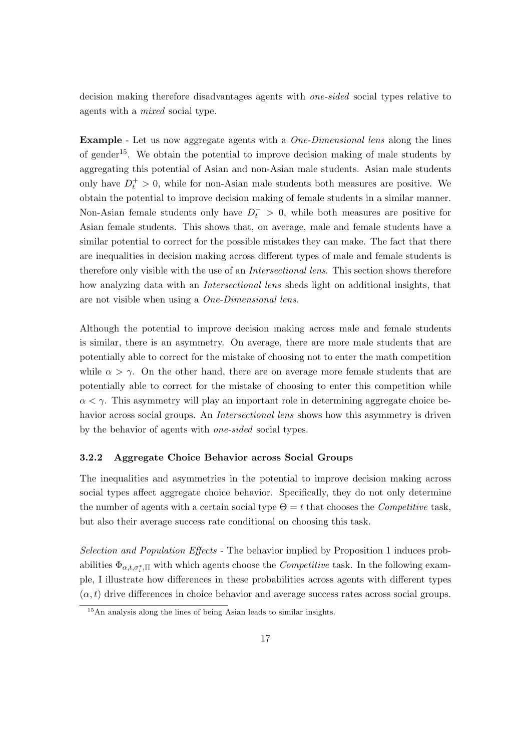decision making therefore disadvantages agents with *one-sided* social types relative to agents with a *mixed* social type.

**Example** - Let us now aggregate agents with a *One-Dimensional lens* along the lines of gender[15]. We obtain the potential to improve decision making of male students by aggregating this potential of Asian and non-Asian male students. Asian male students only have $D_t^+ > 0$, while for non-Asian male students both measures are positive. We obtain the potential to improve decision making of female students in a similar manner. Non-Asian female students only have $D_t^- > 0$, while both measures are positive for Asian female students. This shows that, on average, male and female students have a similar potential to correct for the possible mistakes they can make. The fact that there are inequalities in decision making across different types of male and female students is therefore only visible with the use of an *Intersectional lens*. This section shows therefore how analyzing data with an *Intersectional lens* sheds light on additional insights, that are not visible when using a *One-Dimensional lens*.

Although the potential to improve decision making across male and female students is similar, there is an asymmetry. On average, there are more male students that are potentially able to correct for the mistake of choosing not to enter the math competition while $\alpha > \gamma$. On the other hand, there are on average more female students that are potentially able to correct for the mistake of choosing to enter this competition while $\alpha < \gamma$. This asymmetry will play an important role in determining aggregate choice behavior across social groups. An *Intersectional lens* shows how this asymmetry is driven by the behavior of agents with *one-sided* social types.

### 3.2.2 Aggregate Choice Behavior across Social Groups

The inequalities and asymmetries in the potential to improve decision making across social types affect aggregate choice behavior. Specifically, they do not only determine the number of agents with a certain social type $\Theta = t$ that chooses the *Competitive* task, but also their average success rate conditional on choosing this task.

*Selection and Population Effects* - The behavior implied by Proposition 1 induces probabilities $\Phi_{\alpha,t,\sigma_i^*,\Pi}$ with which agents choose the *Competitive* task. In the following example, I illustrate how differences in these probabilities across agents with different types $(\alpha, t)$ drive differences in choice behavior and average success rates across social groups.

[15] An analysis along the lines of being Asian leads to similar insights.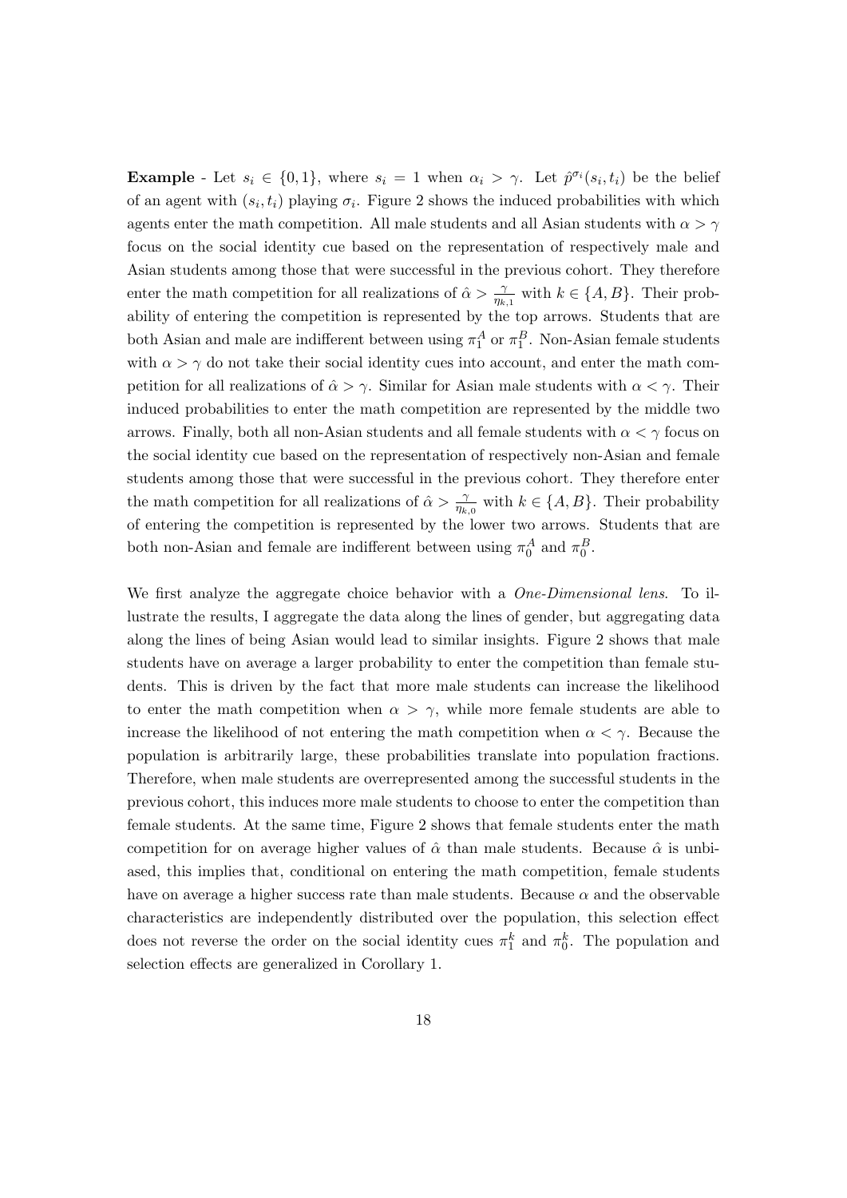**Example** - Let $s_i \in \{0, 1\}$, where $s_i = 1$ when $\alpha_i > \gamma$. Let $\hat{p}^{\sigma_i}(s_i, t_i)$ be the belief of an agent with $(s_i, t_i)$ playing $\sigma_i$. Figure 2 shows the induced probabilities with which agents enter the math competition. All male students and all Asian students with $\alpha > \gamma$ focus on the social identity cue based on the representation of respectively male and Asian students among those that were successful in the previous cohort. They therefore enter the math competition for all realizations of $\hat{\alpha} > \frac{\gamma}{\eta_{k,1}}$ with $k \in \{A, B\}$. Their probability of entering the competition is represented by the top arrows. Students that are both Asian and male are indifferent between using $\pi_1^A$ or $\pi_1^B$. Non-Asian female students with $\alpha > \gamma$ do not take their social identity cues into account, and enter the math competition for all realizations of $\hat{\alpha} > \gamma$. Similar for Asian male students with $\alpha < \gamma$. Their induced probabilities to enter the math competition are represented by the middle two arrows. Finally, both all non-Asian students and all female students with $\alpha < \gamma$ focus on the social identity cue based on the representation of respectively non-Asian and female students among those that were successful in the previous cohort. They therefore enter the math competition for all realizations of $\hat{\alpha} > \frac{\gamma}{\eta_{k,0}}$ with $k \in \{A, B\}$. Their probability of entering the competition is represented by the lower two arrows. Students that are both non-Asian and female are indifferent between using $\pi_0^A$ and $\pi_0^B$.

We first analyze the aggregate choice behavior with a *One-Dimensional lens*. To illustrate the results, I aggregate the data along the lines of gender, but aggregating data along the lines of being Asian would lead to similar insights. Figure 2 shows that male students have on average a larger probability to enter the competition than female students. This is driven by the fact that more male students can increase the likelihood to enter the math competition when $\alpha > \gamma$, while more female students are able to increase the likelihood of not entering the math competition when $\alpha < \gamma$. Because the population is arbitrarily large, these probabilities translate into population fractions. Therefore, when male students are overrepresented among the successful students in the previous cohort, this induces more male students to choose to enter the competition than female students. At the same time, Figure 2 shows that female students enter the math competition for on average higher values of $\hat{\alpha}$ than male students. Because $\hat{\alpha}$ is unbiased, this implies that, conditional on entering the math competition, female students have on average a higher success rate than male students. Because $\alpha$ and the observable characteristics are independently distributed over the population, this selection effect does not reverse the order on the social identity cues $\pi_1^k$ and $\pi_0^k$. The population and selection effects are generalized in Corollary 1.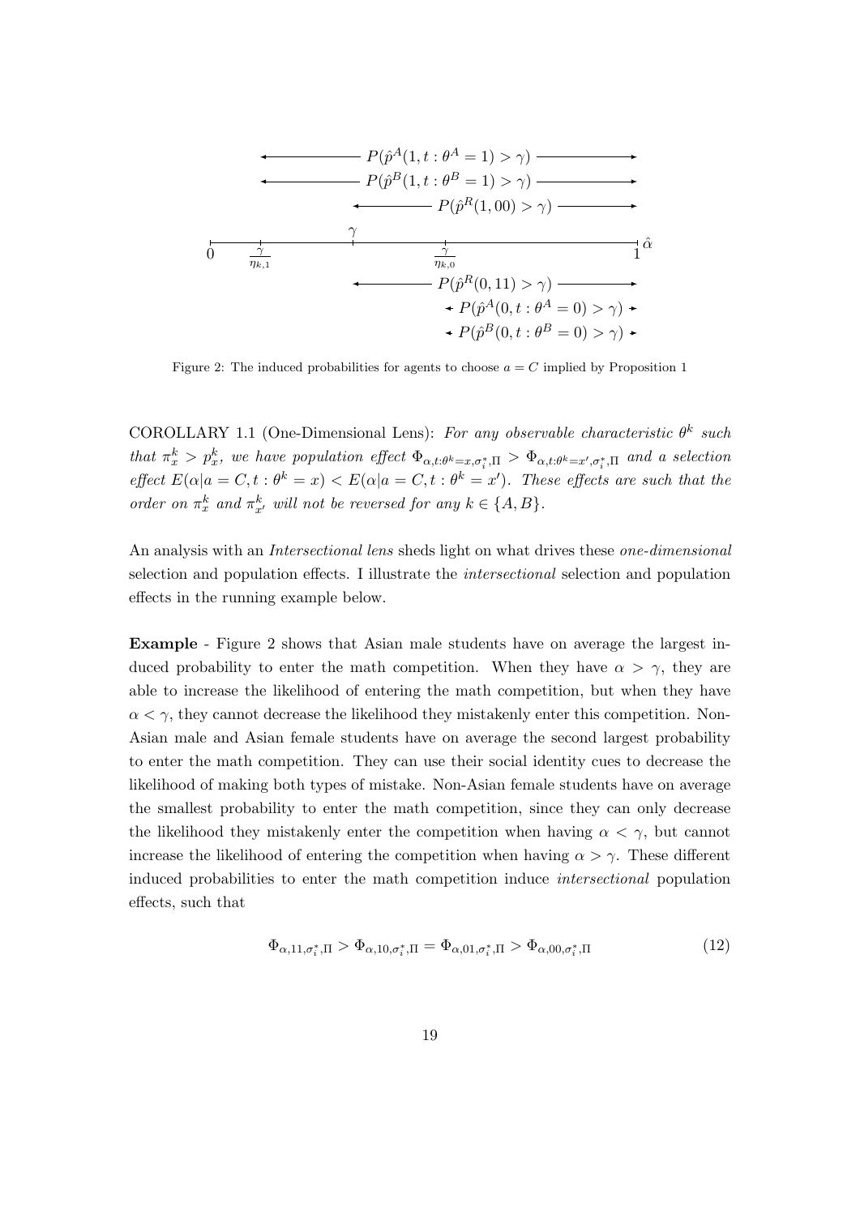Figure 2: The induced probabilities for agents to choose $a = C$ implied by Proposition 1

COROLLARY 1.1 (One-Dimensional Lens): *For any observable characteristic $\theta^k$ such that $\pi^k_x > p^k_x$, we have population effect $\Phi_{\alpha,t:\theta^k=x,\sigma^*_i,\Pi} > \Phi_{\alpha,t:\theta^k=x',\sigma^*_i,\Pi}$ and a selection effect $E(\alpha|a = C, t : \theta^k = x) < E(\alpha|a = C, t : \theta^k = x')$. These effects are such that the order on $\pi^k_x$ and $\pi^k_{x'}$ will not be reversed for any $k \in \{A, B\}$.*

An analysis with an *Intersectional lens* sheds light on what drives these *one-dimensional* selection and population effects. I illustrate the *intersectional* selection and population effects in the running example below.

**Example** - Figure 2 shows that Asian male students have on average the largest induced probability to enter the math competition. When they have $\alpha > \gamma$, they are able to increase the likelihood of entering the math competition, but when they have $\alpha < \gamma$, they cannot decrease the likelihood they mistakenly enter this competition. Non-Asian male and Asian female students have on average the second largest probability to enter the math competition. They can use their social identity cues to decrease the likelihood of making both types of mistake. Non-Asian female students have on average the smallest probability to enter the math competition, since they can only decrease the likelihood they mistakenly enter the competition when having $\alpha < \gamma$, but cannot increase the likelihood of entering the competition when having $\alpha > \gamma$. These different induced probabilities to enter the math competition induce *intersectional* population effects, such that

$$\Phi_{\alpha,11,\sigma^*_i,\Pi} > \Phi_{\alpha,10,\sigma^*_i,\Pi} = \Phi_{\alpha,01,\sigma^*_i,\Pi} > \Phi_{\alpha,00,\sigma^*_i,\Pi} \tag{12}$$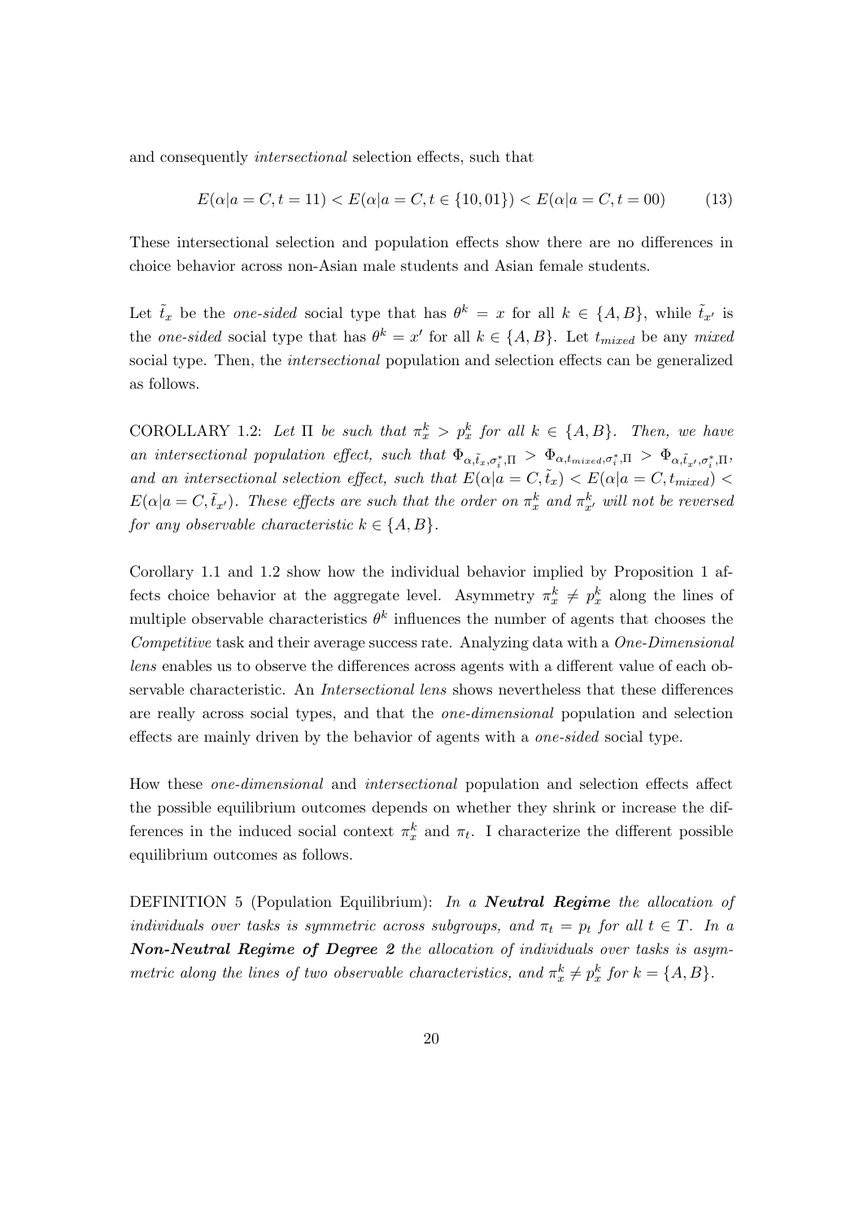and consequently *intersectional* selection effects, such that

$$E(\alpha|a = C, t = 11) < E(\alpha|a = C, t \in \{10, 01\}) < E(\alpha|a = C, t = 00) \qquad (13)$$

These intersectional selection and population effects show there are no differences in choice behavior across non-Asian male students and Asian female students.

Let $\tilde{t}_x$ be the *one-sided* social type that has $\theta^k = x$ for all $k \in \{A, B\}$, while $\tilde{t}_{x'}$ is the *one-sided* social type that has $\theta^k = x'$ for all $k \in \{A, B\}$. Let $t_{mixed}$ be any *mixed* social type. Then, the *intersectional* population and selection effects can be generalized as follows.

COROLLARY 1.2: *Let $\Pi$ be such that $\pi_x^k > p_x^k$ for all $k \in \{A, B\}$. Then, we have an intersectional population effect, such that $\Phi_{\alpha, \tilde{t}_x, \sigma_i^*, \Pi} > \Phi_{\alpha, t_{mixed}, \sigma_i^*, \Pi} > \Phi_{\alpha, \tilde{t}_{x'}, \sigma_i^*, \Pi}$, and an intersectional selection effect, such that $E(\alpha|a = C, \tilde{t}_x) < E(\alpha|a = C, t_{mixed}) < E(\alpha|a = C, \tilde{t}_{x'})$. These effects are such that the order on $\pi_x^k$ and $\pi_{x'}^k$ will not be reversed for any observable characteristic $k \in \{A, B\}$.*

Corollary 1.1 and 1.2 show how the individual behavior implied by Proposition 1 affects choice behavior at the aggregate level. Asymmetry $\pi_x^k \neq p_x^k$ along the lines of multiple observable characteristics $\theta^k$ influences the number of agents that chooses the *Competitive* task and their average success rate. Analyzing data with a *One-Dimensional lens* enables us to observe the differences across agents with a different value of each observable characteristic. An *Intersectional lens* shows nevertheless that these differences are really across social types, and that the *one-dimensional* population and selection effects are mainly driven by the behavior of agents with a *one-sided* social type.

How these *one-dimensional* and *intersectional* population and selection effects affect the possible equilibrium outcomes depends on whether they shrink or increase the differences in the induced social context $\pi_x^k$ and $\pi_t$. I characterize the different possible equilibrium outcomes as follows.

DEFINITION 5 (Population Equilibrium): *In a* ***Neutral Regime*** *the allocation of individuals over tasks is symmetric across subgroups, and $\pi_t = p_t$ for all $t \in T$. In a* ***Non-Neutral Regime of Degree 2*** *the allocation of individuals over tasks is asymmetric along the lines of two observable characteristics, and $\pi_x^k \neq p_x^k$ for $k = \{A, B\}$.*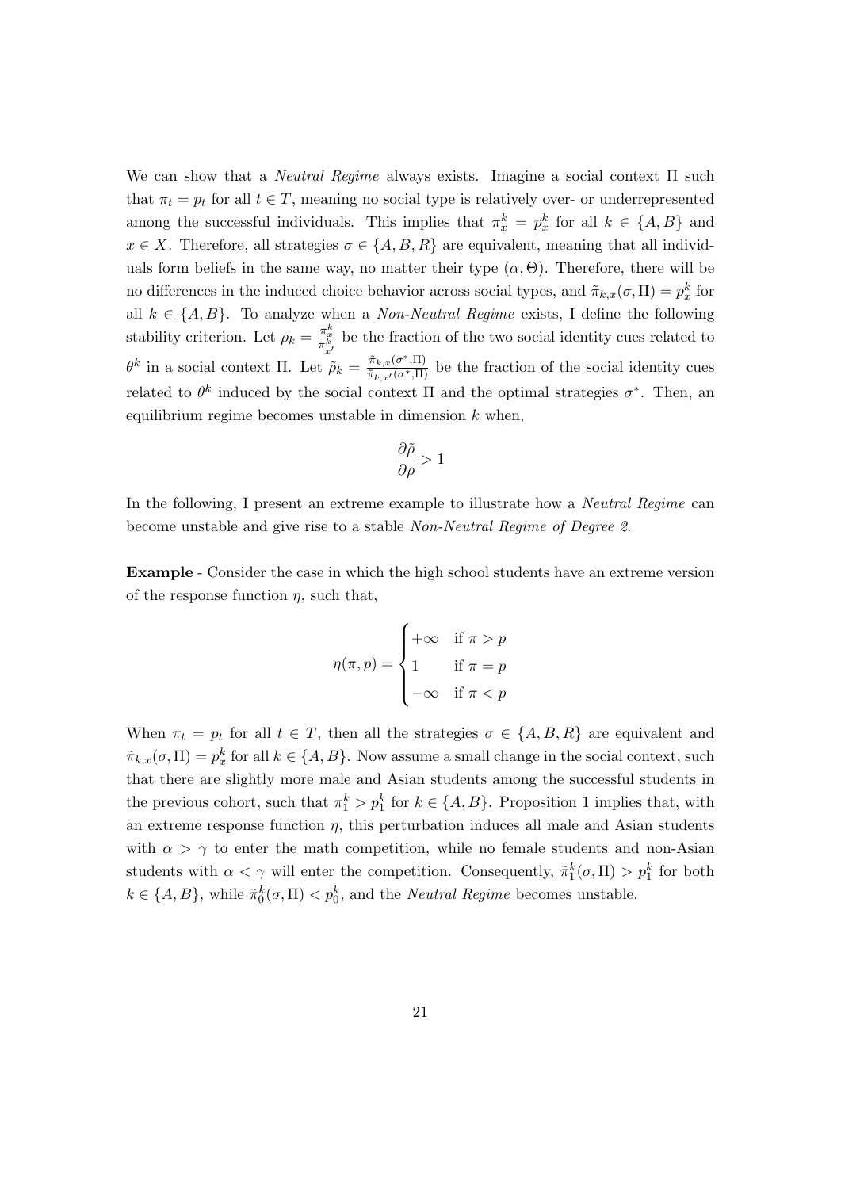We can show that a *Neutral Regime* always exists. Imagine a social context $\Pi$ such that $\pi_t = p_t$ for all $t \in T$, meaning no social type is relatively over- or underrepresented among the successful individuals. This implies that $\pi_x^k = p_x^k$ for all $k \in \{A, B\}$ and $x \in X$. Therefore, all strategies $\sigma \in \{A, B, R\}$ are equivalent, meaning that all individuals form beliefs in the same way, no matter their type $(\alpha, \Theta)$. Therefore, there will be no differences in the induced choice behavior across social types, and $\tilde{\pi}_{k,x}(\sigma, \Pi) = p_x^k$ for all $k \in \{A, B\}$. To analyze when a *Non-Neutral Regime* exists, I define the following stability criterion. Let $\rho_k = \frac{\pi_x^k}{\pi_{x'}^k}$ be the fraction of the two social identity cues related to $\theta^k$ in a social context $\Pi$. Let $\tilde{\rho}_k = \frac{\tilde{\pi}_{k,x}(\sigma^*, \Pi)}{\tilde{\pi}_{k,x'}(\sigma^*, \Pi)}$ be the fraction of the social identity cues related to $\theta^k$ induced by the social context $\Pi$ and the optimal strategies $\sigma^*$. Then, an equilibrium regime becomes unstable in dimension $k$ when,

$$\frac{\partial \tilde{\rho}}{\partial \rho} > 1$$

In the following, I present an extreme example to illustrate how a *Neutral Regime* can become unstable and give rise to a stable *Non-Neutral Regime of Degree 2*.

**Example** - Consider the case in which the high school students have an extreme version of the response function $\eta$, such that,

$$\eta(\pi, p) = \begin{cases} +\infty & \text{if } \pi > p \\ 1 & \text{if } \pi = p \\ -\infty & \text{if } \pi < p \end{cases}$$

When $\pi_t = p_t$ for all $t \in T$, then all the strategies $\sigma \in \{A, B, R\}$ are equivalent and $\tilde{\pi}_{k,x}(\sigma, \Pi) = p_x^k$ for all $k \in \{A, B\}$. Now assume a small change in the social context, such that there are slightly more male and Asian students among the successful students in the previous cohort, such that $\pi_1^k > p_1^k$ for $k \in \{A, B\}$. Proposition 1 implies that, with an extreme response function $\eta$, this perturbation induces all male and Asian students with $\alpha > \gamma$ to enter the math competition, while no female students and non-Asian students with $\alpha < \gamma$ will enter the competition. Consequently, $\tilde{\pi}_1^k(\sigma, \Pi) > p_1^k$ for both $k \in \{A, B\}$, while $\tilde{\pi}_0^k(\sigma, \Pi) < p_0^k$, and the *Neutral Regime* becomes unstable.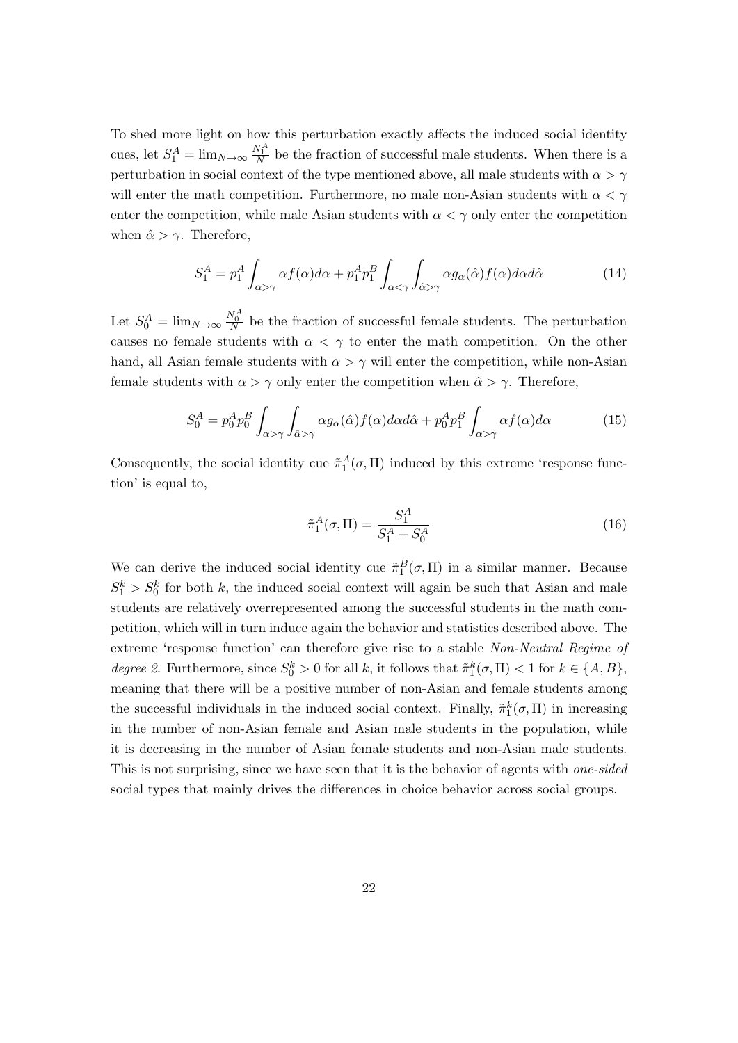To shed more light on how this perturbation exactly affects the induced social identity cues, let $S_1^A = \lim_{N\to\infty} \frac{N_1^A}{N}$ be the fraction of successful male students. When there is a perturbation in social context of the type mentioned above, all male students with $\alpha > \gamma$ will enter the math competition. Furthermore, no male non-Asian students with $\alpha < \gamma$ enter the competition, while male Asian students with $\alpha < \gamma$ only enter the competition when $\hat{\alpha} > \gamma$. Therefore,

$$S_1^A = p_1^A \int_{\alpha>\gamma} \alpha f(\alpha) d\alpha + p_1^A p_1^B \int_{\alpha<\gamma} \int_{\hat{\alpha}>\gamma} \alpha g_\alpha(\hat{\alpha}) f(\alpha) d\alpha d\hat{\alpha} \tag{14}$$

Let $S_0^A = \lim_{N\to\infty} \frac{N_0^A}{N}$ be the fraction of successful female students. The perturbation causes no female students with $\alpha < \gamma$ to enter the math competition. On the other hand, all Asian female students with $\alpha > \gamma$ will enter the competition, while non-Asian female students with $\alpha > \gamma$ only enter the competition when $\hat{\alpha} > \gamma$. Therefore,

$$S_0^A = p_0^A p_0^B \int_{\alpha>\gamma} \int_{\hat{\alpha}>\gamma} \alpha g_\alpha(\hat{\alpha}) f(\alpha) d\alpha d\hat{\alpha} + p_0^A p_1^B \int_{\alpha>\gamma} \alpha f(\alpha) d\alpha \tag{15}$$

Consequently, the social identity cue $\tilde{\pi}_1^A(\sigma, \Pi)$ induced by this extreme 'response function' is equal to,

$$\tilde{\pi}_1^A(\sigma, \Pi) = \frac{S_1^A}{S_1^A + S_0^A} \tag{16}$$

We can derive the induced social identity cue $\tilde{\pi}_1^B(\sigma, \Pi)$ in a similar manner. Because $S_1^k > S_0^k$ for both $k$, the induced social context will again be such that Asian and male students are relatively overrepresented among the successful students in the math competition, which will in turn induce again the behavior and statistics described above. The extreme 'response function' can therefore give rise to a stable *Non-Neutral Regime of degree 2*. Furthermore, since $S_0^k > 0$ for all $k$, it follows that $\tilde{\pi}_1^k(\sigma, \Pi) < 1$ for $k \in \{A, B\}$, meaning that there will be a positive number of non-Asian and female students among the successful individuals in the induced social context. Finally, $\tilde{\pi}_1^k(\sigma, \Pi)$ in increasing in the number of non-Asian female and Asian male students in the population, while it is decreasing in the number of Asian female students and non-Asian male students. This is not surprising, since we have seen that it is the behavior of agents with *one-sided* social types that mainly drives the differences in choice behavior across social groups.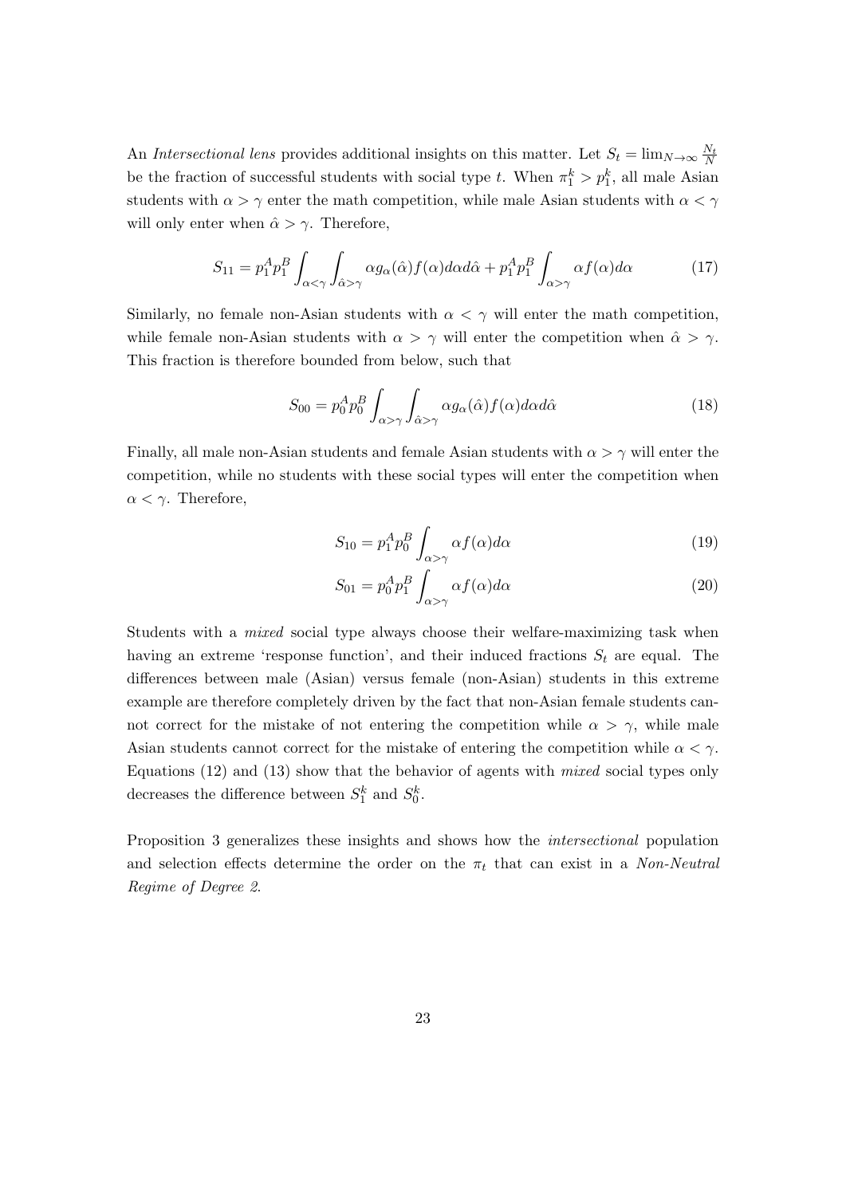An *Intersectional lens* provides additional insights on this matter. Let $S_t = \lim_{N\to\infty} \frac{N_t}{N}$ be the fraction of successful students with social type $t$. When $\pi_1^k > p_1^k$, all male Asian students with $\alpha > \gamma$ enter the math competition, while male Asian students with $\alpha < \gamma$ will only enter when $\hat{\alpha} > \gamma$. Therefore,

$$S_{11} = p_1^A p_1^B \int_{\alpha<\gamma} \int_{\hat{\alpha}>\gamma} \alpha g_\alpha(\hat{\alpha}) f(\alpha) d\alpha d\hat{\alpha} + p_1^A p_1^B \int_{\alpha>\gamma} \alpha f(\alpha) d\alpha \tag{17}$$

Similarly, no female non-Asian students with $\alpha < \gamma$ will enter the math competition, while female non-Asian students with $\alpha > \gamma$ will enter the competition when $\hat{\alpha} > \gamma$. This fraction is therefore bounded from below, such that

$$S_{00} = p_0^A p_0^B \int_{\alpha>\gamma} \int_{\hat{\alpha}>\gamma} \alpha g_\alpha(\hat{\alpha}) f(\alpha) d\alpha d\hat{\alpha} \tag{18}$$

Finally, all male non-Asian students and female Asian students with $\alpha > \gamma$ will enter the competition, while no students with these social types will enter the competition when $\alpha < \gamma$. Therefore,

$$S_{10} = p_1^A p_0^B \int_{\alpha>\gamma} \alpha f(\alpha) d\alpha \tag{19}$$

$$S_{01} = p_0^A p_1^B \int_{\alpha>\gamma} \alpha f(\alpha) d\alpha \tag{20}$$

Students with a *mixed* social type always choose their welfare-maximizing task when having an extreme 'response function', and their induced fractions $S_t$ are equal. The differences between male (Asian) versus female (non-Asian) students in this extreme example are therefore completely driven by the fact that non-Asian female students cannot correct for the mistake of not entering the competition while $\alpha > \gamma$, while male Asian students cannot correct for the mistake of entering the competition while $\alpha < \gamma$. Equations (12) and (13) show that the behavior of agents with *mixed* social types only decreases the difference between $S_1^k$ and $S_0^k$.

Proposition 3 generalizes these insights and shows how the *intersectional* population and selection effects determine the order on the $\pi_t$ that can exist in a *Non-Neutral Regime of Degree 2*.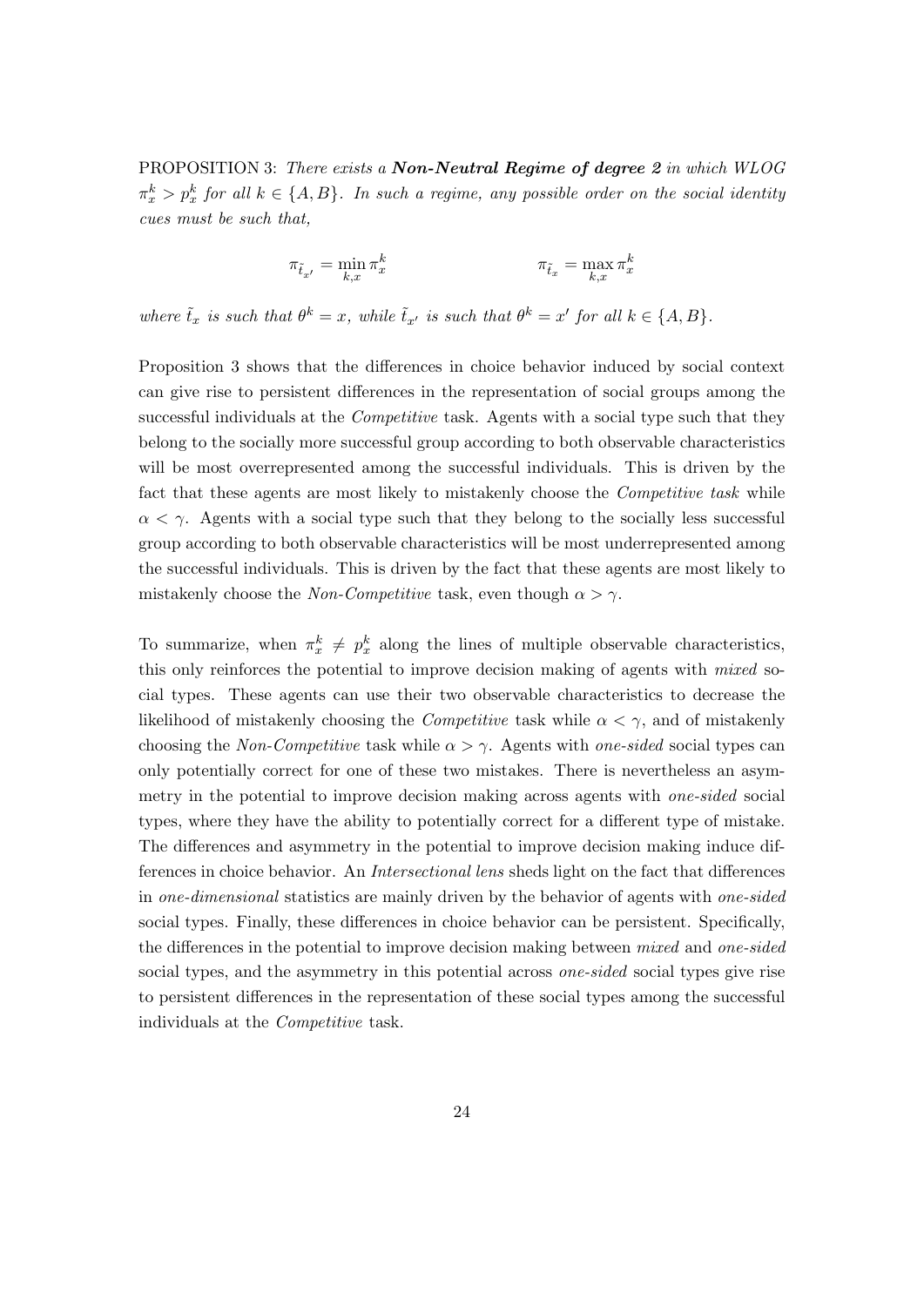PROPOSITION 3: *There exists a* ***Non-Neutral Regime of degree 2*** *in which WLOG* $\pi_x^k > p_x^k$ *for all* $k \in \{A, B\}$*. In such a regime, any possible order on the social identity cues must be such that,*

$$\pi_{\tilde{t}_{x'}} = \min_{k,x} \pi_x^k \qquad\qquad \pi_{\tilde{t}_x} = \max_{k,x} \pi_x^k$$

*where* $\tilde{t}_x$ *is such that* $\theta^k = x$*, while* $\tilde{t}_{x'}$ *is such that* $\theta^k = x'$ *for all* $k \in \{A, B\}$*.*

Proposition 3 shows that the differences in choice behavior induced by social context can give rise to persistent differences in the representation of social groups among the successful individuals at the *Competitive* task. Agents with a social type such that they belong to the socially more successful group according to both observable characteristics will be most overrepresented among the successful individuals. This is driven by the fact that these agents are most likely to mistakenly choose the *Competitive task* while $\alpha < \gamma$. Agents with a social type such that they belong to the socially less successful group according to both observable characteristics will be most underrepresented among the successful individuals. This is driven by the fact that these agents are most likely to mistakenly choose the *Non-Competitive* task, even though $\alpha > \gamma$.

To summarize, when $\pi_x^k \neq p_x^k$ along the lines of multiple observable characteristics, this only reinforces the potential to improve decision making of agents with *mixed* social types. These agents can use their two observable characteristics to decrease the likelihood of mistakenly choosing the *Competitive* task while $\alpha < \gamma$, and of mistakenly choosing the *Non-Competitive* task while $\alpha > \gamma$. Agents with *one-sided* social types can only potentially correct for one of these two mistakes. There is nevertheless an asymmetry in the potential to improve decision making across agents with *one-sided* social types, where they have the ability to potentially correct for a different type of mistake. The differences and asymmetry in the potential to improve decision making induce differences in choice behavior. An *Intersectional lens* sheds light on the fact that differences in *one-dimensional* statistics are mainly driven by the behavior of agents with *one-sided* social types. Finally, these differences in choice behavior can be persistent. Specifically, the differences in the potential to improve decision making between *mixed* and *one-sided* social types, and the asymmetry in this potential across *one-sided* social types give rise to persistent differences in the representation of these social types among the successful individuals at the *Competitive* task.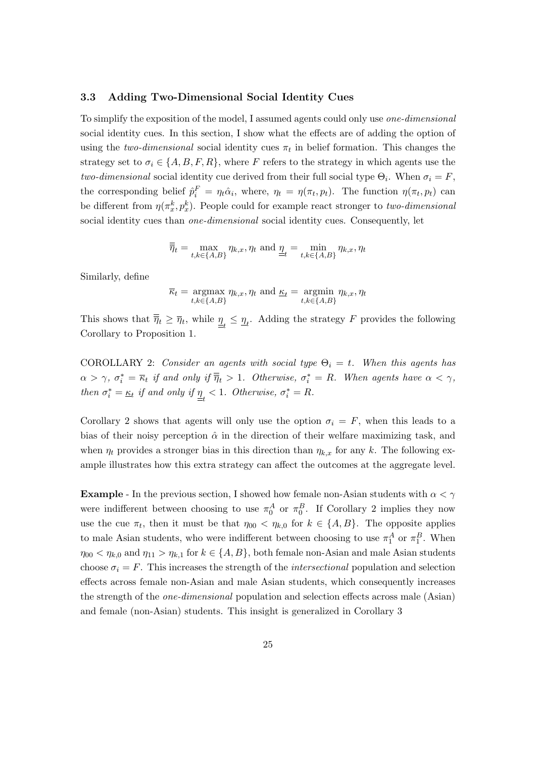### 3.3 Adding Two-Dimensional Social Identity Cues

To simplify the exposition of the model, I assumed agents could only use *one-dimensional* social identity cues. In this section, I show what the effects are of adding the option of using the *two-dimensional* social identity cues $\pi_t$ in belief formation. This changes the strategy set to $\sigma_i \in \{A, B, F, R\}$, where $F$ refers to the strategy in which agents use the *two-dimensional* social identity cue derived from their full social type $\Theta_i$. When $\sigma_i = F$, the corresponding belief $\hat{p}_i^F = \eta_t \hat{\alpha}_i$, where, $\eta_t = \eta(\pi_t, p_t)$. The function $\eta(\pi_t, p_t)$ can be different from $\eta(\pi_x^k, p_x^k)$. People could for example react stronger to *two-dimensional* social identity cues than *one-dimensional* social identity cues. Consequently, let

$$\overline{\overline{\eta}}_t = \max_{t,k \in \{A,B\}} \eta_{k,x}, \eta_t \text{ and } \underline{\underline{\eta}}_t = \min_{t,k \in \{A,B\}} \eta_{k,x}, \eta_t$$

Similarly, define

$$\overline{\kappa}_t = \underset{t,k \in \{A,B\}}{\operatorname{argmax}} \ \eta_{k,x}, \eta_t \text{ and } \underline{\kappa}_t = \underset{t,k \in \{A,B\}}{\operatorname{argmin}} \ \eta_{k,x}, \eta_t$$

This shows that $\overline{\overline{\eta}}_t \geq \overline{\eta}_t$, while $\underline{\underline{\eta}}_t \leq \underline{\eta}_t$. Adding the strategy $F$ provides the following Corollary to Proposition 1.

COROLLARY 2: *Consider an agents with social type $\Theta_i = t$. When this agents has $\alpha > \gamma$, $\sigma_i^* = \overline{\kappa}_t$ if and only if $\overline{\overline{\eta}}_t > 1$. Otherwise, $\sigma_i^* = R$. When agents have $\alpha < \gamma$, then $\sigma_i^* = \underline{\kappa}_t$ if and only if $\underline{\underline{\eta}}_t < 1$. Otherwise, $\sigma_i^* = R$.*

Corollary 2 shows that agents will only use the option $\sigma_i = F$, when this leads to a bias of their noisy perception $\hat{\alpha}$ in the direction of their welfare maximizing task, and when $\eta_t$ provides a stronger bias in this direction than $\eta_{k,x}$ for any $k$. The following example illustrates how this extra strategy can affect the outcomes at the aggregate level.

**Example** - In the previous section, I showed how female non-Asian students with $\alpha < \gamma$ were indifferent between choosing to use $\pi_0^A$ or $\pi_0^B$. If Corollary 2 implies they now use the cue $\pi_t$, then it must be that $\eta_{00} < \eta_{k,0}$ for $k \in \{A, B\}$. The opposite applies to male Asian students, who were indifferent between choosing to use $\pi_1^A$ or $\pi_1^B$. When $\eta_{00} < \eta_{k,0}$ and $\eta_{11} > \eta_{k,1}$ for $k \in \{A, B\}$, both female non-Asian and male Asian students choose $\sigma_i = F$. This increases the strength of the *intersectional* population and selection effects across female non-Asian and male Asian students, which consequently increases the strength of the *one-dimensional* population and selection effects across male (Asian) and female (non-Asian) students. This insight is generalized in Corollary 3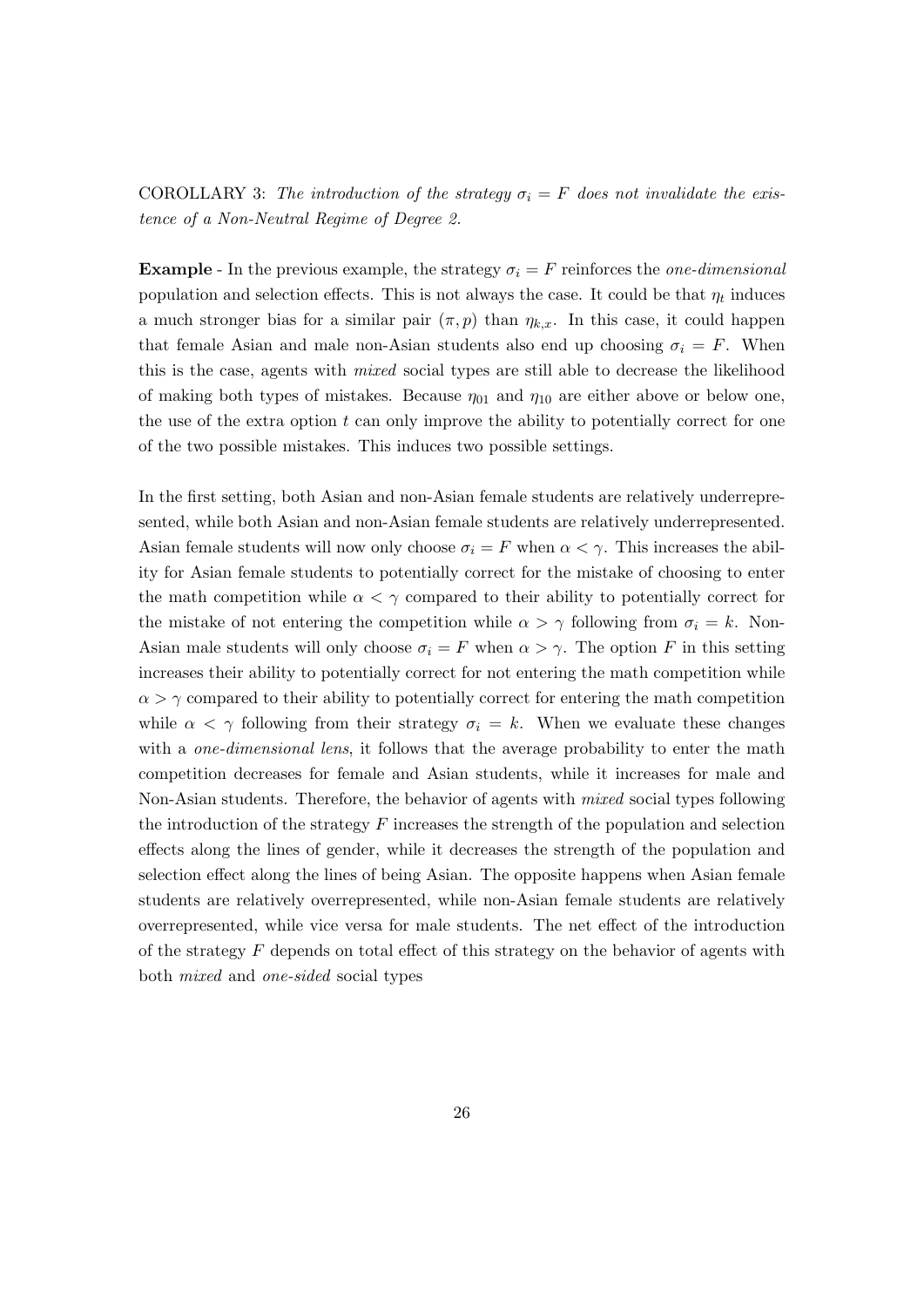COROLLARY 3: *The introduction of the strategy $\sigma_i = F$ does not invalidate the existence of a Non-Neutral Regime of Degree 2.*

**Example** - In the previous example, the strategy $\sigma_i = F$ reinforces the *one-dimensional* population and selection effects. This is not always the case. It could be that $\eta_t$ induces a much stronger bias for a similar pair $(\pi, p)$ than $\eta_{k,x}$. In this case, it could happen that female Asian and male non-Asian students also end up choosing $\sigma_i = F$. When this is the case, agents with *mixed* social types are still able to decrease the likelihood of making both types of mistakes. Because $\eta_{01}$ and $\eta_{10}$ are either above or below one, the use of the extra option $t$ can only improve the ability to potentially correct for one of the two possible mistakes. This induces two possible settings.

In the first setting, both Asian and non-Asian female students are relatively underrepresented, while both Asian and non-Asian female students are relatively underrepresented. Asian female students will now only choose $\sigma_i = F$ when $\alpha < \gamma$. This increases the ability for Asian female students to potentially correct for the mistake of choosing to enter the math competition while $\alpha < \gamma$ compared to their ability to potentially correct for the mistake of not entering the competition while $\alpha > \gamma$ following from $\sigma_i = k$. Non-Asian male students will only choose $\sigma_i = F$ when $\alpha > \gamma$. The option $F$ in this setting increases their ability to potentially correct for not entering the math competition while $\alpha > \gamma$ compared to their ability to potentially correct for entering the math competition while $\alpha < \gamma$ following from their strategy $\sigma_i = k$. When we evaluate these changes with a *one-dimensional lens*, it follows that the average probability to enter the math competition decreases for female and Asian students, while it increases for male and Non-Asian students. Therefore, the behavior of agents with *mixed* social types following the introduction of the strategy $F$ increases the strength of the population and selection effects along the lines of gender, while it decreases the strength of the population and selection effect along the lines of being Asian. The opposite happens when Asian female students are relatively overrepresented, while non-Asian female students are relatively overrepresented, while vice versa for male students. The net effect of the introduction of the strategy $F$ depends on total effect of this strategy on the behavior of agents with both *mixed* and *one-sided* social types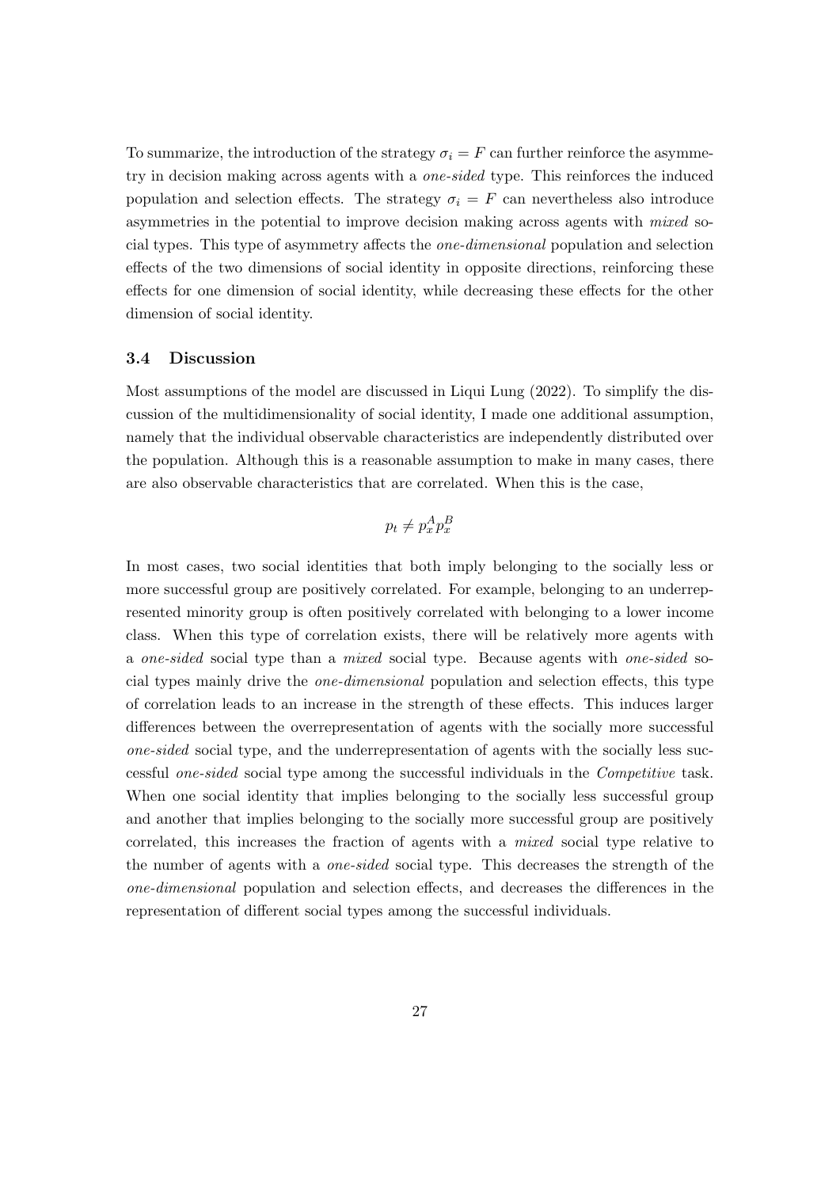To summarize, the introduction of the strategy $\sigma_i = F$ can further reinforce the asymmetry in decision making across agents with a *one-sided* type. This reinforces the induced population and selection effects. The strategy $\sigma_i = F$ can nevertheless also introduce asymmetries in the potential to improve decision making across agents with *mixed* social types. This type of asymmetry affects the *one-dimensional* population and selection effects of the two dimensions of social identity in opposite directions, reinforcing these effects for one dimension of social identity, while decreasing these effects for the other dimension of social identity.

### 3.4 Discussion

Most assumptions of the model are discussed in Liqui Lung (2022). To simplify the discussion of the multidimensionality of social identity, I made one additional assumption, namely that the individual observable characteristics are independently distributed over the population. Although this is a reasonable assumption to make in many cases, there are also observable characteristics that are correlated. When this is the case,

$$p_t \neq p_x^A p_x^B$$

In most cases, two social identities that both imply belonging to the socially less or more successful group are positively correlated. For example, belonging to an underrepresented minority group is often positively correlated with belonging to a lower income class. When this type of correlation exists, there will be relatively more agents with a *one-sided* social type than a *mixed* social type. Because agents with *one-sided* social types mainly drive the *one-dimensional* population and selection effects, this type of correlation leads to an increase in the strength of these effects. This induces larger differences between the overrepresentation of agents with the socially more successful *one-sided* social type, and the underrepresentation of agents with the socially less successful *one-sided* social type among the successful individuals in the *Competitive* task. When one social identity that implies belonging to the socially less successful group and another that implies belonging to the socially more successful group are positively correlated, this increases the fraction of agents with a *mixed* social type relative to the number of agents with a *one-sided* social type. This decreases the strength of the *one-dimensional* population and selection effects, and decreases the differences in the representation of different social types among the successful individuals.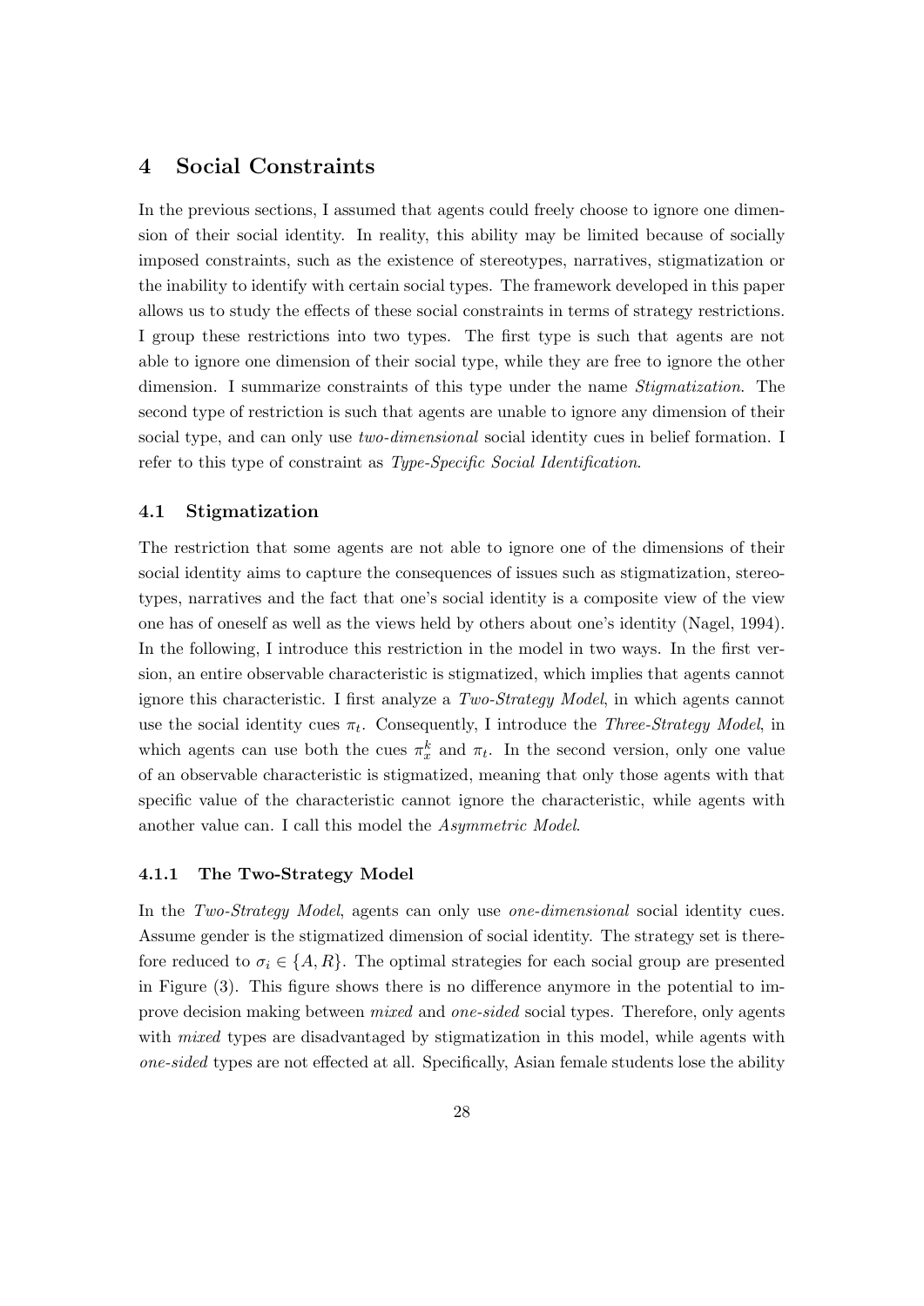## 4 Social Constraints

In the previous sections, I assumed that agents could freely choose to ignore one dimension of their social identity. In reality, this ability may be limited because of socially imposed constraints, such as the existence of stereotypes, narratives, stigmatization or the inability to identify with certain social types. The framework developed in this paper allows us to study the effects of these social constraints in terms of strategy restrictions. I group these restrictions into two types. The first type is such that agents are not able to ignore one dimension of their social type, while they are free to ignore the other dimension. I summarize constraints of this type under the name *Stigmatization*. The second type of restriction is such that agents are unable to ignore any dimension of their social type, and can only use *two-dimensional* social identity cues in belief formation. I refer to this type of constraint as *Type-Specific Social Identification*.

### 4.1 Stigmatization

The restriction that some agents are not able to ignore one of the dimensions of their social identity aims to capture the consequences of issues such as stigmatization, stereotypes, narratives and the fact that one's social identity is a composite view of the view one has of oneself as well as the views held by others about one's identity (Nagel, 1994). In the following, I introduce this restriction in the model in two ways. In the first version, an entire observable characteristic is stigmatized, which implies that agents cannot ignore this characteristic. I first analyze a *Two-Strategy Model*, in which agents cannot use the social identity cues $\pi_t$. Consequently, I introduce the *Three-Strategy Model*, in which agents can use both the cues $\pi_x^k$ and $\pi_t$. In the second version, only one value of an observable characteristic is stigmatized, meaning that only those agents with that specific value of the characteristic cannot ignore the characteristic, while agents with another value can. I call this model the *Asymmetric Model*.

#### 4.1.1 The Two-Strategy Model

In the *Two-Strategy Model*, agents can only use *one-dimensional* social identity cues. Assume gender is the stigmatized dimension of social identity. The strategy set is therefore reduced to $\sigma_i \in \{A, R\}$. The optimal strategies for each social group are presented in Figure (3). This figure shows there is no difference anymore in the potential to improve decision making between *mixed* and *one-sided* social types. Therefore, only agents with *mixed* types are disadvantaged by stigmatization in this model, while agents with *one-sided* types are not effected at all. Specifically, Asian female students lose the ability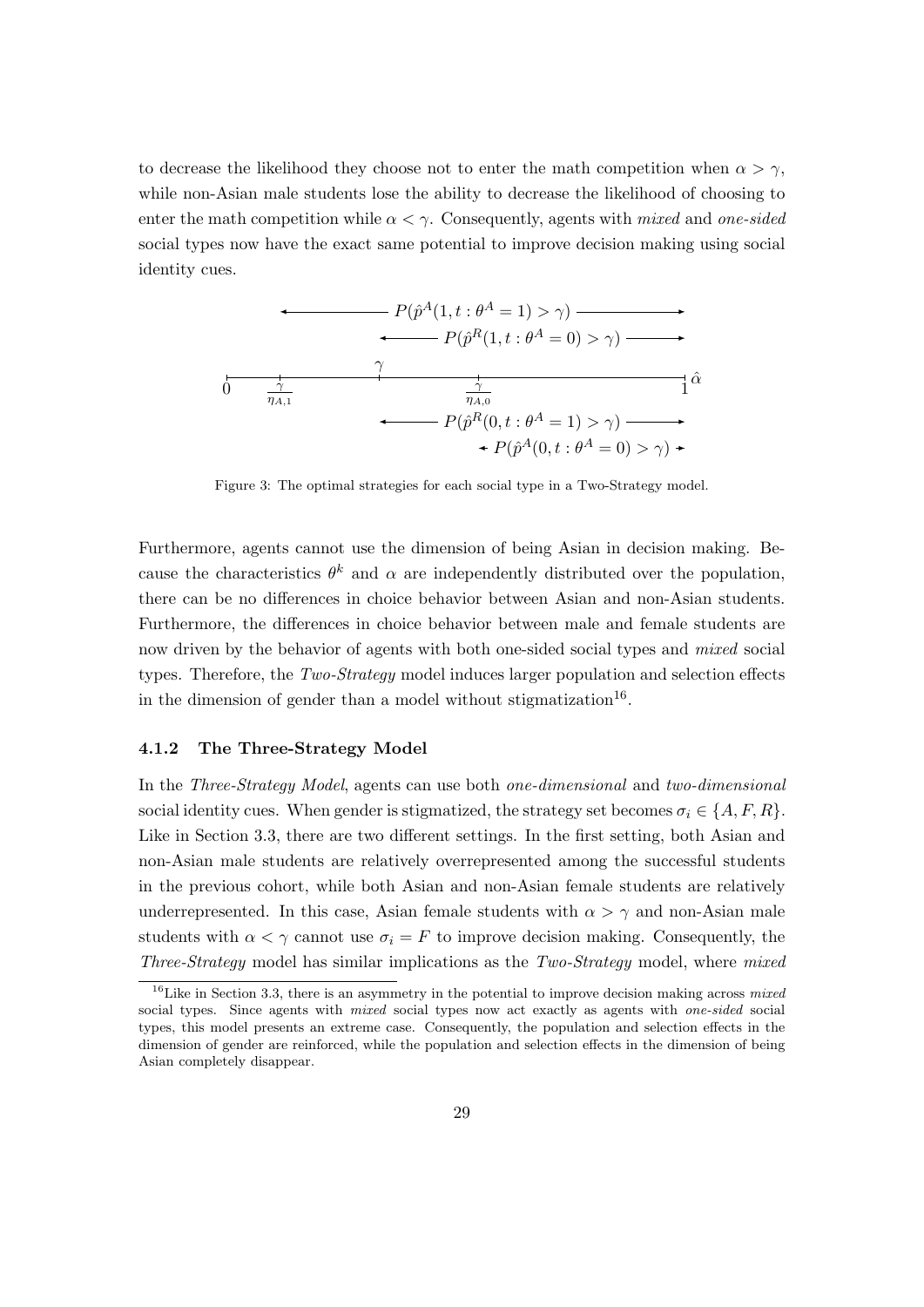to decrease the likelihood they choose not to enter the math competition when $\alpha > \gamma$, while non-Asian male students lose the ability to decrease the likelihood of choosing to enter the math competition while $\alpha < \gamma$. Consequently, agents with *mixed* and *one-sided* social types now have the exact same potential to improve decision making using social identity cues.

$P(\hat{p}^A(1, t : \theta^A = 1) > \gamma)$

$P(\hat{p}^R(1, t : \theta^A = 0) > \gamma)$

$0 \quad \frac{\gamma}{\eta_{A,1}} \quad \gamma \quad \frac{\gamma}{\eta_{A,0}} \quad 1 \quad \hat{\alpha}$

$P(\hat{p}^R(0, t : \theta^A = 1) > \gamma)$

$P(\hat{p}^A(0, t : \theta^A = 0) > \gamma)$

Figure 3: The optimal strategies for each social type in a Two-Strategy model.

Furthermore, agents cannot use the dimension of being Asian in decision making. Because the characteristics $\theta^k$ and $\alpha$ are independently distributed over the population, there can be no differences in choice behavior between Asian and non-Asian students. Furthermore, the differences in choice behavior between male and female students are now driven by the behavior of agents with both one-sided social types and *mixed* social types. Therefore, the *Two-Strategy* model induces larger population and selection effects in the dimension of gender than a model without stigmatization[16].

### 4.1.2 The Three-Strategy Model

In the *Three-Strategy Model*, agents can use both *one-dimensional* and *two-dimensional* social identity cues. When gender is stigmatized, the strategy set becomes $\sigma_i \in \{A, F, R\}$. Like in Section 3.3, there are two different settings. In the first setting, both Asian and non-Asian male students are relatively overrepresented among the successful students in the previous cohort, while both Asian and non-Asian female students are relatively underrepresented. In this case, Asian female students with $\alpha > \gamma$ and non-Asian male students with $\alpha < \gamma$ cannot use $\sigma_i = F$ to improve decision making. Consequently, the *Three-Strategy* model has similar implications as the *Two-Strategy* model, where *mixed*

[16]Like in Section 3.3, there is an asymmetry in the potential to improve decision making across *mixed* social types. Since agents with *mixed* social types now act exactly as agents with *one-sided* social types, this model presents an extreme case. Consequently, the population and selection effects in the dimension of gender are reinforced, while the population and selection effects in the dimension of being Asian completely disappear.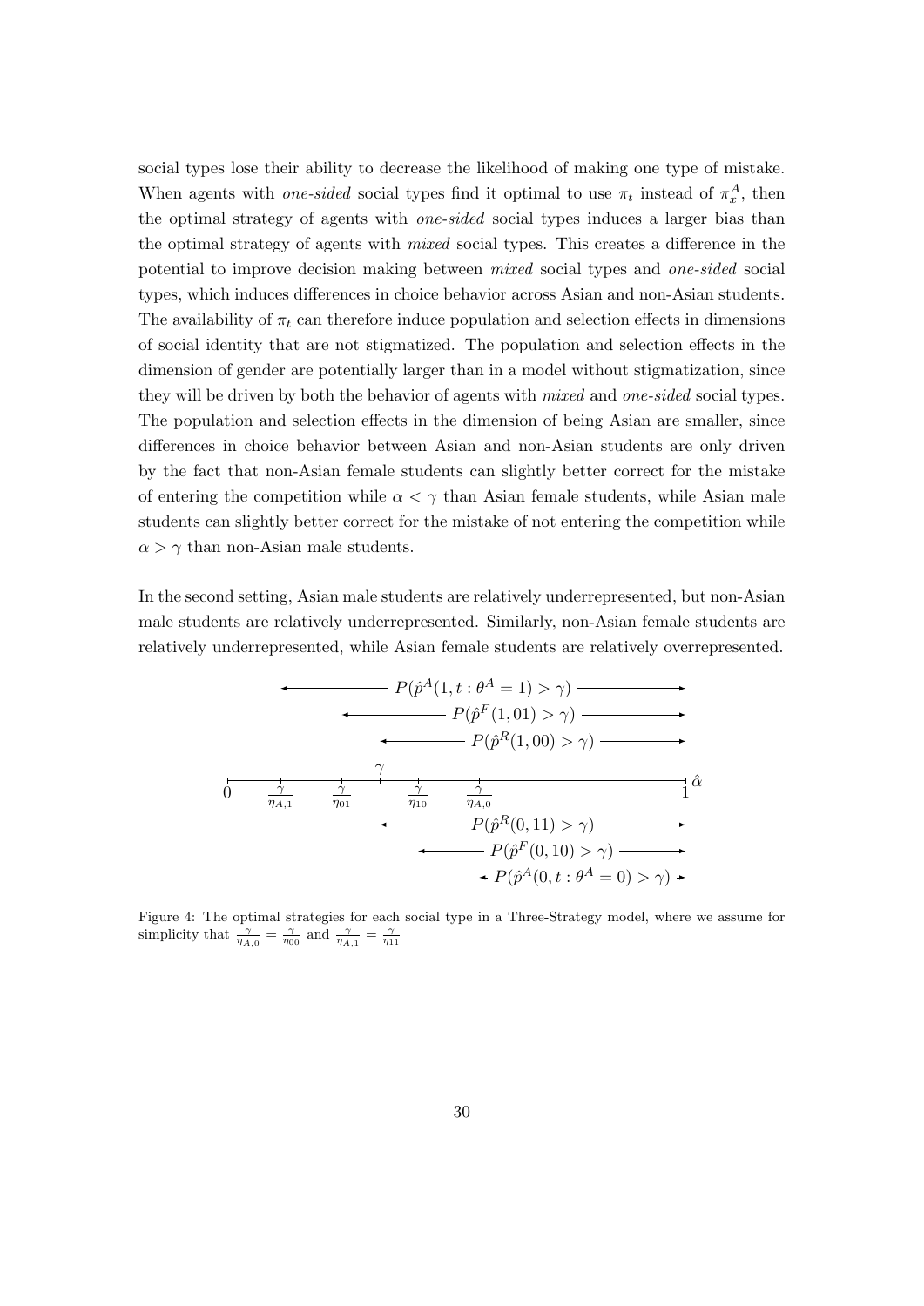social types lose their ability to decrease the likelihood of making one type of mistake. When agents with *one-sided* social types find it optimal to use $\pi_t$ instead of $\pi_x^A$, then the optimal strategy of agents with *one-sided* social types induces a larger bias than the optimal strategy of agents with *mixed* social types. This creates a difference in the potential to improve decision making between *mixed* social types and *one-sided* social types, which induces differences in choice behavior across Asian and non-Asian students. The availability of $\pi_t$ can therefore induce population and selection effects in dimensions of social identity that are not stigmatized. The population and selection effects in the dimension of gender are potentially larger than in a model without stigmatization, since they will be driven by both the behavior of agents with *mixed* and *one-sided* social types. The population and selection effects in the dimension of being Asian are smaller, since differences in choice behavior between Asian and non-Asian students are only driven by the fact that non-Asian female students can slightly better correct for the mistake of entering the competition while $\alpha < \gamma$ than Asian female students, while Asian male students can slightly better correct for the mistake of not entering the competition while $\alpha > \gamma$ than non-Asian male students.

In the second setting, Asian male students are relatively underrepresented, but non-Asian male students are relatively underrepresented. Similarly, non-Asian female students are relatively underrepresented, while Asian female students are relatively overrepresented.

Figure 4: The optimal strategies for each social type in a Three-Strategy model, where we assume for simplicity that $\frac{\gamma}{\eta_{A,0}} = \frac{\gamma}{\eta_{00}}$ and $\frac{\gamma}{\eta_{A,1}} = \frac{\gamma}{\eta_{11}}$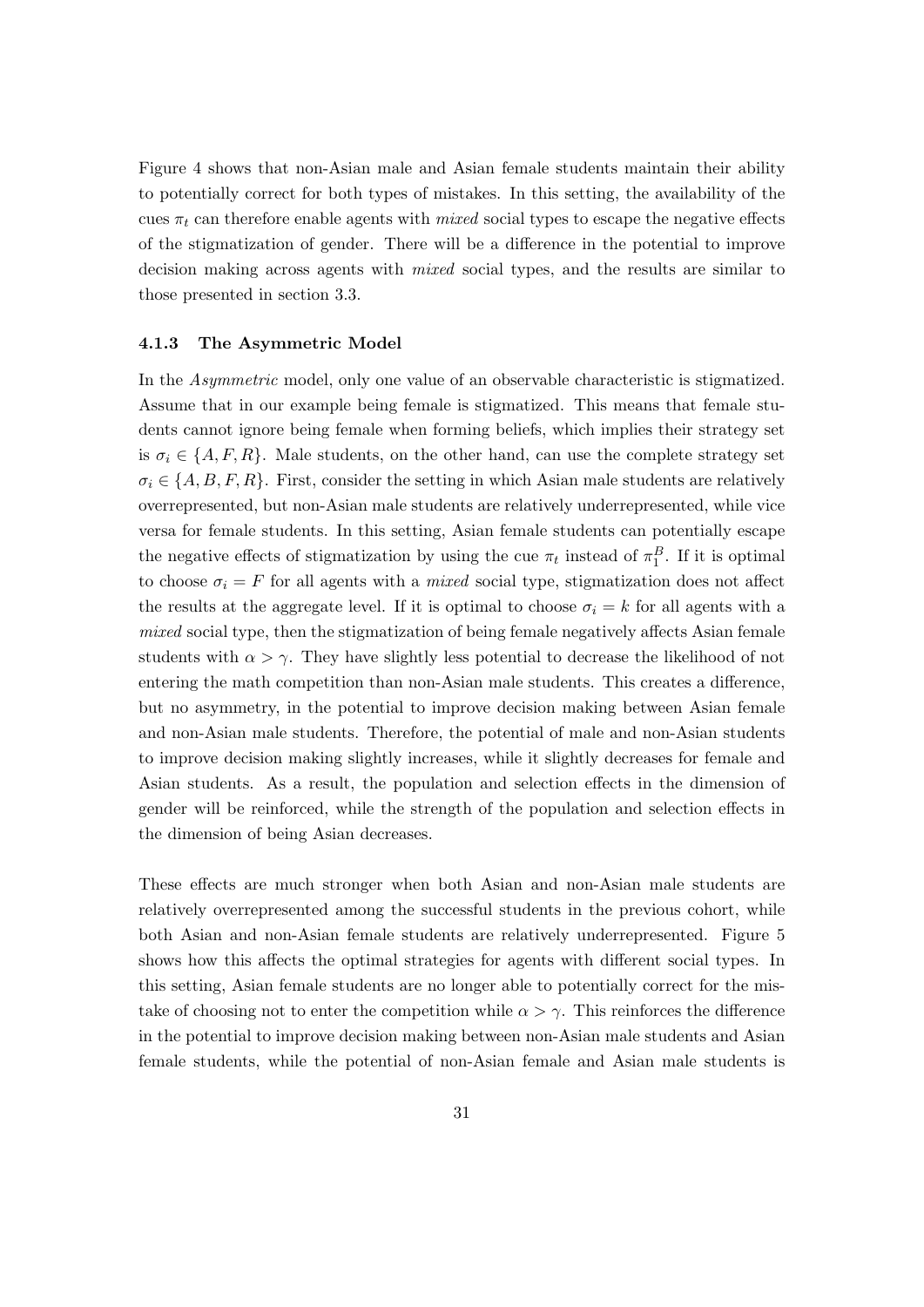Figure 4 shows that non-Asian male and Asian female students maintain their ability to potentially correct for both types of mistakes. In this setting, the availability of the cues $\pi_t$ can therefore enable agents with *mixed* social types to escape the negative effects of the stigmatization of gender. There will be a difference in the potential to improve decision making across agents with *mixed* social types, and the results are similar to those presented in section 3.3.

#### 4.1.3 The Asymmetric Model

In the *Asymmetric* model, only one value of an observable characteristic is stigmatized. Assume that in our example being female is stigmatized. This means that female students cannot ignore being female when forming beliefs, which implies their strategy set is $\sigma_i \in \{A, F, R\}$. Male students, on the other hand, can use the complete strategy set $\sigma_i \in \{A, B, F, R\}$. First, consider the setting in which Asian male students are relatively overrepresented, but non-Asian male students are relatively underrepresented, while vice versa for female students. In this setting, Asian female students can potentially escape the negative effects of stigmatization by using the cue $\pi_t$ instead of $\pi_1^B$. If it is optimal to choose $\sigma_i = F$ for all agents with a *mixed* social type, stigmatization does not affect the results at the aggregate level. If it is optimal to choose $\sigma_i = k$ for all agents with a *mixed* social type, then the stigmatization of being female negatively affects Asian female students with $\alpha > \gamma$. They have slightly less potential to decrease the likelihood of not entering the math competition than non-Asian male students. This creates a difference, but no asymmetry, in the potential to improve decision making between Asian female and non-Asian male students. Therefore, the potential of male and non-Asian students to improve decision making slightly increases, while it slightly decreases for female and Asian students. As a result, the population and selection effects in the dimension of gender will be reinforced, while the strength of the population and selection effects in the dimension of being Asian decreases.

These effects are much stronger when both Asian and non-Asian male students are relatively overrepresented among the successful students in the previous cohort, while both Asian and non-Asian female students are relatively underrepresented. Figure 5 shows how this affects the optimal strategies for agents with different social types. In this setting, Asian female students are no longer able to potentially correct for the mistake of choosing not to enter the competition while $\alpha > \gamma$. This reinforces the difference in the potential to improve decision making between non-Asian male students and Asian female students, while the potential of non-Asian female and Asian male students is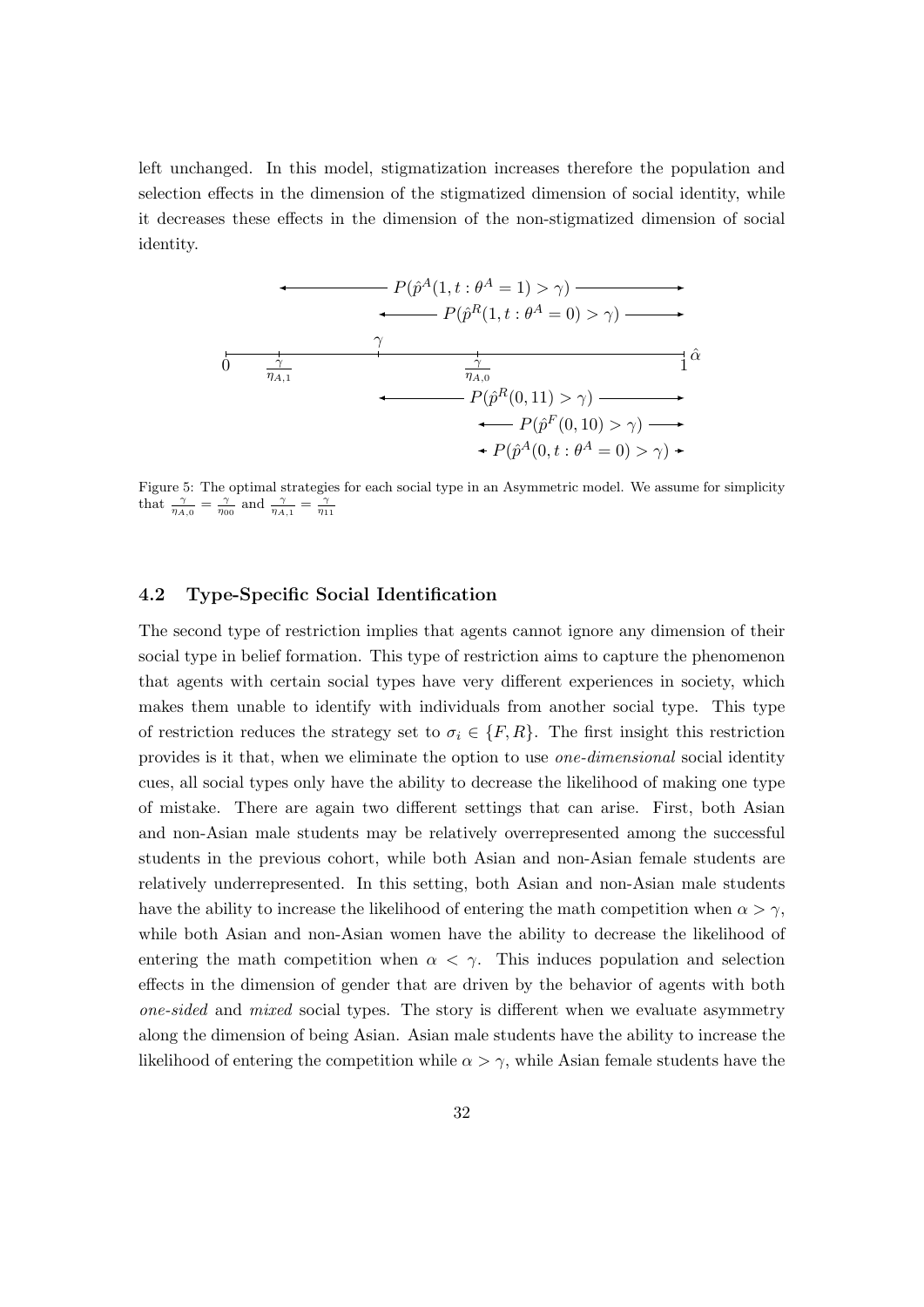left unchanged. In this model, stigmatization increases therefore the population and selection effects in the dimension of the stigmatized dimension of social identity, while it decreases these effects in the dimension of the non-stigmatized dimension of social identity.

Figure 5: The optimal strategies for each social type in an Asymmetric model. We assume for simplicity that $\frac{\gamma}{\eta_{A,0}} = \frac{\gamma}{\eta_{00}}$ and $\frac{\gamma}{\eta_{A,1}} = \frac{\gamma}{\eta_{11}}$

### 4.2 Type-Specific Social Identification

The second type of restriction implies that agents cannot ignore any dimension of their social type in belief formation. This type of restriction aims to capture the phenomenon that agents with certain social types have very different experiences in society, which makes them unable to identify with individuals from another social type. This type of restriction reduces the strategy set to $\sigma_i \in \{F, R\}$. The first insight this restriction provides is it that, when we eliminate the option to use *one-dimensional* social identity cues, all social types only have the ability to decrease the likelihood of making one type of mistake. There are again two different settings that can arise. First, both Asian and non-Asian male students may be relatively overrepresented among the successful students in the previous cohort, while both Asian and non-Asian female students are relatively underrepresented. In this setting, both Asian and non-Asian male students have the ability to increase the likelihood of entering the math competition when $\alpha > \gamma$, while both Asian and non-Asian women have the ability to decrease the likelihood of entering the math competition when $\alpha < \gamma$. This induces population and selection effects in the dimension of gender that are driven by the behavior of agents with both *one-sided* and *mixed* social types. The story is different when we evaluate asymmetry along the dimension of being Asian. Asian male students have the ability to increase the likelihood of entering the competition while $\alpha > \gamma$, while Asian female students have the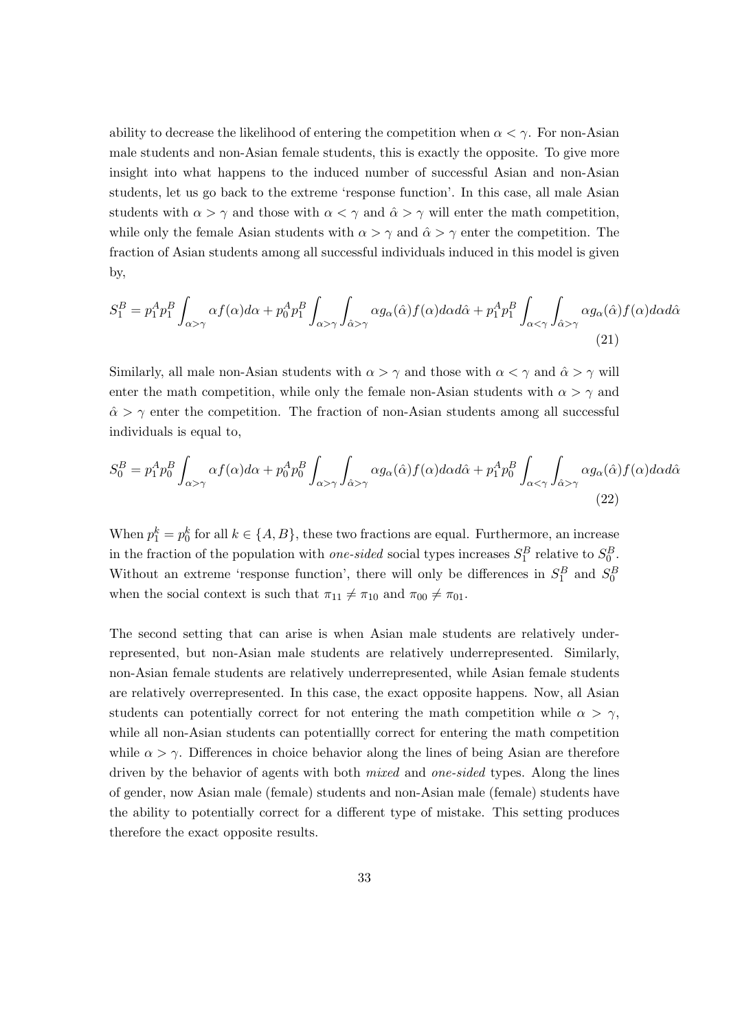ability to decrease the likelihood of entering the competition when $\alpha < \gamma$. For non-Asian male students and non-Asian female students, this is exactly the opposite. To give more insight into what happens to the induced number of successful Asian and non-Asian students, let us go back to the extreme 'response function'. In this case, all male Asian students with $\alpha > \gamma$ and those with $\alpha < \gamma$ and $\hat{\alpha} > \gamma$ will enter the math competition, while only the female Asian students with $\alpha > \gamma$ and $\hat{\alpha} > \gamma$ enter the competition. The fraction of Asian students among all successful individuals induced in this model is given by,

$$S_1^B = p_1^A p_1^B \int_{\alpha>\gamma} \alpha f(\alpha) d\alpha + p_0^A p_1^B \int_{\alpha>\gamma} \int_{\hat{\alpha}>\gamma} \alpha g_\alpha(\hat{\alpha}) f(\alpha) d\alpha d\hat{\alpha} + p_1^A p_1^B \int_{\alpha<\gamma} \int_{\hat{\alpha}>\gamma} \alpha g_\alpha(\hat{\alpha}) f(\alpha) d\alpha d\hat{\alpha} \tag{21}$$

Similarly, all male non-Asian students with $\alpha > \gamma$ and those with $\alpha < \gamma$ and $\hat{\alpha} > \gamma$ will enter the math competition, while only the female non-Asian students with $\alpha > \gamma$ and $\hat{\alpha} > \gamma$ enter the competition. The fraction of non-Asian students among all successful individuals is equal to,

$$S_0^B = p_1^A p_0^B \int_{\alpha>\gamma} \alpha f(\alpha) d\alpha + p_0^A p_0^B \int_{\alpha>\gamma} \int_{\hat{\alpha}>\gamma} \alpha g_\alpha(\hat{\alpha}) f(\alpha) d\alpha d\hat{\alpha} + p_1^A p_0^B \int_{\alpha<\gamma} \int_{\hat{\alpha}>\gamma} \alpha g_\alpha(\hat{\alpha}) f(\alpha) d\alpha d\hat{\alpha} \tag{22}$$

When $p_1^k = p_0^k$ for all $k \in \{A, B\}$, these two fractions are equal. Furthermore, an increase in the fraction of the population with *one-sided* social types increases $S_1^B$ relative to $S_0^B$. Without an extreme 'response function', there will only be differences in $S_1^B$ and $S_0^B$ when the social context is such that $\pi_{11} \neq \pi_{10}$ and $\pi_{00} \neq \pi_{01}$.

The second setting that can arise is when Asian male students are relatively underrepresented, but non-Asian male students are relatively underrepresented. Similarly, non-Asian female students are relatively underrepresented, while Asian female students are relatively overrepresented. In this case, the exact opposite happens. Now, all Asian students can potentially correct for not entering the math competition while $\alpha > \gamma$, while all non-Asian students can potentiallly correct for entering the math competition while $\alpha > \gamma$. Differences in choice behavior along the lines of being Asian are therefore driven by the behavior of agents with both *mixed* and *one-sided* types. Along the lines of gender, now Asian male (female) students and non-Asian male (female) students have the ability to potentially correct for a different type of mistake. This setting produces therefore the exact opposite results.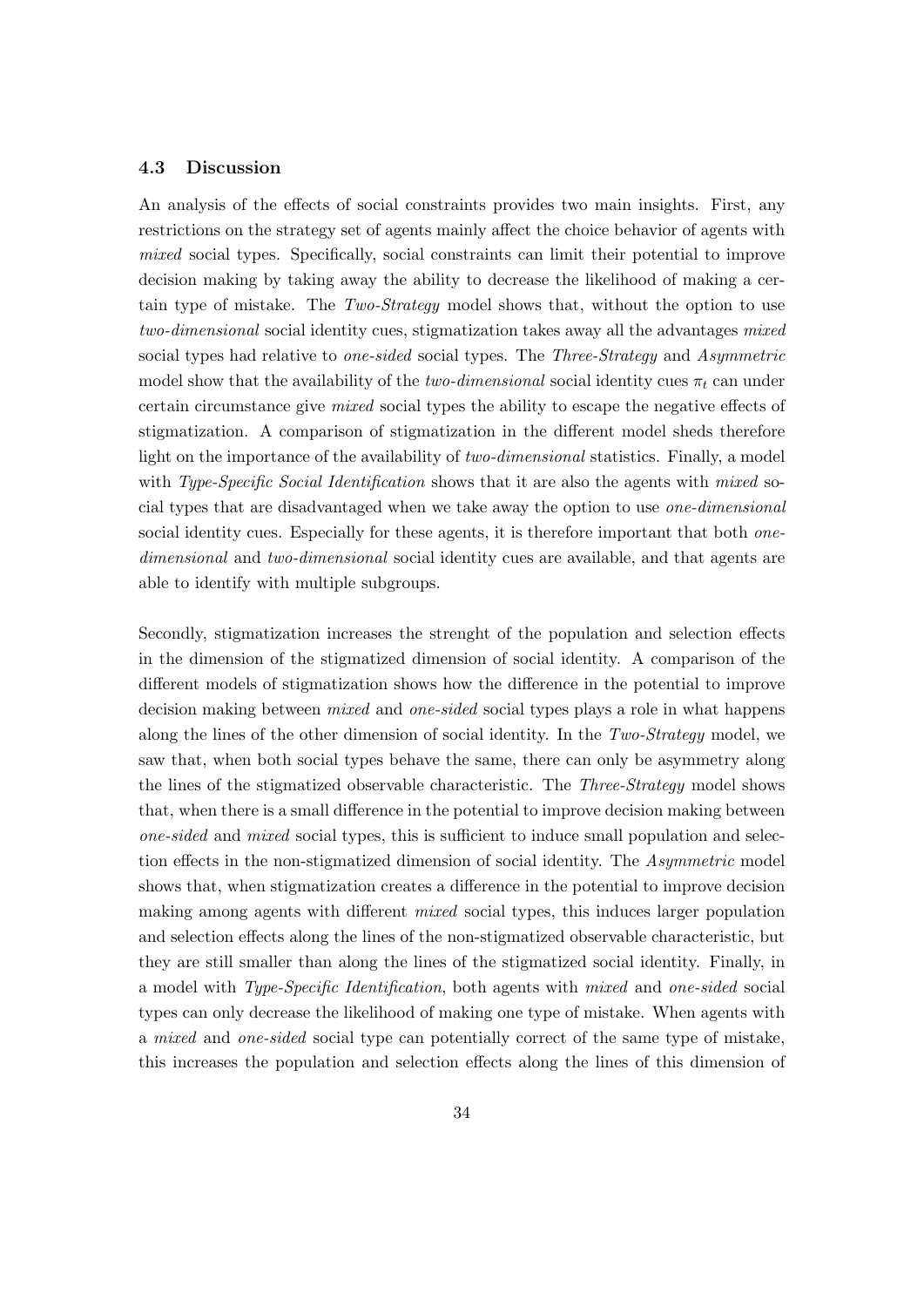### 4.3 Discussion

An analysis of the effects of social constraints provides two main insights. First, any restrictions on the strategy set of agents mainly affect the choice behavior of agents with *mixed* social types. Specifically, social constraints can limit their potential to improve decision making by taking away the ability to decrease the likelihood of making a certain type of mistake. The *Two-Strategy* model shows that, without the option to use *two-dimensional* social identity cues, stigmatization takes away all the advantages *mixed* social types had relative to *one-sided* social types. The *Three-Strategy* and *Asymmetric* model show that the availability of the *two-dimensional* social identity cues $\pi_t$ can under certain circumstance give *mixed* social types the ability to escape the negative effects of stigmatization. A comparison of stigmatization in the different model sheds therefore light on the importance of the availability of *two-dimensional* statistics. Finally, a model with *Type-Specific Social Identification* shows that it are also the agents with *mixed* social types that are disadvantaged when we take away the option to use *one-dimensional* social identity cues. Especially for these agents, it is therefore important that both *one-dimensional* and *two-dimensional* social identity cues are available, and that agents are able to identify with multiple subgroups.

Secondly, stigmatization increases the strenght of the population and selection effects in the dimension of the stigmatized dimension of social identity. A comparison of the different models of stigmatization shows how the difference in the potential to improve decision making between *mixed* and *one-sided* social types plays a role in what happens along the lines of the other dimension of social identity. In the *Two-Strategy* model, we saw that, when both social types behave the same, there can only be asymmetry along the lines of the stigmatized observable characteristic. The *Three-Strategy* model shows that, when there is a small difference in the potential to improve decision making between *one-sided* and *mixed* social types, this is sufficient to induce small population and selection effects in the non-stigmatized dimension of social identity. The *Asymmetric* model shows that, when stigmatization creates a difference in the potential to improve decision making among agents with different *mixed* social types, this induces larger population and selection effects along the lines of the non-stigmatized observable characteristic, but they are still smaller than along the lines of the stigmatized social identity. Finally, in a model with *Type-Specific Identification*, both agents with *mixed* and *one-sided* social types can only decrease the likelihood of making one type of mistake. When agents with a *mixed* and *one-sided* social type can potentially correct of the same type of mistake, this increases the population and selection effects along the lines of this dimension of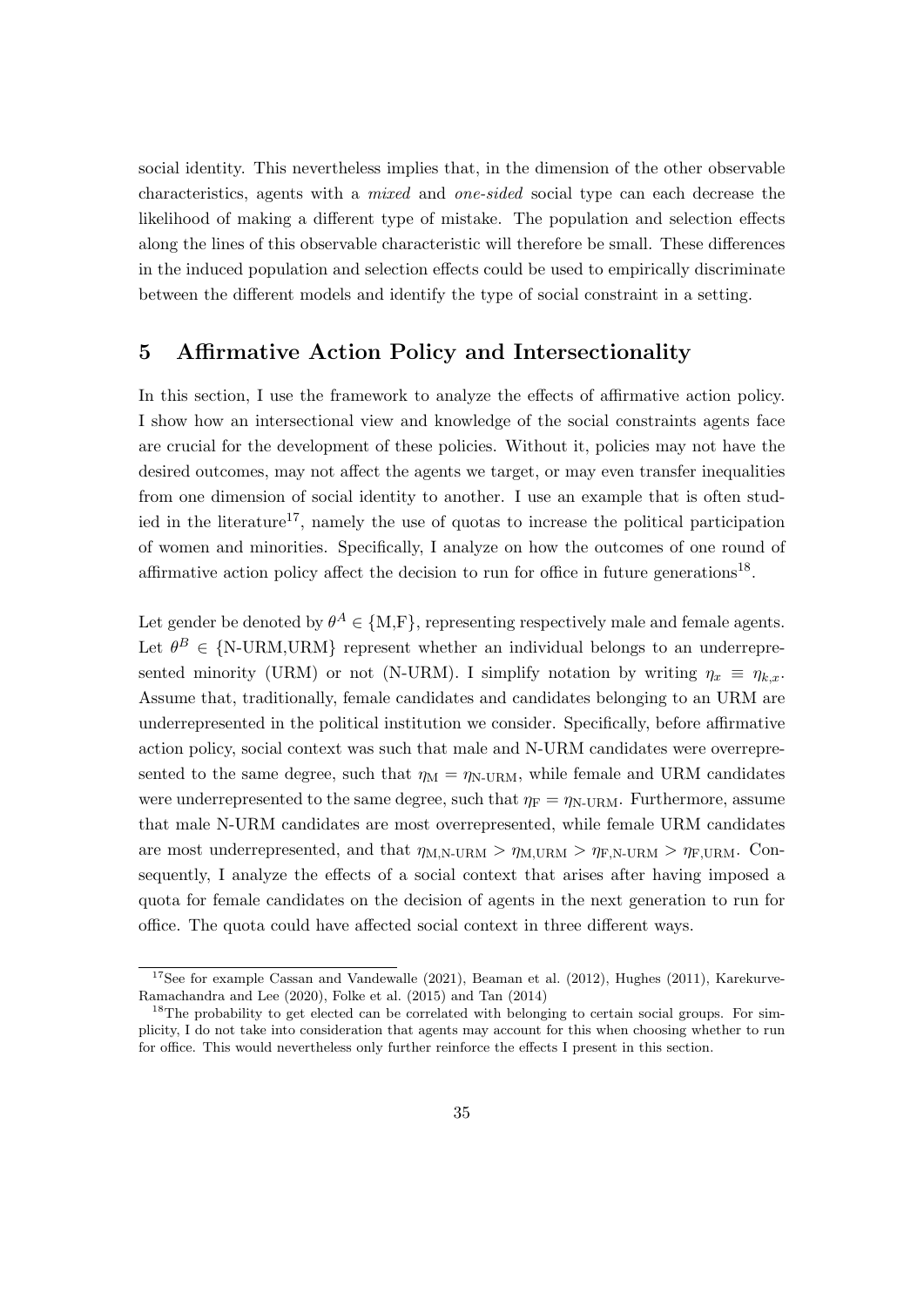social identity. This nevertheless implies that, in the dimension of the other observable characteristics, agents with a *mixed* and *one-sided* social type can each decrease the likelihood of making a different type of mistake. The population and selection effects along the lines of this observable characteristic will therefore be small. These differences in the induced population and selection effects could be used to empirically discriminate between the different models and identify the type of social constraint in a setting.

## 5 Affirmative Action Policy and Intersectionality

In this section, I use the framework to analyze the effects of affirmative action policy. I show how an intersectional view and knowledge of the social constraints agents face are crucial for the development of these policies. Without it, policies may not have the desired outcomes, may not affect the agents we target, or may even transfer inequalities from one dimension of social identity to another. I use an example that is often studied in the literature[17], namely the use of quotas to increase the political participation of women and minorities. Specifically, I analyze on how the outcomes of one round of affirmative action policy affect the decision to run for office in future generations[18].

Let gender be denoted by $\theta^A \in \{\text{M,F}\}$, representing respectively male and female agents. Let $\theta^B \in \{\text{N-URM,URM}\}$ represent whether an individual belongs to an underrepresented minority (URM) or not (N-URM). I simplify notation by writing $\eta_x \equiv \eta_{k,x}$. Assume that, traditionally, female candidates and candidates belonging to an URM are underrepresented in the political institution we consider. Specifically, before affirmative action policy, social context was such that male and N-URM candidates were overrepresented to the same degree, such that $\eta_{\text{M}} = \eta_{\text{N-URM}}$, while female and URM candidates were underrepresented to the same degree, such that $\eta_{\text{F}} = \eta_{\text{N-URM}}$. Furthermore, assume that male N-URM candidates are most overrepresented, while female URM candidates are most underrepresented, and that $\eta_{\text{M,N-URM}} > \eta_{\text{M,URM}} > \eta_{\text{F,N-URM}} > \eta_{\text{F,URM}}$. Consequently, I analyze the effects of a social context that arises after having imposed a quota for female candidates on the decision of agents in the next generation to run for office. The quota could have affected social context in three different ways.

[17] See for example Cassan and Vandewalle (2021), Beaman et al. (2012), Hughes (2011), Karekurve-Ramachandra and Lee (2020), Folke et al. (2015) and Tan (2014)

[18] The probability to get elected can be correlated with belonging to certain social groups. For simplicity, I do not take into consideration that agents may account for this when choosing whether to run for office. This would nevertheless only further reinforce the effects I present in this section.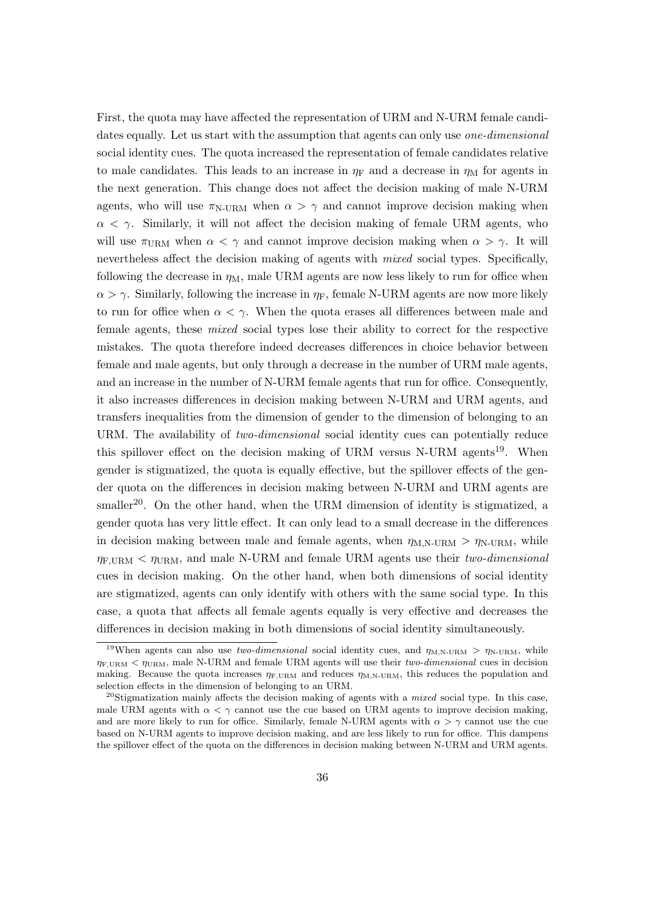First, the quota may have affected the representation of URM and N-URM female candidates equally. Let us start with the assumption that agents can only use *one-dimensional* social identity cues. The quota increased the representation of female candidates relative to male candidates. This leads to an increase in $\eta_{\mathrm{F}}$ and a decrease in $\eta_{\mathrm{M}}$ for agents in the next generation. This change does not affect the decision making of male N-URM agents, who will use $\pi_{\text{N-URM}}$ when $\alpha > \gamma$ and cannot improve decision making when $\alpha < \gamma$. Similarly, it will not affect the decision making of female URM agents, who will use $\pi_{\mathrm{URM}}$ when $\alpha < \gamma$ and cannot improve decision making when $\alpha > \gamma$. It will nevertheless affect the decision making of agents with *mixed* social types. Specifically, following the decrease in $\eta_{\mathrm{M}}$, male URM agents are now less likely to run for office when $\alpha > \gamma$. Similarly, following the increase in $\eta_{\mathrm{F}}$, female N-URM agents are now more likely to run for office when $\alpha < \gamma$. When the quota erases all differences between male and female agents, these *mixed* social types lose their ability to correct for the respective mistakes. The quota therefore indeed decreases differences in choice behavior between female and male agents, but only through a decrease in the number of URM male agents, and an increase in the number of N-URM female agents that run for office. Consequently, it also increases differences in decision making between N-URM and URM agents, and transfers inequalities from the dimension of gender to the dimension of belonging to an URM. The availability of *two-dimensional* social identity cues can potentially reduce this spillover effect on the decision making of URM versus N-URM agents[19]. When gender is stigmatized, the quota is equally effective, but the spillover effects of the gender quota on the differences in decision making between N-URM and URM agents are smaller[20]. On the other hand, when the URM dimension of identity is stigmatized, a gender quota has very little effect. It can only lead to a small decrease in the differences in decision making between male and female agents, when $\eta_{\text{M,N-URM}} > \eta_{\text{N-URM}}$, while $\eta_{\text{F,URM}} < \eta_{\text{URM}}$, and male N-URM and female URM agents use their *two-dimensional* cues in decision making. On the other hand, when both dimensions of social identity are stigmatized, agents can only identify with others with the same social type. In this case, a quota that affects all female agents equally is very effective and decreases the differences in decision making in both dimensions of social identity simultaneously.

[19]When agents can also use *two-dimensional* social identity cues, and $\eta_{\text{M,N-URM}} > \eta_{\text{N-URM}}$, while $\eta_{\text{F,URM}} < \eta_{\text{URM}}$, male N-URM and female URM agents will use their *two-dimensional* cues in decision making. Because the quota increases $\eta_{\text{F,URM}}$ and reduces $\eta_{\text{M,N-URM}}$, this reduces the population and selection effects in the dimension of belonging to an URM.

[20]Stigmatization mainly affects the decision making of agents with a *mixed* social type. In this case, male URM agents with $\alpha < \gamma$ cannot use the cue based on URM agents to improve decision making, and are more likely to run for office. Similarly, female N-URM agents with $\alpha > \gamma$ cannot use the cue based on N-URM agents to improve decision making, and are less likely to run for office. This dampens the spillover effect of the quota on the differences in decision making between N-URM and URM agents.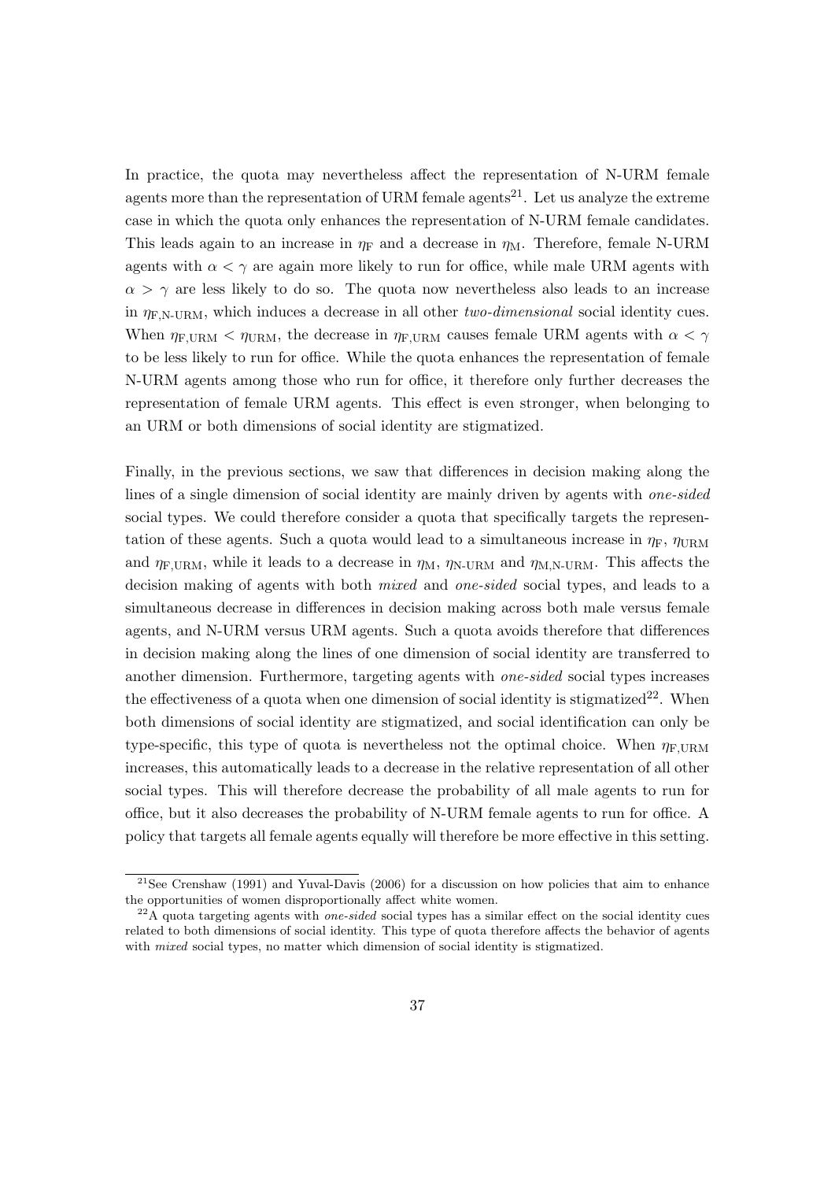In practice, the quota may nevertheless affect the representation of N-URM female agents more than the representation of URM female agents[21]. Let us analyze the extreme case in which the quota only enhances the representation of N-URM female candidates. This leads again to an increase in $\eta_{\text{F}}$ and a decrease in $\eta_{\text{M}}$. Therefore, female N-URM agents with $\alpha < \gamma$ are again more likely to run for office, while male URM agents with $\alpha > \gamma$ are less likely to do so. The quota now nevertheless also leads to an increase in $\eta_{\text{F,N-URM}}$, which induces a decrease in all other *two-dimensional* social identity cues. When $\eta_{\text{F,URM}} < \eta_{\text{URM}}$, the decrease in $\eta_{\text{F,URM}}$ causes female URM agents with $\alpha < \gamma$ to be less likely to run for office. While the quota enhances the representation of female N-URM agents among those who run for office, it therefore only further decreases the representation of female URM agents. This effect is even stronger, when belonging to an URM or both dimensions of social identity are stigmatized.

Finally, in the previous sections, we saw that differences in decision making along the lines of a single dimension of social identity are mainly driven by agents with *one-sided* social types. We could therefore consider a quota that specifically targets the representation of these agents. Such a quota would lead to a simultaneous increase in $\eta_{\text{F}}$, $\eta_{\text{URM}}$ and $\eta_{\text{F,URM}}$, while it leads to a decrease in $\eta_{\text{M}}$, $\eta_{\text{N-URM}}$ and $\eta_{\text{M,N-URM}}$. This affects the decision making of agents with both *mixed* and *one-sided* social types, and leads to a simultaneous decrease in differences in decision making across both male versus female agents, and N-URM versus URM agents. Such a quota avoids therefore that differences in decision making along the lines of one dimension of social identity are transferred to another dimension. Furthermore, targeting agents with *one-sided* social types increases the effectiveness of a quota when one dimension of social identity is stigmatized[22]. When both dimensions of social identity are stigmatized, and social identification can only be type-specific, this type of quota is nevertheless not the optimal choice. When $\eta_{\text{F,URM}}$ increases, this automatically leads to a decrease in the relative representation of all other social types. This will therefore decrease the probability of all male agents to run for office, but it also decreases the probability of N-URM female agents to run for office. A policy that targets all female agents equally will therefore be more effective in this setting.

[21] See Crenshaw (1991) and Yuval-Davis (2006) for a discussion on how policies that aim to enhance the opportunities of women disproportionally affect white women.

[22] A quota targeting agents with *one-sided* social types has a similar effect on the social identity cues related to both dimensions of social identity. This type of quota therefore affects the behavior of agents with *mixed* social types, no matter which dimension of social identity is stigmatized.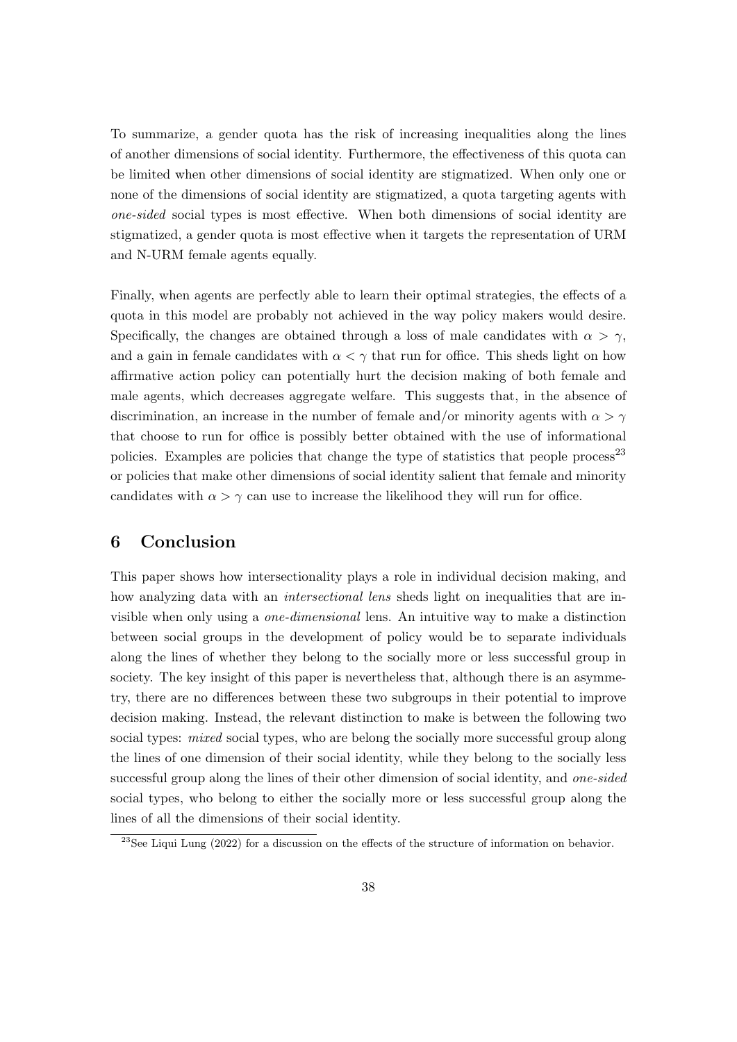To summarize, a gender quota has the risk of increasing inequalities along the lines of another dimensions of social identity. Furthermore, the effectiveness of this quota can be limited when other dimensions of social identity are stigmatized. When only one or none of the dimensions of social identity are stigmatized, a quota targeting agents with *one-sided* social types is most effective. When both dimensions of social identity are stigmatized, a gender quota is most effective when it targets the representation of URM and N-URM female agents equally.

Finally, when agents are perfectly able to learn their optimal strategies, the effects of a quota in this model are probably not achieved in the way policy makers would desire. Specifically, the changes are obtained through a loss of male candidates with $\alpha > \gamma$, and a gain in female candidates with $\alpha < \gamma$ that run for office. This sheds light on how affirmative action policy can potentially hurt the decision making of both female and male agents, which decreases aggregate welfare. This suggests that, in the absence of discrimination, an increase in the number of female and/or minority agents with $\alpha > \gamma$ that choose to run for office is possibly better obtained with the use of informational policies. Examples are policies that change the type of statistics that people process[23] or policies that make other dimensions of social identity salient that female and minority candidates with $\alpha > \gamma$ can use to increase the likelihood they will run for office.

## 6 Conclusion

This paper shows how intersectionality plays a role in individual decision making, and how analyzing data with an *intersectional lens* sheds light on inequalities that are invisible when only using a *one-dimensional* lens. An intuitive way to make a distinction between social groups in the development of policy would be to separate individuals along the lines of whether they belong to the socially more or less successful group in society. The key insight of this paper is nevertheless that, although there is an asymmetry, there are no differences between these two subgroups in their potential to improve decision making. Instead, the relevant distinction to make is between the following two social types: *mixed* social types, who are belong the socially more successful group along the lines of one dimension of their social identity, while they belong to the socially less successful group along the lines of their other dimension of social identity, and *one-sided* social types, who belong to either the socially more or less successful group along the lines of all the dimensions of their social identity.

[23]See Liqui Lung (2022) for a discussion on the effects of the structure of information on behavior.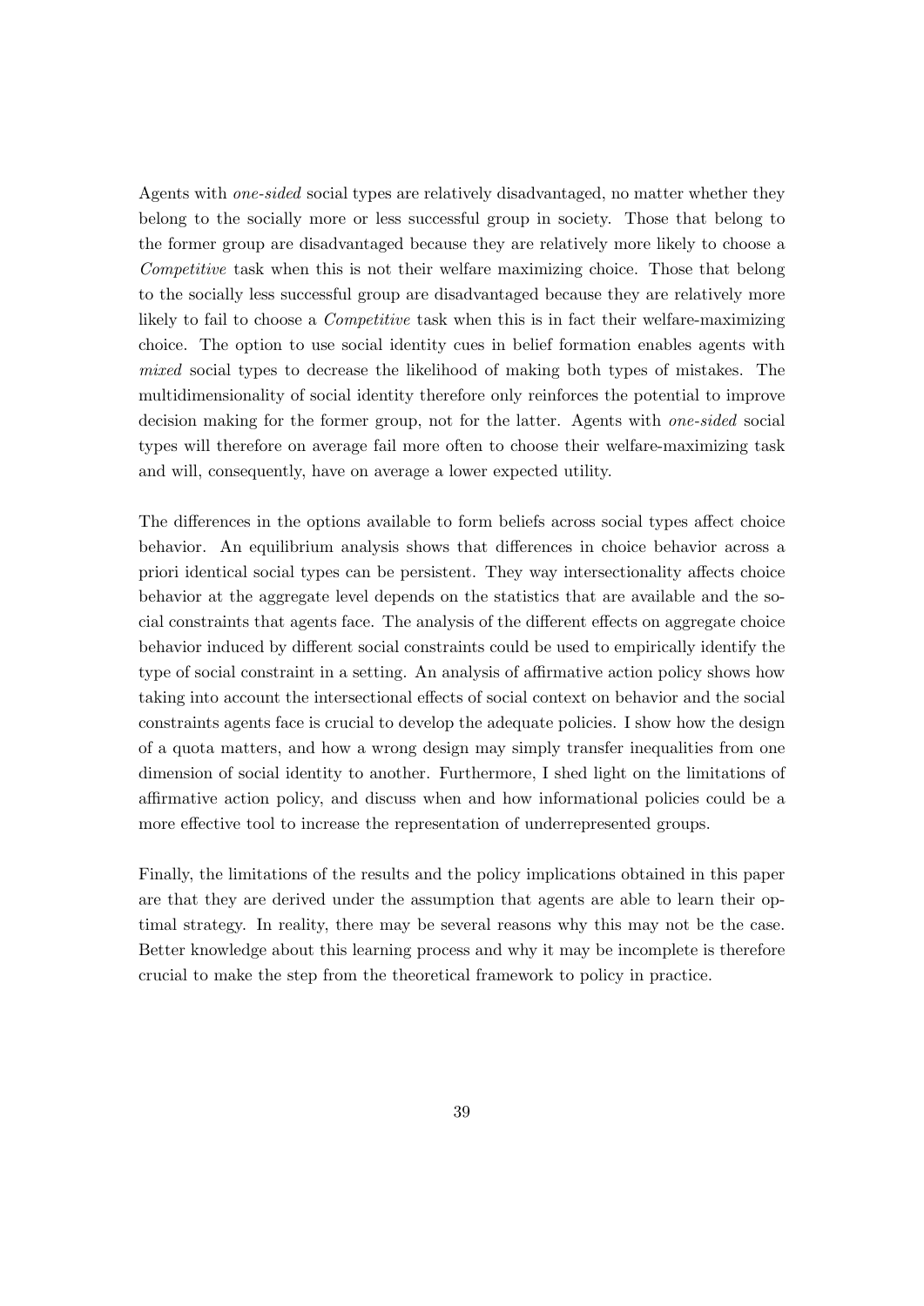Agents with *one-sided* social types are relatively disadvantaged, no matter whether they belong to the socially more or less successful group in society. Those that belong to the former group are disadvantaged because they are relatively more likely to choose a *Competitive* task when this is not their welfare maximizing choice. Those that belong to the socially less successful group are disadvantaged because they are relatively more likely to fail to choose a *Competitive* task when this is in fact their welfare-maximizing choice. The option to use social identity cues in belief formation enables agents with *mixed* social types to decrease the likelihood of making both types of mistakes. The multidimensionality of social identity therefore only reinforces the potential to improve decision making for the former group, not for the latter. Agents with *one-sided* social types will therefore on average fail more often to choose their welfare-maximizing task and will, consequently, have on average a lower expected utility.

The differences in the options available to form beliefs across social types affect choice behavior. An equilibrium analysis shows that differences in choice behavior across a priori identical social types can be persistent. They way intersectionality affects choice behavior at the aggregate level depends on the statistics that are available and the social constraints that agents face. The analysis of the different effects on aggregate choice behavior induced by different social constraints could be used to empirically identify the type of social constraint in a setting. An analysis of affirmative action policy shows how taking into account the intersectional effects of social context on behavior and the social constraints agents face is crucial to develop the adequate policies. I show how the design of a quota matters, and how a wrong design may simply transfer inequalities from one dimension of social identity to another. Furthermore, I shed light on the limitations of affirmative action policy, and discuss when and how informational policies could be a more effective tool to increase the representation of underrepresented groups.

Finally, the limitations of the results and the policy implications obtained in this paper are that they are derived under the assumption that agents are able to learn their optimal strategy. In reality, there may be several reasons why this may not be the case. Better knowledge about this learning process and why it may be incomplete is therefore crucial to make the step from the theoretical framework to policy in practice.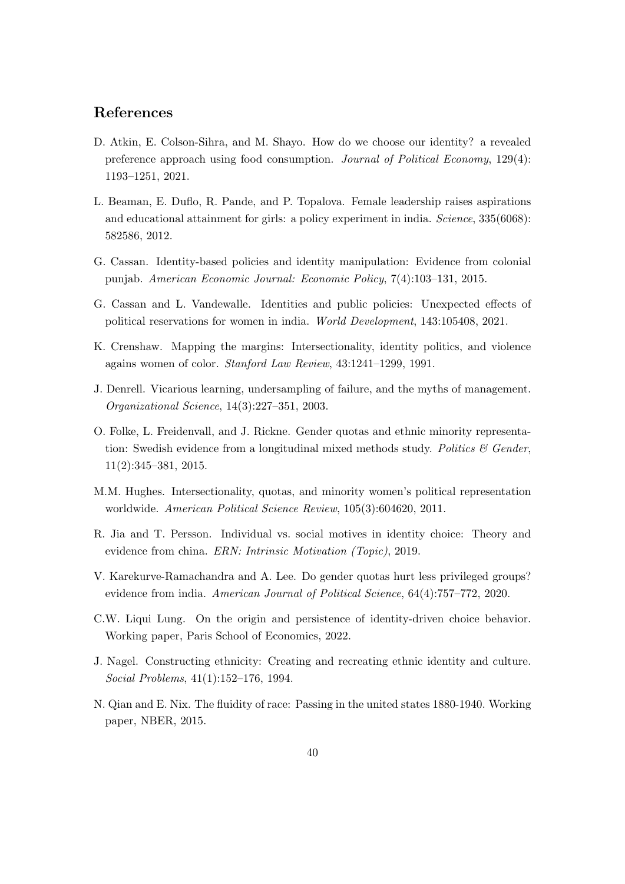## References

D. Atkin, E. Colson-Sihra, and M. Shayo. How do we choose our identity? a revealed preference approach using food consumption. *Journal of Political Economy*, 129(4): 1193–1251, 2021.

L. Beaman, E. Duflo, R. Pande, and P. Topalova. Female leadership raises aspirations and educational attainment for girls: a policy experiment in india. *Science*, 335(6068): 582586, 2012.

G. Cassan. Identity-based policies and identity manipulation: Evidence from colonial punjab. *American Economic Journal: Economic Policy*, 7(4):103–131, 2015.

G. Cassan and L. Vandewalle. Identities and public policies: Unexpected effects of political reservations for women in india. *World Development*, 143:105408, 2021.

K. Crenshaw. Mapping the margins: Intersectionality, identity politics, and violence agains women of color. *Stanford Law Review*, 43:1241–1299, 1991.

J. Denrell. Vicarious learning, undersampling of failure, and the myths of management. *Organizational Science*, 14(3):227–351, 2003.

O. Folke, L. Freidenvall, and J. Rickne. Gender quotas and ethnic minority representation: Swedish evidence from a longitudinal mixed methods study. *Politics & Gender*, 11(2):345–381, 2015.

M.M. Hughes. Intersectionality, quotas, and minority women's political representation worldwide. *American Political Science Review*, 105(3):604620, 2011.

R. Jia and T. Persson. Individual vs. social motives in identity choice: Theory and evidence from china. *ERN: Intrinsic Motivation (Topic)*, 2019.

V. Karekurve-Ramachandra and A. Lee. Do gender quotas hurt less privileged groups? evidence from india. *American Journal of Political Science*, 64(4):757–772, 2020.

C.W. Liqui Lung. On the origin and persistence of identity-driven choice behavior. Working paper, Paris School of Economics, 2022.

J. Nagel. Constructing ethnicity: Creating and recreating ethnic identity and culture. *Social Problems*, 41(1):152–176, 1994.

N. Qian and E. Nix. The fluidity of race: Passing in the united states 1880-1940. Working paper, NBER, 2015.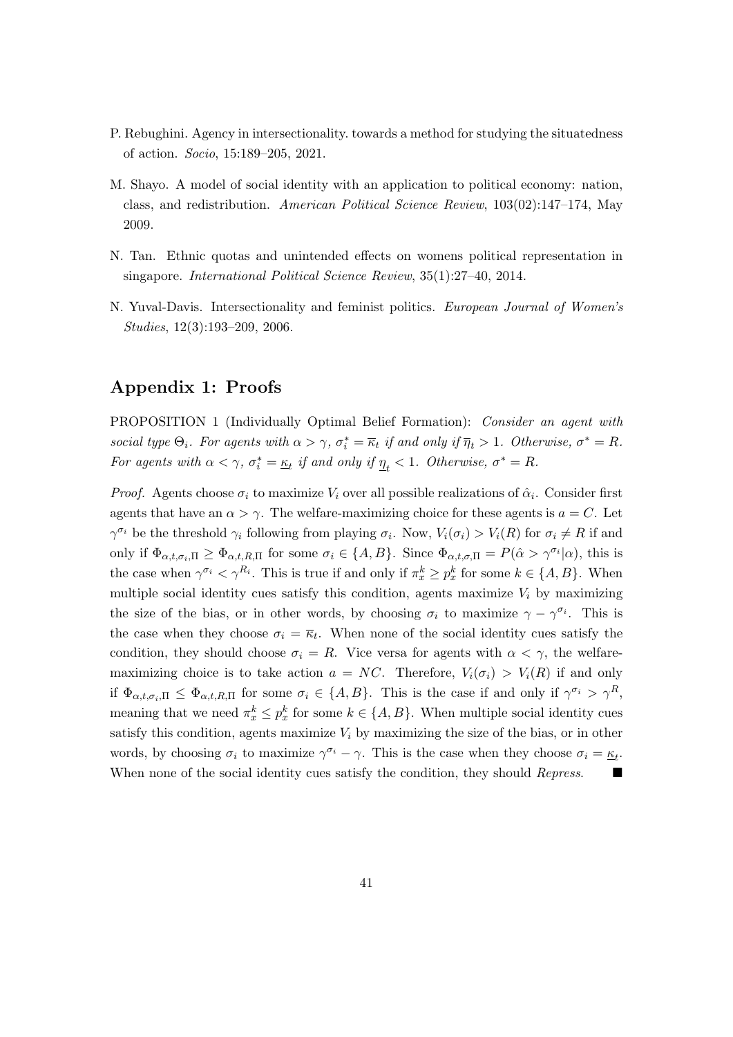P. Rebughini. Agency in intersectionality. towards a method for studying the situatedness of action. *Socio*, 15:189–205, 2021.

M. Shayo. A model of social identity with an application to political economy: nation, class, and redistribution. *American Political Science Review*, 103(02):147–174, May 2009.

N. Tan. Ethnic quotas and unintended effects on womens political representation in singapore. *International Political Science Review*, 35(1):27–40, 2014.

N. Yuval-Davis. Intersectionality and feminist politics. *European Journal of Women's Studies*, 12(3):193–209, 2006.

## Appendix 1: Proofs

PROPOSITION 1 (Individually Optimal Belief Formation): *Consider an agent with social type $\Theta_i$. For agents with $\alpha > \gamma$, $\sigma_i^* = \overline{\kappa}_t$ if and only if $\overline{\eta}_t > 1$. Otherwise, $\sigma^* = R$. For agents with $\alpha < \gamma$, $\sigma_i^* = \underline{\kappa}_t$ if and only if $\underline{\eta}_t < 1$. Otherwise, $\sigma^* = R$.*

*Proof.* Agents choose $\sigma_i$ to maximize $V_i$ over all possible realizations of $\hat{\alpha}_i$. Consider first agents that have an $\alpha > \gamma$. The welfare-maximizing choice for these agents is $a = C$. Let $\gamma^{\sigma_i}$ be the threshold $\gamma_i$ following from playing $\sigma_i$. Now, $V_i(\sigma_i) > V_i(R)$ for $\sigma_i \neq R$ if and only if $\Phi_{\alpha,t,\sigma_i,\Pi} \geq \Phi_{\alpha,t,R,\Pi}$ for some $\sigma_i \in \{A, B\}$. Since $\Phi_{\alpha,t,\sigma,\Pi} = P(\hat{\alpha} > \gamma^{\sigma_i}|\alpha)$, this is the case when $\gamma^{\sigma_i} < \gamma^{R_i}$. This is true if and only if $\pi_x^k \geq p_x^k$ for some $k \in \{A, B\}$. When multiple social identity cues satisfy this condition, agents maximize $V_i$ by maximizing the size of the bias, or in other words, by choosing $\sigma_i$ to maximize $\gamma - \gamma^{\sigma_i}$. This is the case when they choose $\sigma_i = \overline{\kappa}_t$. When none of the social identity cues satisfy the condition, they should choose $\sigma_i = R$. Vice versa for agents with $\alpha < \gamma$, the welfare-maximizing choice is to take action $a = NC$. Therefore, $V_i(\sigma_i) > V_i(R)$ if and only if $\Phi_{\alpha,t,\sigma_i,\Pi} \leq \Phi_{\alpha,t,R,\Pi}$ for some $\sigma_i \in \{A, B\}$. This is the case if and only if $\gamma^{\sigma_i} > \gamma^R$, meaning that we need $\pi_x^k \leq p_x^k$ for some $k \in \{A, B\}$. When multiple social identity cues satisfy this condition, agents maximize $V_i$ by maximizing the size of the bias, or in other words, by choosing $\sigma_i$ to maximize $\gamma^{\sigma_i} - \gamma$. This is the case when they choose $\sigma_i = \underline{\kappa}_t$. When none of the social identity cues satisfy the condition, they should *Repress*. ■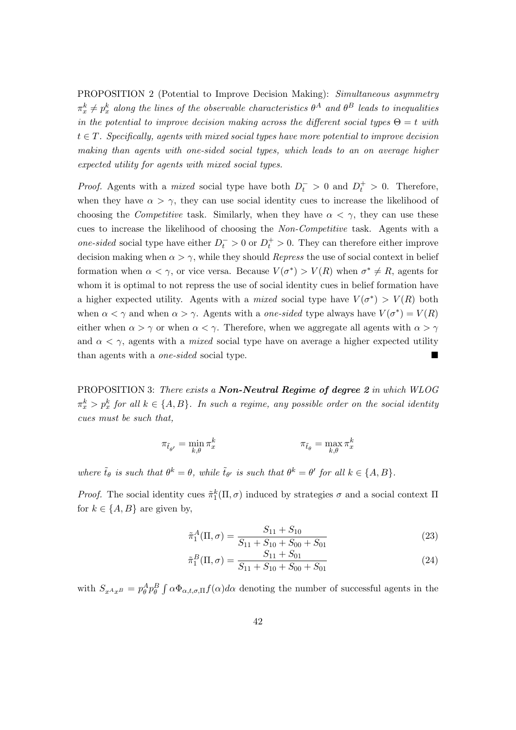PROPOSITION 2 (Potential to Improve Decision Making): *Simultaneous asymmetry $\pi_x^k \neq p_x^k$ along the lines of the observable characteristics $\theta^A$ and $\theta^B$ leads to inequalities in the potential to improve decision making across the different social types $\Theta = t$ with $t \in T$. Specifically, agents with mixed social types have more potential to improve decision making than agents with one-sided social types, which leads to an on average higher expected utility for agents with mixed social types.*

*Proof.* Agents with a *mixed* social type have both $D_t^- > 0$ and $D_t^+ > 0$. Therefore, when they have $\alpha > \gamma$, they can use social identity cues to increase the likelihood of choosing the *Competitive* task. Similarly, when they have $\alpha < \gamma$, they can use these cues to increase the likelihood of choosing the *Non-Competitive* task. Agents with a *one-sided* social type have either $D_t^- > 0$ or $D_t^+ > 0$. They can therefore either improve decision making when $\alpha > \gamma$, while they should *Repress* the use of social context in belief formation when $\alpha < \gamma$, or vice versa. Because $V(\sigma^*) > V(R)$ when $\sigma^* \neq R$, agents for whom it is optimal to not repress the use of social identity cues in belief formation have a higher expected utility. Agents with a *mixed* social type have $V(\sigma^*) > V(R)$ both when $\alpha < \gamma$ and when $\alpha > \gamma$. Agents with a *one-sided* type always have $V(\sigma^*) = V(R)$ either when $\alpha > \gamma$ or when $\alpha < \gamma$. Therefore, when we aggregate all agents with $\alpha > \gamma$ and $\alpha < \gamma$, agents with a *mixed* social type have on average a higher expected utility than agents with a *one-sided* social type. ■

PROPOSITION 3: *There exists a* ***Non-Neutral Regime of degree 2*** *in which WLOG $\pi_x^k > p_x^k$ for all $k \in \{A, B\}$. In such a regime, any possible order on the social identity cues must be such that,*

$$\pi_{\tilde{t}_{\theta'}} = \min_{k,\theta} \pi_x^k \qquad\qquad \pi_{\tilde{t}_\theta} = \max_{k,\theta} \pi_x^k$$

*where $\tilde{t}_\theta$ is such that $\theta^k = \theta$, while $\tilde{t}_{\theta'}$ is such that $\theta^k = \theta'$ for all $k \in \{A, B\}$.*

*Proof.* The social identity cues $\tilde{\pi}_1^k(\Pi, \sigma)$ induced by strategies $\sigma$ and a social context $\Pi$ for $k \in \{A, B\}$ are given by,

$$\tilde{\pi}_1^A(\Pi, \sigma) = \frac{S_{11} + S_{10}}{S_{11} + S_{10} + S_{00} + S_{01}} \tag{23}$$

$$\tilde{\pi}_1^B(\Pi, \sigma) = \frac{S_{11} + S_{01}}{S_{11} + S_{10} + S_{00} + S_{01}} \tag{24}$$

with $S_{x^A x^B} = p_\theta^A p_\theta^B \int \alpha \Phi_{\alpha,t,\sigma,\Pi} f(\alpha) d\alpha$ denoting the number of successful agents in the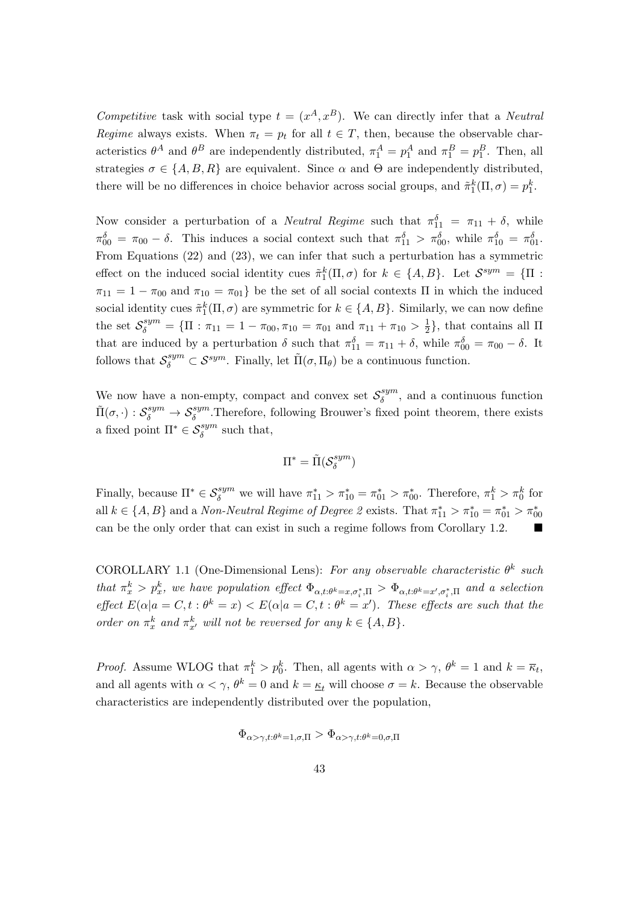*Competitive* task with social type $t = (x^A, x^B)$. We can directly infer that a *Neutral Regime* always exists. When $\pi_t = p_t$ for all $t \in T$, then, because the observable characteristics $\theta^A$ and $\theta^B$ are independently distributed, $\pi_1^A = p_1^A$ and $\pi_1^B = p_1^B$. Then, all strategies $\sigma \in \{A, B, R\}$ are equivalent. Since $\alpha$ and $\Theta$ are independently distributed, there will be no differences in choice behavior across social groups, and $\tilde{\pi}_1^k(\Pi, \sigma) = p_1^k$.

Now consider a perturbation of a *Neutral Regime* such that $\pi_{11}^\delta = \pi_{11} + \delta$, while $\pi_{00}^\delta = \pi_{00} - \delta$. This induces a social context such that $\pi_{11}^\delta > \pi_{00}^\delta$, while $\pi_{10}^\delta = \pi_{01}^\delta$. From Equations (22) and (23), we can infer that such a perturbation has a symmetric effect on the induced social identity cues $\tilde{\pi}_1^k(\Pi, \sigma)$ for $k \in \{A, B\}$. Let $\mathcal{S}^{sym} = \{\Pi : \pi_{11} = 1 - \pi_{00} \text{ and } \pi_{10} = \pi_{01}\}$ be the set of all social contexts $\Pi$ in which the induced social identity cues $\tilde{\pi}_1^k(\Pi, \sigma)$ are symmetric for $k \in \{A, B\}$. Similarly, we can now define the set $\mathcal{S}_\delta^{sym} = \{\Pi : \pi_{11} = 1 - \pi_{00}, \pi_{10} = \pi_{01} \text{ and } \pi_{11} + \pi_{10} > \frac{1}{2}\}$, that contains all $\Pi$ that are induced by a perturbation $\delta$ such that $\pi_{11}^\delta = \pi_{11} + \delta$, while $\pi_{00}^\delta = \pi_{00} - \delta$. It follows that $\mathcal{S}_\delta^{sym} \subset \mathcal{S}^{sym}$. Finally, let $\tilde{\Pi}(\sigma, \Pi_\theta)$ be a continuous function.

We now have a non-empty, compact and convex set $\mathcal{S}_\delta^{sym}$, and a continuous function $\tilde{\Pi}(\sigma, \cdot) : \mathcal{S}_\delta^{sym} \to \mathcal{S}_\delta^{sym}$.Therefore, following Brouwer's fixed point theorem, there exists a fixed point $\Pi^* \in \mathcal{S}_\delta^{sym}$ such that,

$$\Pi^* = \tilde{\Pi}(\mathcal{S}_\delta^{sym})$$

Finally, because $\Pi^* \in \mathcal{S}_\delta^{sym}$ we will have $\pi_{11}^* > \pi_{10}^* = \pi_{01}^* > \pi_{00}^*$. Therefore, $\pi_1^k > \pi_0^k$ for all $k \in \{A, B\}$ and a *Non-Neutral Regime of Degree 2* exists. That $\pi_{11}^* > \pi_{10}^* = \pi_{01}^* > \pi_{00}^*$ can be the only order that can exist in such a regime follows from Corollary 1.2. ■

COROLLARY 1.1 (One-Dimensional Lens): *For any observable characteristic $\theta^k$ such that $\pi_x^k > p_x^k$, we have population effect $\Phi_{\alpha,t:\theta^k=x,\sigma_i^*,\Pi} > \Phi_{\alpha,t:\theta^k=x',\sigma_i^*,\Pi}$ and a selection effect $E(\alpha|a = C, t : \theta^k = x) < E(\alpha|a = C, t : \theta^k = x')$. These effects are such that the order on $\pi_x^k$ and $\pi_{x'}^k$ will not be reversed for any $k \in \{A, B\}$.*

*Proof.* Assume WLOG that $\pi_1^k > p_0^k$. Then, all agents with $\alpha > \gamma$, $\theta^k = 1$ and $k = \overline{\kappa}_t$, and all agents with $\alpha < \gamma$, $\theta^k = 0$ and $k = \underline{\kappa}_t$ will choose $\sigma = k$. Because the observable characteristics are independently distributed over the population,

$$\Phi_{\alpha>\gamma,t:\theta^k=1,\sigma,\Pi} > \Phi_{\alpha>\gamma,t:\theta^k=0,\sigma,\Pi}$$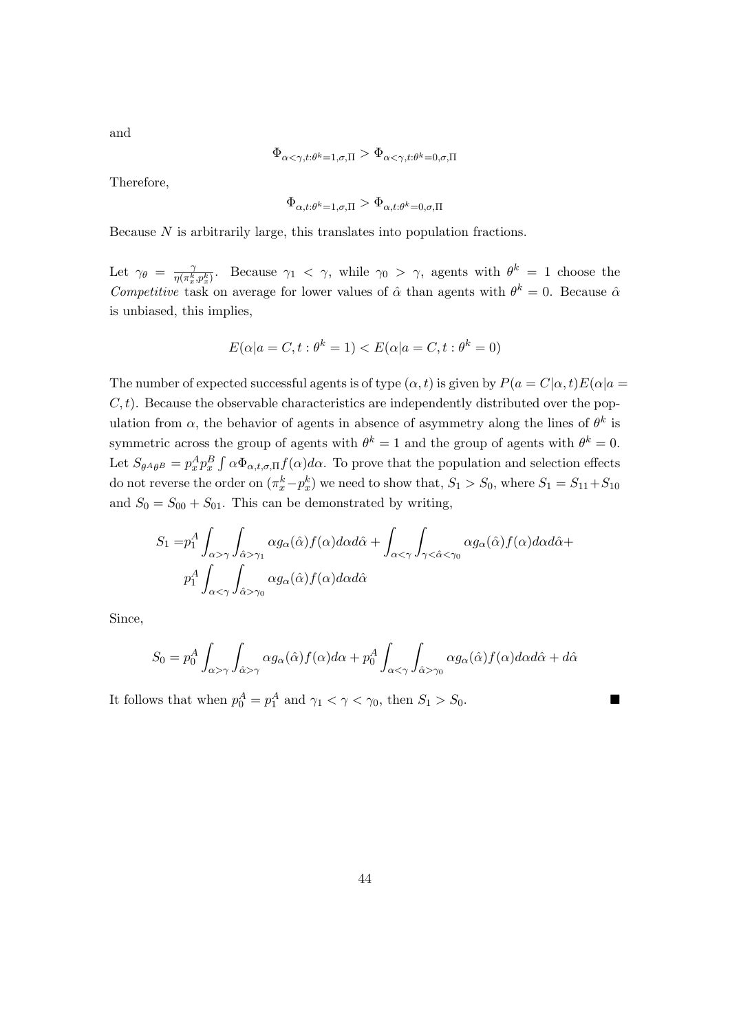and

$$\Phi_{\alpha<\gamma,t:\theta^k=1,\sigma,\Pi} > \Phi_{\alpha<\gamma,t:\theta^k=0,\sigma,\Pi}$$

Therefore,

$$\Phi_{\alpha,t:\theta^k=1,\sigma,\Pi} > \Phi_{\alpha,t:\theta^k=0,\sigma,\Pi}$$

Because $N$ is arbitrarily large, this translates into population fractions.

Let $\gamma_\theta = \frac{\gamma}{\eta(\pi_x^k, p_x^k)}$. Because $\gamma_1 < \gamma$, while $\gamma_0 > \gamma$, agents with $\theta^k = 1$ choose the *Competitive* task on average for lower values of $\hat{\alpha}$ than agents with $\theta^k = 0$. Because $\hat{\alpha}$ is unbiased, this implies,

$$E(\alpha|a = C, t : \theta^k = 1) < E(\alpha|a = C, t : \theta^k = 0)$$

The number of expected successful agents is of type $(\alpha, t)$ is given by $P(a = C|\alpha, t)E(\alpha|a = C, t)$. Because the observable characteristics are independently distributed over the population from $\alpha$, the behavior of agents in absence of asymmetry along the lines of $\theta^k$ is symmetric across the group of agents with $\theta^k = 1$ and the group of agents with $\theta^k = 0$. Let $S_{\theta^A\theta^B} = p_x^A p_x^B \int \alpha\Phi_{\alpha,t,\sigma,\Pi} f(\alpha)d\alpha$. To prove that the population and selection effects do not reverse the order on $(\pi_x^k - p_x^k)$ we need to show that, $S_1 > S_0$, where $S_1 = S_{11} + S_{10}$ and $S_0 = S_{00} + S_{01}$. This can be demonstrated by writing,

$$\begin{aligned}S_1 =& p_1^A \int_{\alpha>\gamma} \int_{\hat{\alpha}>\gamma_1} \alpha g_\alpha(\hat{\alpha}) f(\alpha) d\alpha d\hat{\alpha} + \int_{\alpha<\gamma} \int_{\gamma<\hat{\alpha}<\gamma_0} \alpha g_\alpha(\hat{\alpha}) f(\alpha) d\alpha d\hat{\alpha} + \\ & p_1^A \int_{\alpha<\gamma} \int_{\hat{\alpha}>\gamma_0} \alpha g_\alpha(\hat{\alpha}) f(\alpha) d\alpha d\hat{\alpha}\end{aligned}$$

Since,

$$S_0 = p_0^A \int_{\alpha>\gamma} \int_{\hat{\alpha}>\gamma} \alpha g_\alpha(\hat{\alpha}) f(\alpha) d\alpha + p_0^A \int_{\alpha<\gamma} \int_{\hat{\alpha}>\gamma_0} \alpha g_\alpha(\hat{\alpha}) f(\alpha) d\alpha d\hat{\alpha} + d\hat{\alpha}$$

It follows that when $p_0^A = p_1^A$ and $\gamma_1 < \gamma < \gamma_0$, then $S_1 > S_0$. ■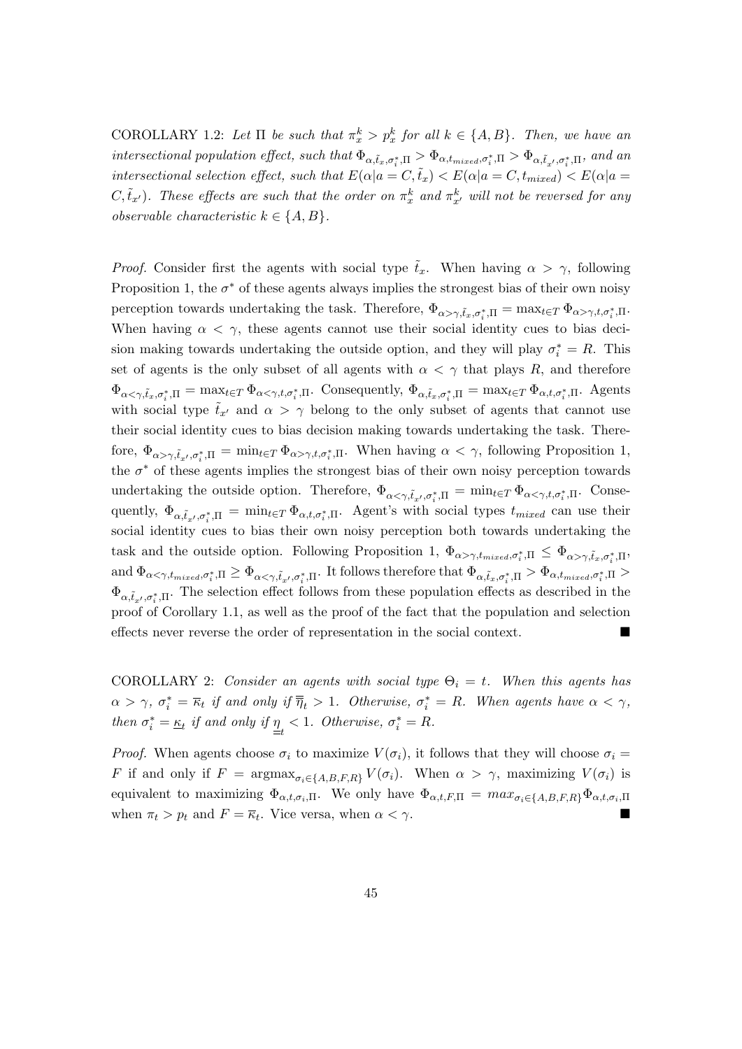COROLLARY 1.2: *Let* $\Pi$ *be such that* $\pi_x^k > p_x^k$ *for all* $k \in \{A, B\}$*. Then, we have an intersectional population effect, such that* $\Phi_{\alpha,\tilde{t}_x,\sigma_i^*,\Pi} > \Phi_{\alpha,t_{mixed},\sigma_i^*,\Pi} > \Phi_{\alpha,\tilde{t}_{x'},\sigma_i^*,\Pi}$*, and an intersectional selection effect, such that* $E(\alpha|a = C, \tilde{t}_x) < E(\alpha|a = C, t_{mixed}) < E(\alpha|a = C, \tilde{t}_{x'})$*. These effects are such that the order on* $\pi_x^k$ *and* $\pi_{x'}^k$ *will not be reversed for any observable characteristic* $k \in \{A, B\}$*.*

*Proof.* Consider first the agents with social type $\tilde{t}_x$. When having $\alpha > \gamma$, following Proposition 1, the $\sigma^*$ of these agents always implies the strongest bias of their own noisy perception towards undertaking the task. Therefore, $\Phi_{\alpha>\gamma,\tilde{t}_x,\sigma_i^*,\Pi} = \max_{t\in T} \Phi_{\alpha>\gamma,t,\sigma_i^*,\Pi}$. When having $\alpha < \gamma$, these agents cannot use their social identity cues to bias decision making towards undertaking the outside option, and they will play $\sigma_i^* = R$. This set of agents is the only subset of all agents with $\alpha < \gamma$ that plays $R$, and therefore $\Phi_{\alpha<\gamma,\tilde{t}_x,\sigma_i^*,\Pi} = \max_{t\in T} \Phi_{\alpha<\gamma,t,\sigma_i^*,\Pi}$. Consequently, $\Phi_{\alpha,\tilde{t}_x,\sigma_i^*,\Pi} = \max_{t\in T} \Phi_{\alpha,t,\sigma_i^*,\Pi}$. Agents with social type $\tilde{t}_{x'}$ and $\alpha > \gamma$ belong to the only subset of agents that cannot use their social identity cues to bias decision making towards undertaking the task. Therefore, $\Phi_{\alpha>\gamma,\tilde{t}_{x'},\sigma_i^*,\Pi} = \min_{t\in T} \Phi_{\alpha>\gamma,t,\sigma_i^*,\Pi}$. When having $\alpha < \gamma$, following Proposition 1, the $\sigma^*$ of these agents implies the strongest bias of their own noisy perception towards undertaking the outside option. Therefore, $\Phi_{\alpha<\gamma,\tilde{t}_{x'},\sigma_i^*,\Pi} = \min_{t\in T} \Phi_{\alpha<\gamma,t,\sigma_i^*,\Pi}$. Consequently, $\Phi_{\alpha,\tilde{t}_{x'},\sigma_i^*,\Pi} = \min_{t\in T} \Phi_{\alpha,t,\sigma_i^*,\Pi}$. Agent's with social types $t_{mixed}$ can use their social identity cues to bias their own noisy perception both towards undertaking the task and the outside option. Following Proposition 1, $\Phi_{\alpha>\gamma,t_{mixed},\sigma_i^*,\Pi} \leq \Phi_{\alpha>\gamma,\tilde{t}_x,\sigma_i^*,\Pi}$, and $\Phi_{\alpha<\gamma,t_{mixed},\sigma_i^*,\Pi} \geq \Phi_{\alpha<\gamma,\tilde{t}_{x'},\sigma_i^*,\Pi}$. It follows therefore that $\Phi_{\alpha,\tilde{t}_x,\sigma_i^*,\Pi} > \Phi_{\alpha,t_{mixed},\sigma_i^*,\Pi} > \Phi_{\alpha,\tilde{t}_{x'},\sigma_i^*,\Pi}$. The selection effect follows from these population effects as described in the proof of Corollary 1.1, as well as the proof of the fact that the population and selection effects never reverse the order of representation in the social context. ∎

COROLLARY 2: *Consider an agents with social type* $\Theta_i = t$*. When this agents has* $\alpha > \gamma$*,* $\sigma_i^* = \overline{\kappa}_t$ *if and only if* $\overline{\overline{\eta}}_t > 1$*. Otherwise,* $\sigma_i^* = R$*. When agents have* $\alpha < \gamma$*, then* $\sigma_i^* = \underline{\kappa}_t$ *if and only if* $\underline{\underline{\eta}}_t < 1$*. Otherwise,* $\sigma_i^* = R$*.*

*Proof.* When agents choose $\sigma_i$ to maximize $V(\sigma_i)$, it follows that they will choose $\sigma_i = F$ if and only if $F = \text{argmax}_{\sigma_i\in\{A,B,F,R\}} V(\sigma_i)$. When $\alpha > \gamma$, maximizing $V(\sigma_i)$ is equivalent to maximizing $\Phi_{\alpha,t,\sigma_i,\Pi}$. We only have $\Phi_{\alpha,t,F,\Pi} = max_{\sigma_i\in\{A,B,F,R\}}\Phi_{\alpha,t,\sigma_i,\Pi}$ when $\pi_t > p_t$ and $F = \overline{\kappa}_t$. Vice versa, when $\alpha < \gamma$. ∎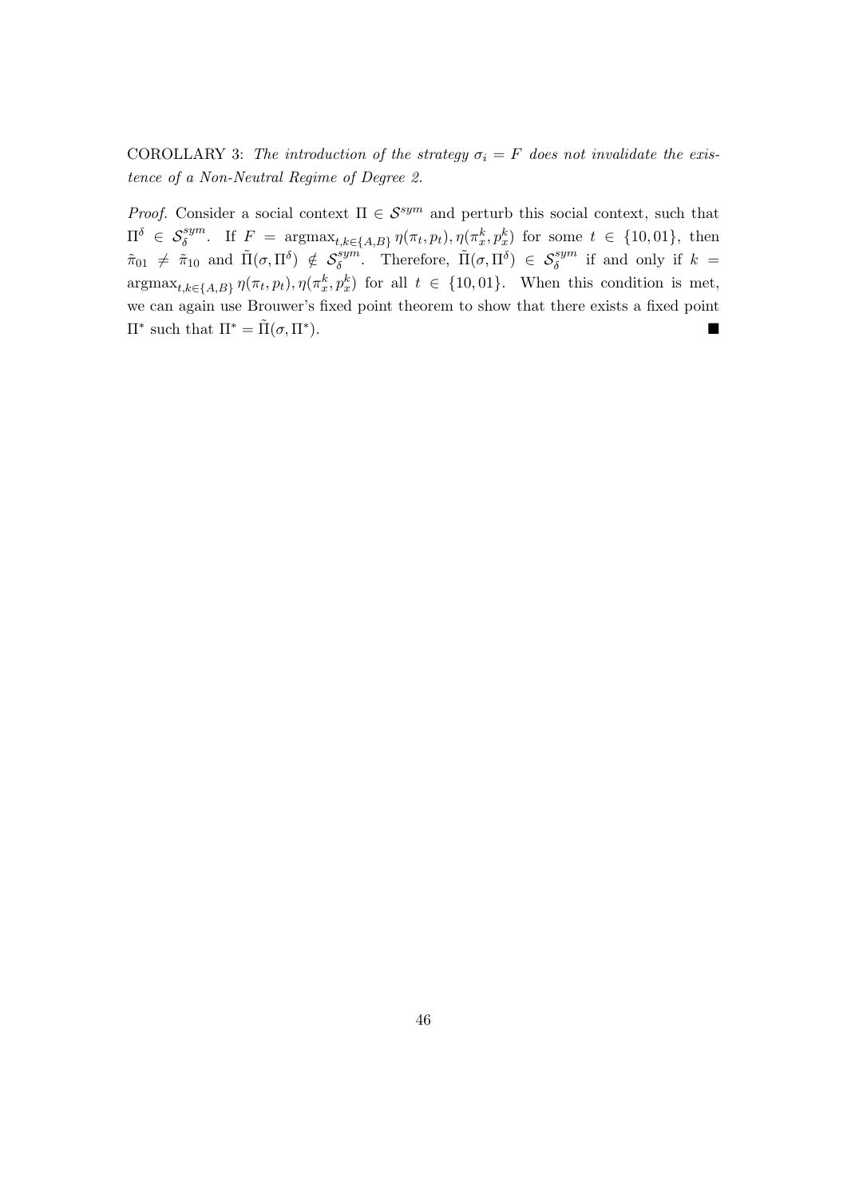COROLLARY 3: *The introduction of the strategy $\sigma_i = F$ does not invalidate the existence of a Non-Neutral Regime of Degree 2.*

*Proof.* Consider a social context $\Pi \in \mathcal{S}^{sym}$ and perturb this social context, such that $\Pi^\delta \in \mathcal{S}_\delta^{sym}$. If $F = \text{argmax}_{t,k\in\{A,B\}} \eta(\pi_t, p_t), \eta(\pi_x^k, p_x^k)$ for some $t \in \{10, 01\}$, then $\tilde{\pi}_{01} \neq \tilde{\pi}_{10}$ and $\tilde{\Pi}(\sigma, \Pi^\delta) \notin \mathcal{S}_\delta^{sym}$. Therefore, $\tilde{\Pi}(\sigma, \Pi^\delta) \in \mathcal{S}_\delta^{sym}$ if and only if $k = \text{argmax}_{t,k\in\{A,B\}} \eta(\pi_t, p_t), \eta(\pi_x^k, p_x^k)$ for all $t \in \{10, 01\}$. When this condition is met, we can again use Brouwer's fixed point theorem to show that there exists a fixed point $\Pi^*$ such that $\Pi^* = \tilde{\Pi}(\sigma, \Pi^*)$. ■